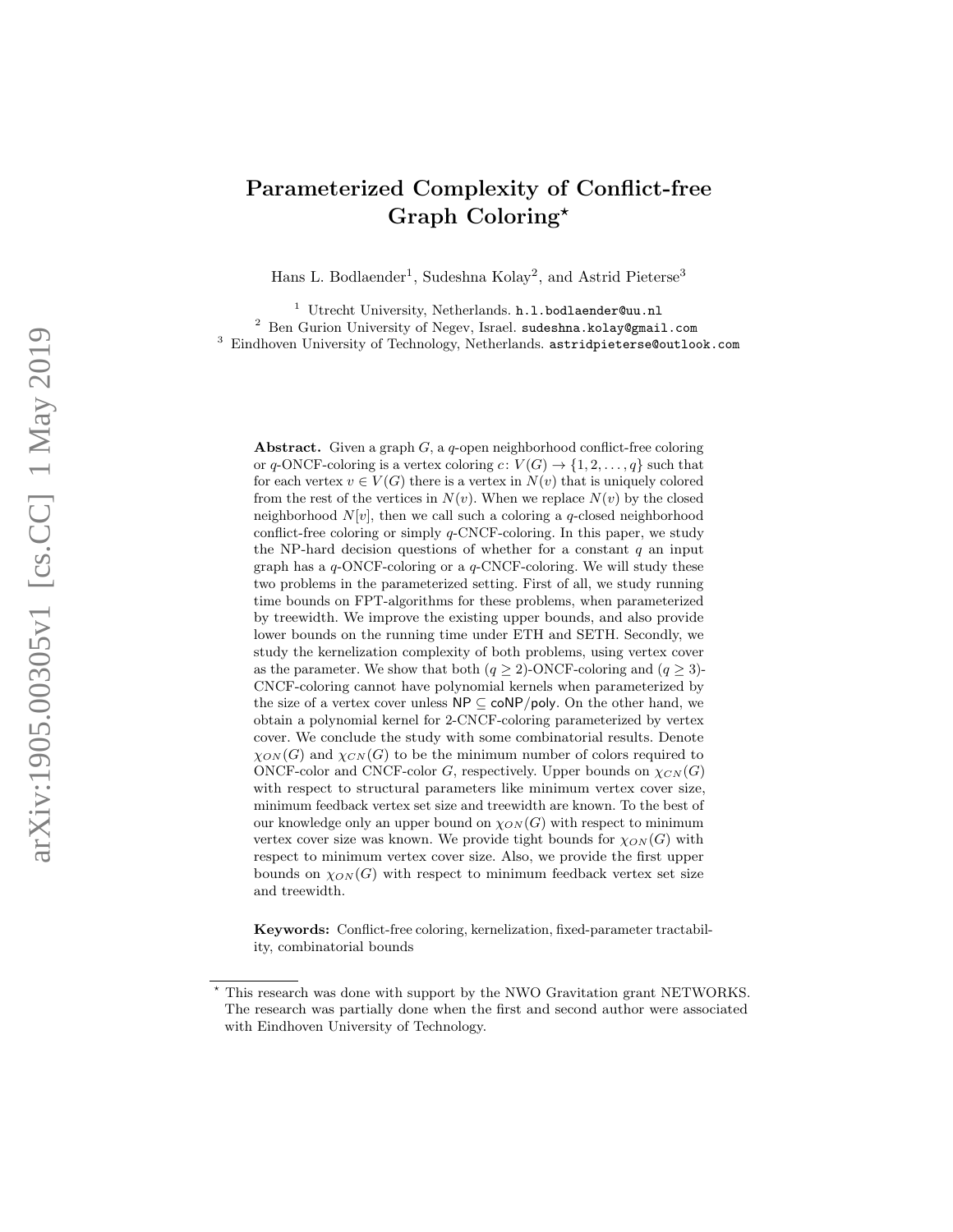# Parameterized Complexity of Conflict-free Graph Coloring*

Hans L. Bodlaender[1], Sudeshna Kolay[2], and Astrid Pieterse[3]

[1] Utrecht University, Netherlands. h.l.bodlaender@uu.nl
[2] Ben Gurion University of Negev, Israel. sudeshna.kolay@gmail.com
[3] Eindhoven University of Technology, Netherlands. astridpieterse@outlook.com

**Abstract.** Given a graph $G$, a $q$-open neighborhood conflict-free coloring or $q$-ONCF-coloring is a vertex coloring $c\colon V(G) \to \{1, 2, \ldots, q\}$ such that for each vertex $v \in V(G)$ there is a vertex in $N(v)$ that is uniquely colored from the rest of the vertices in $N(v)$. When we replace $N(v)$ by the closed neighborhood $N[v]$, then we call such a coloring a $q$-closed neighborhood conflict-free coloring or simply $q$-CNCF-coloring. In this paper, we study the NP-hard decision questions of whether for a constant $q$ an input graph has a $q$-ONCF-coloring or a $q$-CNCF-coloring. We will study these two problems in the parameterized setting. First of all, we study running time bounds on FPT-algorithms for these problems, when parameterized by treewidth. We improve the existing upper bounds, and also provide lower bounds on the running time under ETH and SETH. Secondly, we study the kernelization complexity of both problems, using vertex cover as the parameter. We show that both $(q \geq 2)$-ONCF-coloring and $(q \geq 3)$-CNCF-coloring cannot have polynomial kernels when parameterized by the size of a vertex cover unless $\mathsf{NP} \subseteq \mathsf{coNP/poly}$. On the other hand, we obtain a polynomial kernel for 2-CNCF-coloring parameterized by vertex cover. We conclude the study with some combinatorial results. Denote $\chi_{ON}(G)$ and $\chi_{CN}(G)$ to be the minimum number of colors required to ONCF-color and CNCF-color $G$, respectively. Upper bounds on $\chi_{CN}(G)$ with respect to structural parameters like minimum vertex cover size, minimum feedback vertex set size and treewidth are known. To the best of our knowledge only an upper bound on $\chi_{ON}(G)$ with respect to minimum vertex cover size was known. We provide tight bounds for $\chi_{ON}(G)$ with respect to minimum vertex cover size. Also, we provide the first upper bounds on $\chi_{ON}(G)$ with respect to minimum feedback vertex set size and treewidth.

**Keywords:** Conflict-free coloring, kernelization, fixed-parameter tractability, combinatorial bounds

---

* This research was done with support by the NWO Gravitation grant NETWORKS. The research was partially done when the first and second author were associated with Eindhoven University of Technology.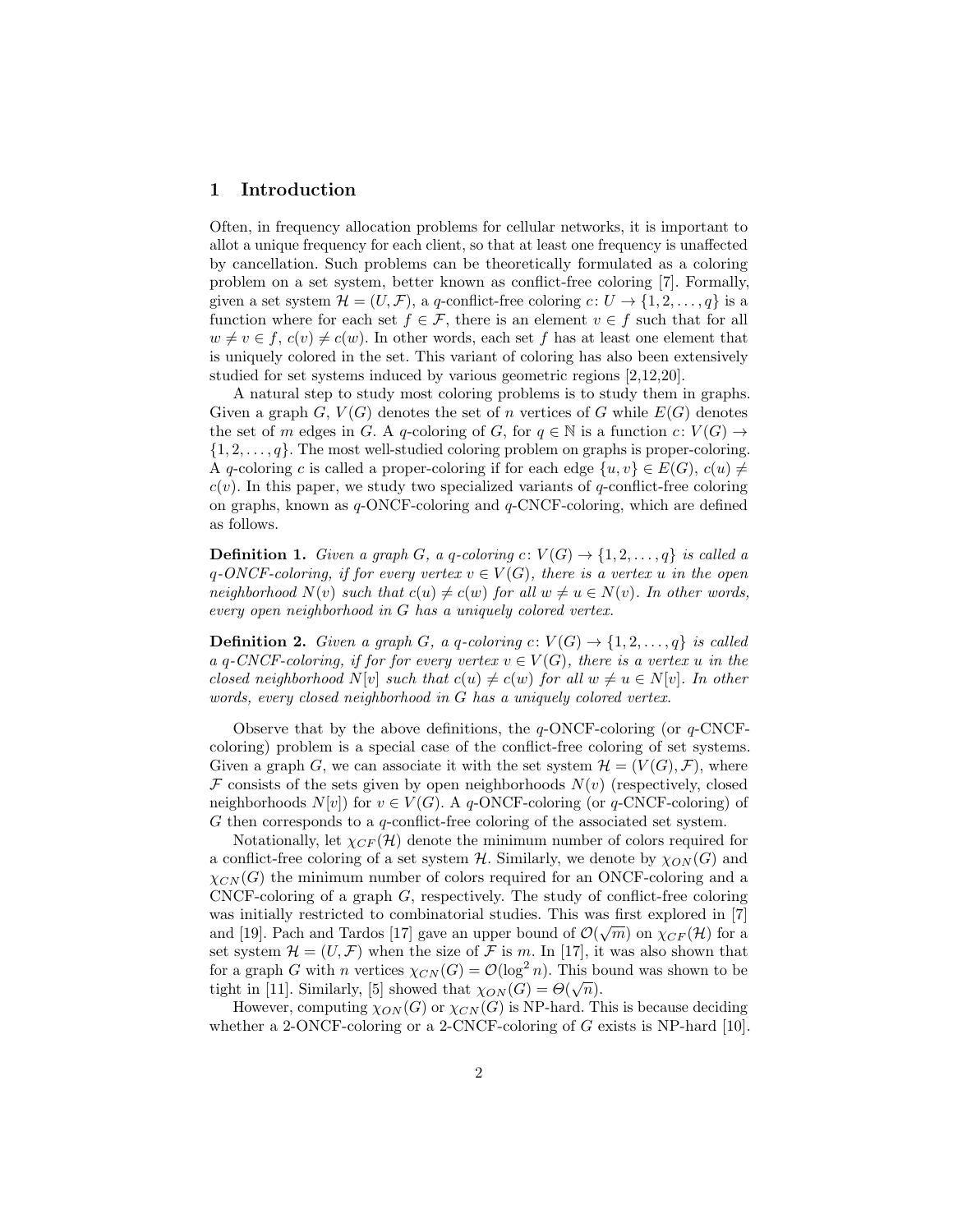## 1 Introduction

Often, in frequency allocation problems for cellular networks, it is important to allot a unique frequency for each client, so that at least one frequency is unaffected by cancellation. Such problems can be theoretically formulated as a coloring problem on a set system, better known as conflict-free coloring [7]. Formally, given a set system $\mathcal{H} = (U, \mathcal{F})$, a $q$-conflict-free coloring $c\colon U \to \{1, 2, \ldots, q\}$ is a function where for each set $f \in \mathcal{F}$, there is an element $v \in f$ such that for all $w \neq v \in f$, $c(v) \neq c(w)$. In other words, each set $f$ has at least one element that is uniquely colored in the set. This variant of coloring has also been extensively studied for set systems induced by various geometric regions [2,12,20].

A natural step to study most coloring problems is to study them in graphs. Given a graph $G$, $V(G)$ denotes the set of $n$ vertices of $G$ while $E(G)$ denotes the set of $m$ edges in $G$. A $q$-coloring of $G$, for $q \in \mathbb{N}$ is a function $c\colon V(G) \to \{1, 2, \ldots, q\}$. The most well-studied coloring problem on graphs is proper-coloring. A $q$-coloring $c$ is called a proper-coloring if for each edge $\{u, v\} \in E(G)$, $c(u) \neq c(v)$. In this paper, we study two specialized variants of $q$-conflict-free coloring on graphs, known as $q$-ONCF-coloring and $q$-CNCF-coloring, which are defined as follows.

**Definition 1.** *Given a graph $G$, a $q$-coloring $c\colon V(G) \to \{1, 2, \ldots, q\}$ is called a $q$-ONCF-coloring, if for every vertex $v \in V(G)$, there is a vertex $u$ in the open neighborhood $N(v)$ such that $c(u) \neq c(w)$ for all $w \neq u \in N(v)$. In other words, every open neighborhood in $G$ has a uniquely colored vertex.*

**Definition 2.** *Given a graph $G$, a $q$-coloring $c\colon V(G) \to \{1, 2, \ldots, q\}$ is called a $q$-CNCF-coloring, if for for every vertex $v \in V(G)$, there is a vertex $u$ in the closed neighborhood $N[v]$ such that $c(u) \neq c(w)$ for all $w \neq u \in N[v]$. In other words, every closed neighborhood in $G$ has a uniquely colored vertex.*

Observe that by the above definitions, the $q$-ONCF-coloring (or $q$-CNCF-coloring) problem is a special case of the conflict-free coloring of set systems. Given a graph $G$, we can associate it with the set system $\mathcal{H} = (V(G), \mathcal{F})$, where $\mathcal{F}$ consists of the sets given by open neighborhoods $N(v)$ (respectively, closed neighborhoods $N[v]$) for $v \in V(G)$. A $q$-ONCF-coloring (or $q$-CNCF-coloring) of $G$ then corresponds to a $q$-conflict-free coloring of the associated set system.

Notationally, let $\chi_{CF}(\mathcal{H})$ denote the minimum number of colors required for a conflict-free coloring of a set system $\mathcal{H}$. Similarly, we denote by $\chi_{ON}(G)$ and $\chi_{CN}(G)$ the minimum number of colors required for an ONCF-coloring and a CNCF-coloring of a graph $G$, respectively. The study of conflict-free coloring was initially restricted to combinatorial studies. This was first explored in [7] and [19]. Pach and Tardos [17] gave an upper bound of $\mathcal{O}(\sqrt{m})$ on $\chi_{CF}(\mathcal{H})$ for a set system $\mathcal{H} = (U, \mathcal{F})$ when the size of $\mathcal{F}$ is $m$. In [17], it was also shown that for a graph $G$ with $n$ vertices $\chi_{CN}(G) = \mathcal{O}(\log^2 n)$. This bound was shown to be tight in [11]. Similarly, [5] showed that $\chi_{ON}(G) = \Theta(\sqrt{n})$.

However, computing $\chi_{ON}(G)$ or $\chi_{CN}(G)$ is NP-hard. This is because deciding whether a 2-ONCF-coloring or a 2-CNCF-coloring of $G$ exists is NP-hard [10].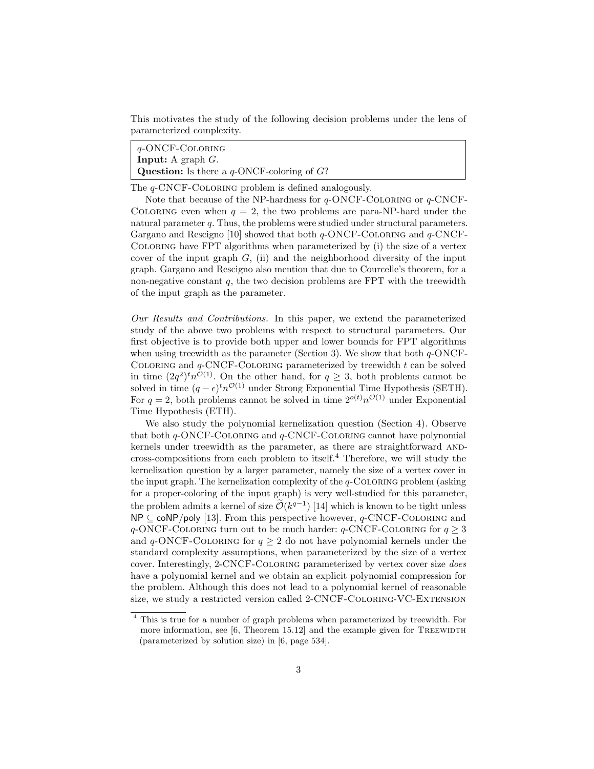This motivates the study of the following decision problems under the lens of parameterized complexity.

> $q$-ONCF-Coloring
> **Input:** A graph $G$.
> **Question:** Is there a $q$-ONCF-coloring of $G$?

The $q$-CNCF-Coloring problem is defined analogously.

Note that because of the NP-hardness for $q$-ONCF-Coloring or $q$-CNCF-Coloring even when $q = 2$, the two problems are para-NP-hard under the natural parameter $q$. Thus, the problems were studied under structural parameters. Gargano and Rescigno [10] showed that both $q$-ONCF-Coloring and $q$-CNCF-Coloring have FPT algorithms when parameterized by (i) the size of a vertex cover of the input graph $G$, (ii) and the neighborhood diversity of the input graph. Gargano and Rescigno also mention that due to Courcelle's theorem, for a non-negative constant $q$, the two decision problems are FPT with the treewidth of the input graph as the parameter.

*Our Results and Contributions.* In this paper, we extend the parameterized study of the above two problems with respect to structural parameters. Our first objective is to provide both upper and lower bounds for FPT algorithms when using treewidth as the parameter (Section 3). We show that both $q$-ONCF-Coloring and $q$-CNCF-Coloring parameterized by treewidth $t$ can be solved in time $(2q^2)^t n^{\mathcal{O}(1)}$. On the other hand, for $q \geq 3$, both problems cannot be solved in time $(q - \epsilon)^t n^{\mathcal{O}(1)}$ under Strong Exponential Time Hypothesis (SETH). For $q = 2$, both problems cannot be solved in time $2^{o(t)} n^{\mathcal{O}(1)}$ under Exponential Time Hypothesis (ETH).

We also study the polynomial kernelization question (Section 4). Observe that both $q$-ONCF-Coloring and $q$-CNCF-Coloring cannot have polynomial kernels under treewidth as the parameter, as there are straightforward AND-cross-compositions from each problem to itself.[4] Therefore, we will study the kernelization question by a larger parameter, namely the size of a vertex cover in the input graph. The kernelization complexity of the $q$-Coloring problem (asking for a proper-coloring of the input graph) is very well-studied for this parameter, the problem admits a kernel of size $\widetilde{\mathcal{O}}(k^{q-1})$ [14] which is known to be tight unless $\mathsf{NP} \subseteq \mathsf{coNP/poly}$ [13]. From this perspective however, $q$-CNCF-Coloring and $q$-ONCF-Coloring turn out to be much harder: $q$-CNCF-Coloring for $q \geq 3$ and $q$-ONCF-Coloring for $q \geq 2$ do not have polynomial kernels under the standard complexity assumptions, when parameterized by the size of a vertex cover. Interestingly, 2-CNCF-Coloring parameterized by vertex cover size *does* have a polynomial kernel and we obtain an explicit polynomial compression for the problem. Although this does not lead to a polynomial kernel of reasonable size, we study a restricted version called 2-CNCF-Coloring-VC-Extension

[4] This is true for a number of graph problems when parameterized by treewidth. For more information, see [6, Theorem 15.12] and the example given for Treewidth (parameterized by solution size) in [6, page 534].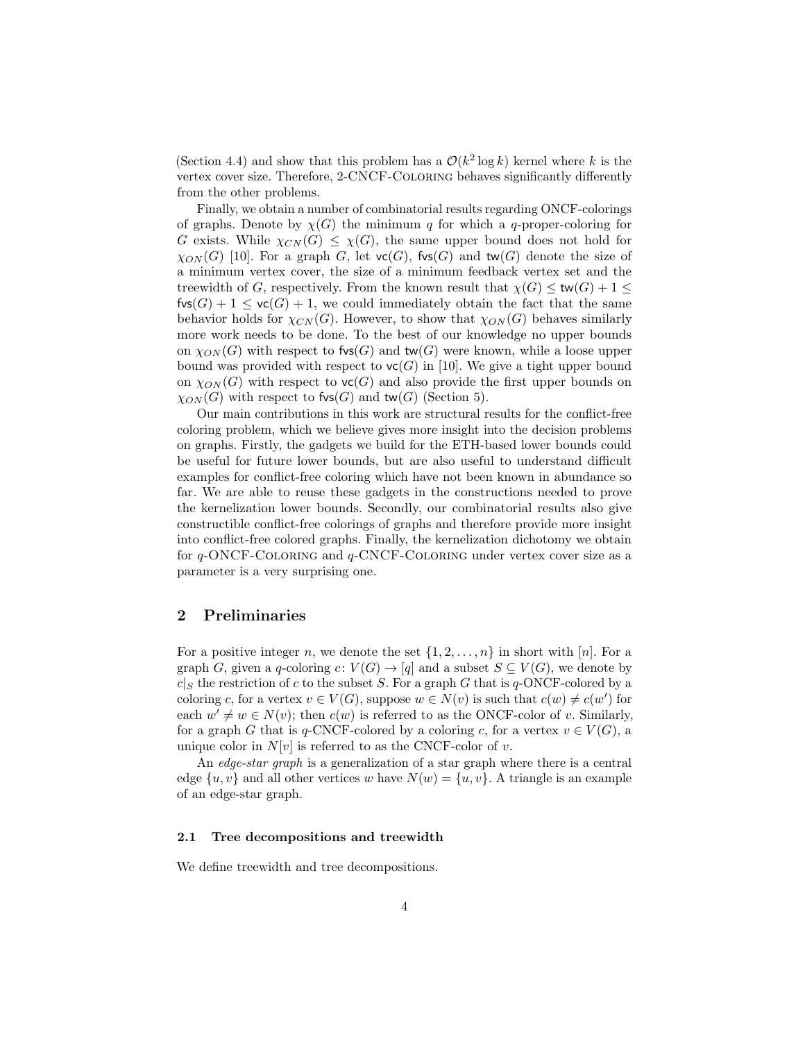(Section 4.4) and show that this problem has a $\mathcal{O}(k^2 \log k)$ kernel where $k$ is the vertex cover size. Therefore, 2-CNCF-Coloring behaves significantly differently from the other problems.

Finally, we obtain a number of combinatorial results regarding ONCF-colorings of graphs. Denote by $\chi(G)$ the minimum $q$ for which a $q$-proper-coloring for $G$ exists. While $\chi_{CN}(G) \leq \chi(G)$, the same upper bound does not hold for $\chi_{ON}(G)$ [10]. For a graph $G$, let $\mathsf{vc}(G)$, $\mathsf{fvs}(G)$ and $\mathsf{tw}(G)$ denote the size of a minimum vertex cover, the size of a minimum feedback vertex set and the treewidth of $G$, respectively. From the known result that $\chi(G) \leq \mathsf{tw}(G) + 1 \leq \mathsf{fvs}(G) + 1 \leq \mathsf{vc}(G) + 1$, we could immediately obtain the fact that the same behavior holds for $\chi_{CN}(G)$. However, to show that $\chi_{ON}(G)$ behaves similarly more work needs to be done. To the best of our knowledge no upper bounds on $\chi_{ON}(G)$ with respect to $\mathsf{fvs}(G)$ and $\mathsf{tw}(G)$ were known, while a loose upper bound was provided with respect to $\mathsf{vc}(G)$ in [10]. We give a tight upper bound on $\chi_{ON}(G)$ with respect to $\mathsf{vc}(G)$ and also provide the first upper bounds on $\chi_{ON}(G)$ with respect to $\mathsf{fvs}(G)$ and $\mathsf{tw}(G)$ (Section 5).

Our main contributions in this work are structural results for the conflict-free coloring problem, which we believe gives more insight into the decision problems on graphs. Firstly, the gadgets we build for the ETH-based lower bounds could be useful for future lower bounds, but are also useful to understand difficult examples for conflict-free coloring which have not been known in abundance so far. We are able to reuse these gadgets in the constructions needed to prove the kernelization lower bounds. Secondly, our combinatorial results also give constructible conflict-free colorings of graphs and therefore provide more insight into conflict-free colored graphs. Finally, the kernelization dichotomy we obtain for $q$-ONCF-Coloring and $q$-CNCF-Coloring under vertex cover size as a parameter is a very surprising one.

## 2 Preliminaries

For a positive integer $n$, we denote the set $\{1, 2, \ldots, n\}$ in short with $[n]$. For a graph $G$, given a $q$-coloring $c \colon V(G) \to [q]$ and a subset $S \subseteq V(G)$, we denote by $c|_S$ the restriction of $c$ to the subset $S$. For a graph $G$ that is $q$-ONCF-colored by a coloring $c$, for a vertex $v \in V(G)$, suppose $w \in N(v)$ is such that $c(w) \neq c(w')$ for each $w' \neq w \in N(v)$; then $c(w)$ is referred to as the ONCF-color of $v$. Similarly, for a graph $G$ that is $q$-CNCF-colored by a coloring $c$, for a vertex $v \in V(G)$, a unique color in $N[v]$ is referred to as the CNCF-color of $v$.

An *edge-star graph* is a generalization of a star graph where there is a central edge $\{u, v\}$ and all other vertices $w$ have $N(w) = \{u, v\}$. A triangle is an example of an edge-star graph.

### 2.1 Tree decompositions and treewidth

We define treewidth and tree decompositions.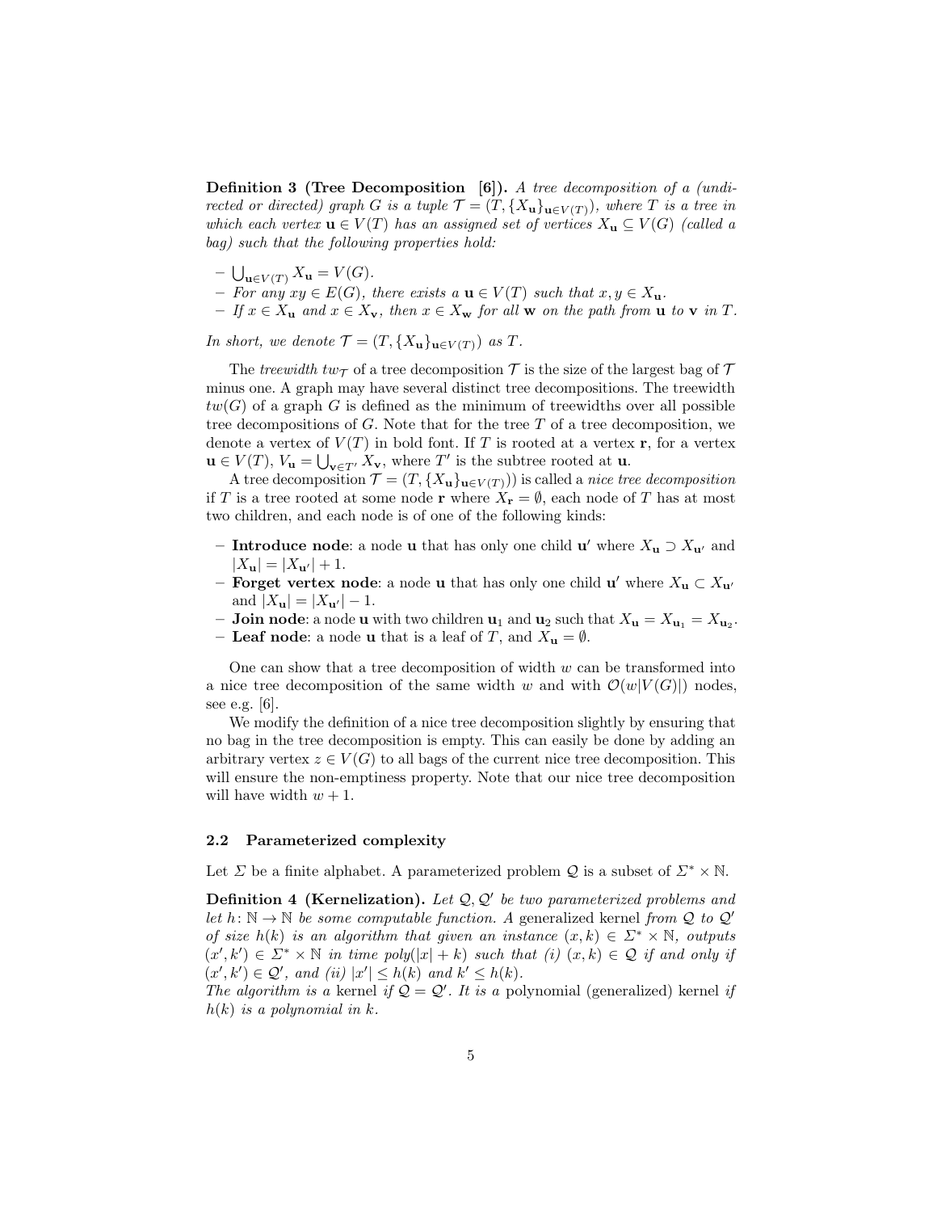**Definition 3 (Tree Decomposition [6]).** *A tree decomposition of a (undirected or directed) graph $G$ is a tuple $\mathcal{T} = (T, \{X_{\mathbf{u}}\}_{\mathbf{u} \in V(T)})$, where $T$ is a tree in which each vertex $\mathbf{u} \in V(T)$ has an assigned set of vertices $X_{\mathbf{u}} \subseteq V(G)$ (called a bag) such that the following properties hold:*

- $\bigcup_{\mathbf{u} \in V(T)} X_{\mathbf{u}} = V(G)$.
- *For any $xy \in E(G)$, there exists a $\mathbf{u} \in V(T)$ such that $x, y \in X_{\mathbf{u}}$.*
- *If $x \in X_{\mathbf{u}}$ and $x \in X_{\mathbf{v}}$, then $x \in X_{\mathbf{w}}$ for all $\mathbf{w}$ on the path from $\mathbf{u}$ to $\mathbf{v}$ in $T$.*

*In short, we denote $\mathcal{T} = (T, \{X_{\mathbf{u}}\}_{\mathbf{u} \in V(T)})$ as $T$.*

The *treewidth* $tw_{\mathcal{T}}$ of a tree decomposition $\mathcal{T}$ is the size of the largest bag of $\mathcal{T}$ minus one. A graph may have several distinct tree decompositions. The treewidth $tw(G)$ of a graph $G$ is defined as the minimum of treewidths over all possible tree decompositions of $G$. Note that for the tree $T$ of a tree decomposition, we denote a vertex of $V(T)$ in bold font. If $T$ is rooted at a vertex $\mathbf{r}$, for a vertex $\mathbf{u} \in V(T)$, $V_{\mathbf{u}} = \bigcup_{\mathbf{v} \in T'} X_{\mathbf{v}}$, where $T'$ is the subtree rooted at $\mathbf{u}$.

A tree decomposition $\mathcal{T} = (T, \{X_{\mathbf{u}}\}_{\mathbf{u} \in V(T)}))$ is called a *nice tree decomposition* if $T$ is a tree rooted at some node $\mathbf{r}$ where $X_{\mathbf{r}} = \emptyset$, each node of $T$ has at most two children, and each node is of one of the following kinds:

- **Introduce node**: a node $\mathbf{u}$ that has only one child $\mathbf{u}'$ where $X_{\mathbf{u}} \supset X_{\mathbf{u}'}$ and $|X_{\mathbf{u}}| = |X_{\mathbf{u}'}| + 1$.
- **Forget vertex node**: a node $\mathbf{u}$ that has only one child $\mathbf{u}'$ where $X_{\mathbf{u}} \subset X_{\mathbf{u}'}$ and $|X_{\mathbf{u}}| = |X_{\mathbf{u}'}| - 1$.
- **Join node**: a node $\mathbf{u}$ with two children $\mathbf{u}_1$ and $\mathbf{u}_2$ such that $X_{\mathbf{u}} = X_{\mathbf{u}_1} = X_{\mathbf{u}_2}$.
- **Leaf node**: a node $\mathbf{u}$ that is a leaf of $T$, and $X_{\mathbf{u}} = \emptyset$.

One can show that a tree decomposition of width $w$ can be transformed into a nice tree decomposition of the same width $w$ and with $\mathcal{O}(w|V(G)|)$ nodes, see e.g. [6].

We modify the definition of a nice tree decomposition slightly by ensuring that no bag in the tree decomposition is empty. This can easily be done by adding an arbitrary vertex $z \in V(G)$ to all bags of the current nice tree decomposition. This will ensure the non-emptiness property. Note that our nice tree decomposition will have width $w + 1$.

### 2.2 Parameterized complexity

Let $\Sigma$ be a finite alphabet. A parameterized problem $\mathcal{Q}$ is a subset of $\Sigma^* \times \mathbb{N}$.

**Definition 4 (Kernelization).** *Let $\mathcal{Q}, \mathcal{Q}'$ be two parameterized problems and let $h \colon \mathbb{N} \to \mathbb{N}$ be some computable function. A* generalized kernel *from $\mathcal{Q}$ to $\mathcal{Q}'$ of size $h(k)$ is an algorithm that given an instance $(x, k) \in \Sigma^* \times \mathbb{N}$, outputs $(x', k') \in \Sigma^* \times \mathbb{N}$ in time $poly(|x| + k)$ such that (i) $(x, k) \in \mathcal{Q}$ if and only if $(x', k') \in \mathcal{Q}'$, and (ii) $|x'| \leq h(k)$ and $k' \leq h(k)$.*
*The algorithm is a* kernel *if $\mathcal{Q} = \mathcal{Q}'$. It is a* polynomial (generalized) kernel *if $h(k)$ is a polynomial in $k$.*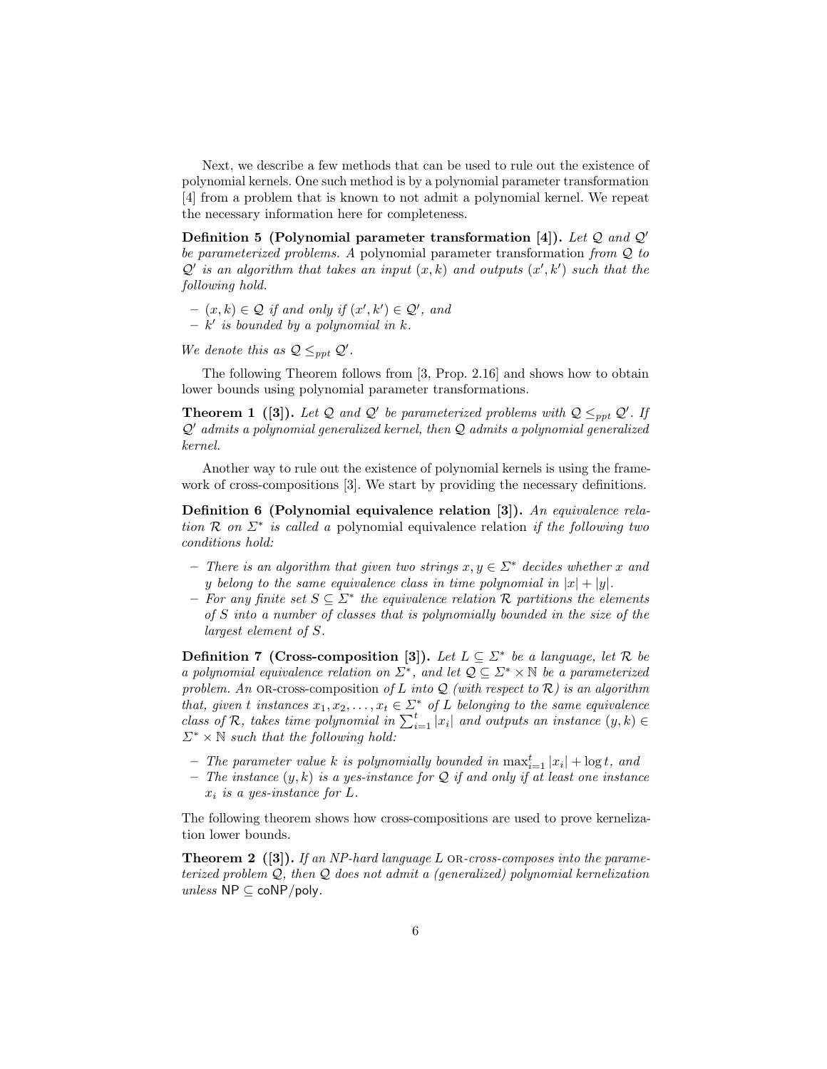Next, we describe a few methods that can be used to rule out the existence of polynomial kernels. One such method is by a polynomial parameter transformation [4] from a problem that is known to not admit a polynomial kernel. We repeat the necessary information here for completeness.

**Definition 5 (Polynomial parameter transformation [4]).** *Let $\mathcal{Q}$ and $\mathcal{Q}'$ be parameterized problems. A* polynomial parameter transformation *from $\mathcal{Q}$ to $\mathcal{Q}'$ is an algorithm that takes an input $(x, k)$ and outputs $(x', k')$ such that the following hold.*

- *$(x, k) \in \mathcal{Q}$ if and only if $(x', k') \in \mathcal{Q}'$, and*
- *$k'$ is bounded by a polynomial in $k$.*

*We denote this as $\mathcal{Q} \leq_{ppt} \mathcal{Q}'$.*

The following Theorem follows from [3, Prop. 2.16] and shows how to obtain lower bounds using polynomial parameter transformations.

**Theorem 1 ([3]).** *Let $\mathcal{Q}$ and $\mathcal{Q}'$ be parameterized problems with $\mathcal{Q} \leq_{ppt} \mathcal{Q}'$. If $\mathcal{Q}'$ admits a polynomial generalized kernel, then $\mathcal{Q}$ admits a polynomial generalized kernel.*

Another way to rule out the existence of polynomial kernels is using the framework of cross-compositions [3]. We start by providing the necessary definitions.

**Definition 6 (Polynomial equivalence relation [3]).** *An equivalence relation $\mathcal{R}$ on $\Sigma^*$ is called a* polynomial equivalence relation *if the following two conditions hold:*

- *There is an algorithm that given two strings $x, y \in \Sigma^*$ decides whether $x$ and $y$ belong to the same equivalence class in time polynomial in $|x| + |y|$.*
- *For any finite set $S \subseteq \Sigma^*$ the equivalence relation $\mathcal{R}$ partitions the elements of $S$ into a number of classes that is polynomially bounded in the size of the largest element of $S$.*

**Definition 7 (Cross-composition [3]).** *Let $L \subseteq \Sigma^*$ be a language, let $\mathcal{R}$ be a polynomial equivalence relation on $\Sigma^*$, and let $\mathcal{Q} \subseteq \Sigma^* \times \mathbb{N}$ be a parameterized problem. An* OR*-cross-composition of $L$ into $\mathcal{Q}$ (with respect to $\mathcal{R}$) is an algorithm that, given $t$ instances $x_1, x_2, \ldots, x_t \in \Sigma^*$ of $L$ belonging to the same equivalence class of $\mathcal{R}$, takes time polynomial in $\sum_{i=1}^{t} |x_i|$ and outputs an instance $(y, k) \in \Sigma^* \times \mathbb{N}$ such that the following hold:*

- *The parameter value $k$ is polynomially bounded in $\max_{i=1}^{t} |x_i| + \log t$, and*
- *The instance $(y, k)$ is a yes-instance for $\mathcal{Q}$ if and only if at least one instance $x_i$ is a yes-instance for $L$.*

The following theorem shows how cross-compositions are used to prove kernelization lower bounds.

**Theorem 2 ([3]).** *If an NP-hard language $L$* OR*-cross-composes into the parameterized problem $\mathcal{Q}$, then $\mathcal{Q}$ does not admit a (generalized) polynomial kernelization unless* $\mathsf{NP} \subseteq \mathsf{coNP/poly}$.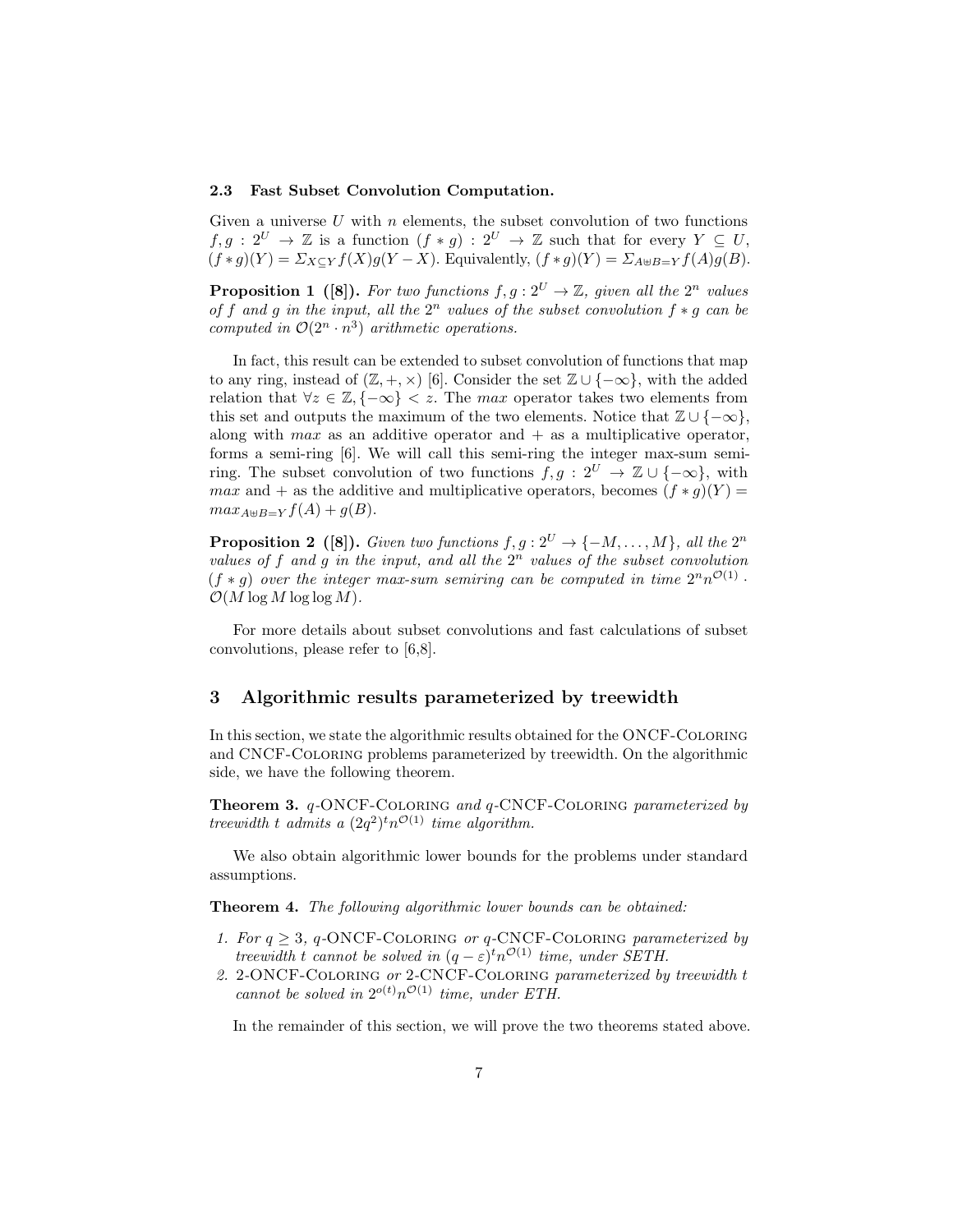### 2.3 Fast Subset Convolution Computation.

Given a universe $U$ with $n$ elements, the subset convolution of two functions $f, g : 2^U \to \mathbb{Z}$ is a function $(f * g) : 2^U \to \mathbb{Z}$ such that for every $Y \subseteq U$, $(f * g)(Y) = \Sigma_{X \subseteq Y} f(X)g(Y - X)$. Equivalently, $(f * g)(Y) = \Sigma_{A \uplus B = Y} f(A)g(B)$.

**Proposition 1 ([8]).** *For two functions $f, g : 2^U \to \mathbb{Z}$, given all the $2^n$ values of $f$ and $g$ in the input, all the $2^n$ values of the subset convolution $f * g$ can be computed in $\mathcal{O}(2^n \cdot n^3)$ arithmetic operations.*

In fact, this result can be extended to subset convolution of functions that map to any ring, instead of $(\mathbb{Z}, +, \times)$ [6]. Consider the set $\mathbb{Z} \cup \{-\infty\}$, with the added relation that $\forall z \in \mathbb{Z}, \{-\infty\} < z$. The *max* operator takes two elements from this set and outputs the maximum of the two elements. Notice that $\mathbb{Z} \cup \{-\infty\}$, along with *max* as an additive operator and $+$ as a multiplicative operator, forms a semi-ring [6]. We will call this semi-ring the integer max-sum semi-ring. The subset convolution of two functions $f, g : 2^U \to \mathbb{Z} \cup \{-\infty\}$, with *max* and $+$ as the additive and multiplicative operators, becomes $(f * g)(Y) = max_{A \uplus B = Y} f(A) + g(B)$.

**Proposition 2 ([8]).** *Given two functions $f, g : 2^U \to \{-M, \dots, M\}$, all the $2^n$ values of $f$ and $g$ in the input, and all the $2^n$ values of the subset convolution $(f * g)$ over the integer max-sum semiring can be computed in time $2^n n^{\mathcal{O}(1)} \cdot \mathcal{O}(M \log M \log \log M)$.*

For more details about subset convolutions and fast calculations of subset convolutions, please refer to [6,8].

## 3 Algorithmic results parameterized by treewidth

In this section, we state the algorithmic results obtained for the ONCF-Coloring and CNCF-Coloring problems parameterized by treewidth. On the algorithmic side, we have the following theorem.

**Theorem 3.** *$q$-ONCF-Coloring and $q$-CNCF-Coloring parameterized by treewidth $t$ admits a $(2q^2)^t n^{\mathcal{O}(1)}$ time algorithm.*

We also obtain algorithmic lower bounds for the problems under standard assumptions.

**Theorem 4.** *The following algorithmic lower bounds can be obtained:*

1. *For $q \geq 3$, $q$-ONCF-Coloring or $q$-CNCF-Coloring parameterized by treewidth $t$ cannot be solved in $(q - \varepsilon)^t n^{\mathcal{O}(1)}$ time, under SETH.*
2. *2-ONCF-Coloring or 2-CNCF-Coloring parameterized by treewidth $t$ cannot be solved in $2^{o(t)} n^{\mathcal{O}(1)}$ time, under ETH.*

In the remainder of this section, we will prove the two theorems stated above.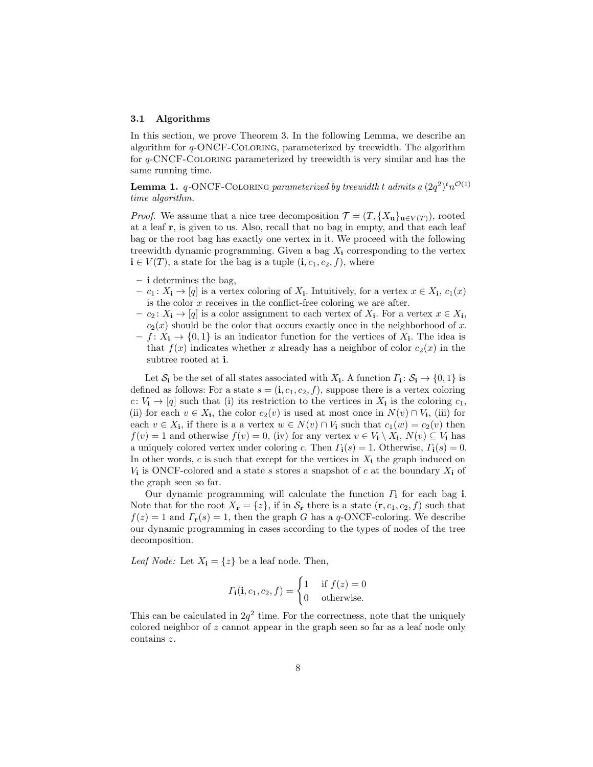### 3.1 Algorithms

In this section, we prove Theorem 3. In the following Lemma, we describe an algorithm for $q$-ONCF-Coloring, parameterized by treewidth. The algorithm for $q$-CNCF-Coloring parameterized by treewidth is very similar and has the same running time.

**Lemma 1.** *$q$-ONCF-Coloring parameterized by treewidth $t$ admits a $(2q^2)^t n^{\mathcal{O}(1)}$ time algorithm.*

*Proof.* We assume that a nice tree decomposition $\mathcal{T} = (T, \{X_{\mathbf{u}}\}_{\mathbf{u} \in V(T)})$, rooted at a leaf $\mathbf{r}$, is given to us. Also, recall that no bag in empty, and that each leaf bag or the root bag has exactly one vertex in it. We proceed with the following treewidth dynamic programming. Given a bag $X_{\mathbf{i}}$ corresponding to the vertex $\mathbf{i} \in V(T)$, a state for the bag is a tuple $(\mathbf{i}, c_1, c_2, f)$, where

- $\mathbf{i}$ determines the bag,
- $c_1 \colon X_{\mathbf{i}} \to [q]$ is a vertex coloring of $X_{\mathbf{i}}$. Intuitively, for a vertex $x \in X_{\mathbf{i}}$, $c_1(x)$ is the color $x$ receives in the conflict-free coloring we are after.
- $c_2 \colon X_{\mathbf{i}} \to [q]$ is a color assignment to each vertex of $X_{\mathbf{i}}$. For a vertex $x \in X_{\mathbf{i}}$, $c_2(x)$ should be the color that occurs exactly once in the neighborhood of $x$.
- $f \colon X_{\mathbf{i}} \to \{0, 1\}$ is an indicator function for the vertices of $X_{\mathbf{i}}$. The idea is that $f(x)$ indicates whether $x$ already has a neighbor of color $c_2(x)$ in the subtree rooted at $\mathbf{i}$.

Let $\mathcal{S}_{\mathbf{i}}$ be the set of all states associated with $X_{\mathbf{i}}$. A function $\Gamma_{\mathbf{i}} \colon \mathcal{S}_{\mathbf{i}} \to \{0, 1\}$ is defined as follows: For a state $s = (\mathbf{i}, c_1, c_2, f)$, suppose there is a vertex coloring $c \colon V_{\mathbf{i}} \to [q]$ such that (i) its restriction to the vertices in $X_{\mathbf{i}}$ is the coloring $c_1$, (ii) for each $v \in X_{\mathbf{i}}$, the color $c_2(v)$ is used at most once in $N(v) \cap V_{\mathbf{i}}$, (iii) for each $v \in X_{\mathbf{i}}$, if there is a a vertex $w \in N(v) \cap V_{\mathbf{i}}$ such that $c_1(w) = c_2(v)$ then $f(v) = 1$ and otherwise $f(v) = 0$, (iv) for any vertex $v \in V_{\mathbf{i}} \setminus X_{\mathbf{i}}$, $N(v) \subseteq V_{\mathbf{i}}$ has a uniquely colored vertex under coloring $c$. Then $\Gamma_{\mathbf{i}}(s) = 1$. Otherwise, $\Gamma_{\mathbf{i}}(s) = 0$. In other words, $c$ is such that except for the vertices in $X_{\mathbf{i}}$ the graph induced on $V_{\mathbf{i}}$ is ONCF-colored and a state $s$ stores a snapshot of $c$ at the boundary $X_{\mathbf{i}}$ of the graph seen so far.

Our dynamic programming will calculate the function $\Gamma_{\mathbf{i}}$ for each bag $\mathbf{i}$. Note that for the root $X_{\mathbf{r}} = \{z\}$, if in $\mathcal{S}_{\mathbf{r}}$ there is a state $(\mathbf{r}, c_1, c_2, f)$ such that $f(z) = 1$ and $\Gamma_{\mathbf{r}}(s) = 1$, then the graph $G$ has a $q$-ONCF-coloring. We describe our dynamic programming in cases according to the types of nodes of the tree decomposition.

*Leaf Node:* Let $X_{\mathbf{i}} = \{z\}$ be a leaf node. Then,

$$\Gamma_{\mathbf{i}}(\mathbf{i}, c_1, c_2, f) = \begin{cases} 1 & \text{if } f(z) = 0 \\ 0 & \text{otherwise.} \end{cases}$$

This can be calculated in $2q^2$ time. For the correctness, note that the uniquely colored neighbor of $z$ cannot appear in the graph seen so far as a leaf node only contains $z$.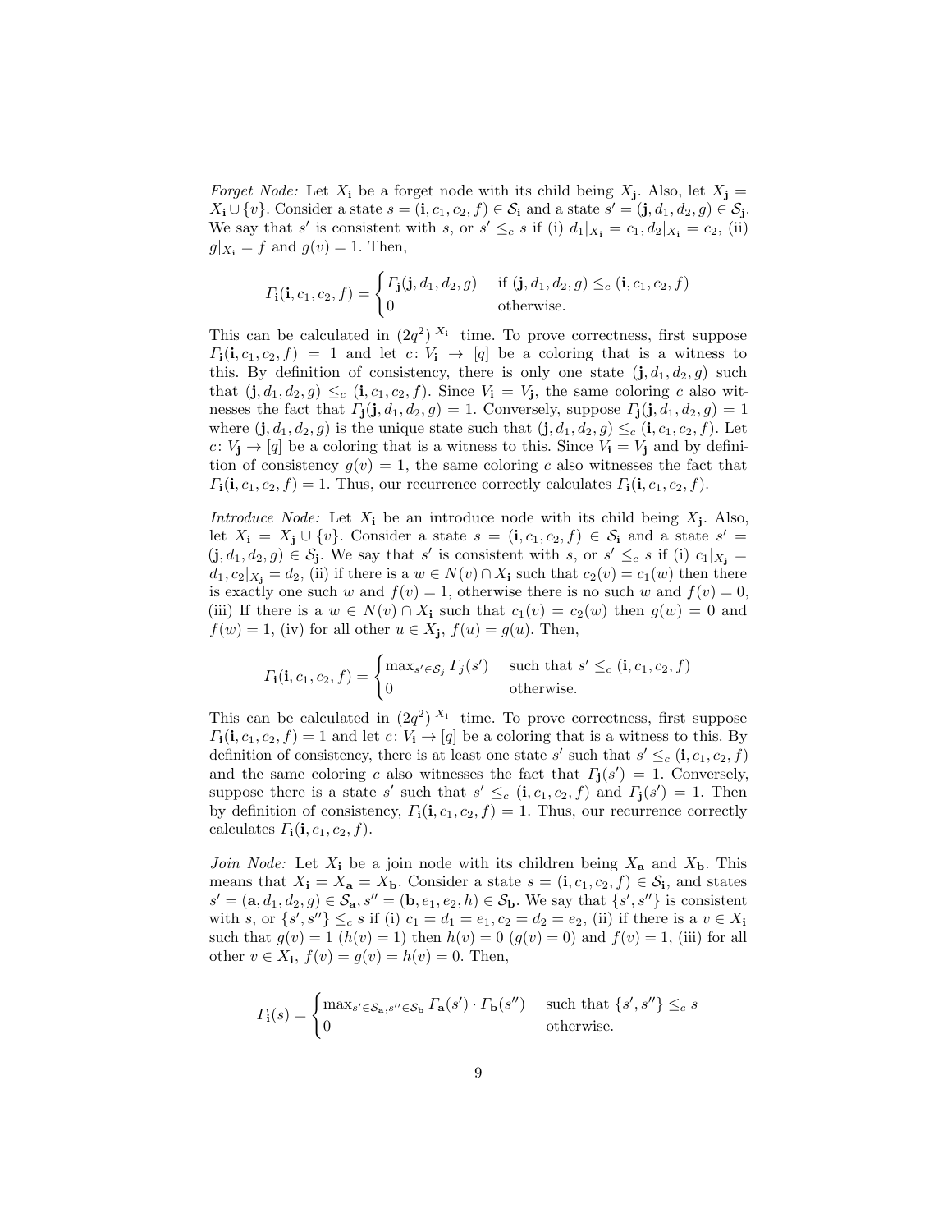*Forget Node:* Let $X_{\mathbf{i}}$ be a forget node with its child being $X_{\mathbf{j}}$. Also, let $X_{\mathbf{j}} = X_{\mathbf{i}} \cup \{v\}$. Consider a state $s = (\mathbf{i}, c_1, c_2, f) \in \mathcal{S}_{\mathbf{i}}$ and a state $s' = (\mathbf{j}, d_1, d_2, g) \in \mathcal{S}_{\mathbf{j}}$. We say that $s'$ is consistent with $s$, or $s' \leq_c s$ if (i) $d_1|_{X_{\mathbf{i}}} = c_1, d_2|_{X_{\mathbf{i}}} = c_2$, (ii) $g|_{X_{\mathbf{i}}} = f$ and $g(v) = 1$. Then,

$$
\Gamma_{\mathbf{i}}(\mathbf{i}, c_1, c_2, f) = \begin{cases} \Gamma_{\mathbf{j}}(\mathbf{j}, d_1, d_2, g) & \text{if } (\mathbf{j}, d_1, d_2, g) \leq_c (\mathbf{i}, c_1, c_2, f) \\ 0 & \text{otherwise.} \end{cases}
$$

This can be calculated in $(2q^2)^{|X_{\mathbf{i}}|}$ time. To prove correctness, first suppose $\Gamma_{\mathbf{i}}(\mathbf{i}, c_1, c_2, f) = 1$ and let $c \colon V_{\mathbf{i}} \to [q]$ be a coloring that is a witness to this. By definition of consistency, there is only one state $(\mathbf{j}, d_1, d_2, g)$ such that $(\mathbf{j}, d_1, d_2, g) \leq_c (\mathbf{i}, c_1, c_2, f)$. Since $V_{\mathbf{i}} = V_{\mathbf{j}}$, the same coloring $c$ also witnesses the fact that $\Gamma_{\mathbf{j}}(\mathbf{j}, d_1, d_2, g) = 1$. Conversely, suppose $\Gamma_{\mathbf{j}}(\mathbf{j}, d_1, d_2, g) = 1$ where $(\mathbf{j}, d_1, d_2, g)$ is the unique state such that $(\mathbf{j}, d_1, d_2, g) \leq_c (\mathbf{i}, c_1, c_2, f)$. Let $c \colon V_{\mathbf{j}} \to [q]$ be a coloring that is a witness to this. Since $V_{\mathbf{i}} = V_{\mathbf{j}}$ and by definition of consistency $g(v) = 1$, the same coloring $c$ also witnesses the fact that $\Gamma_{\mathbf{i}}(\mathbf{i}, c_1, c_2, f) = 1$. Thus, our recurrence correctly calculates $\Gamma_{\mathbf{i}}(\mathbf{i}, c_1, c_2, f)$.

*Introduce Node:* Let $X_{\mathbf{i}}$ be an introduce node with its child being $X_{\mathbf{j}}$. Also, let $X_{\mathbf{i}} = X_{\mathbf{j}} \cup \{v\}$. Consider a state $s = (\mathbf{i}, c_1, c_2, f) \in \mathcal{S}_{\mathbf{i}}$ and a state $s' = (\mathbf{j}, d_1, d_2, g) \in \mathcal{S}_{\mathbf{j}}$. We say that $s'$ is consistent with $s$, or $s' \leq_c s$ if (i) $c_1|_{X_{\mathbf{j}}} = d_1, c_2|_{X_{\mathbf{j}}} = d_2$, (ii) if there is a $w \in N(v) \cap X_{\mathbf{i}}$ such that $c_2(v) = c_1(w)$ then there is exactly one such $w$ and $f(v) = 1$, otherwise there is no such $w$ and $f(v) = 0$, (iii) If there is a $w \in N(v) \cap X_{\mathbf{i}}$ such that $c_1(v) = c_2(w)$ then $g(w) = 0$ and $f(w) = 1$, (iv) for all other $u \in X_{\mathbf{j}}$, $f(u) = g(u)$. Then,

$$
\Gamma_{\mathbf{i}}(\mathbf{i}, c_1, c_2, f) = \begin{cases} \max_{s' \in \mathcal{S}_j} \Gamma_j(s') & \text{such that } s' \leq_c (\mathbf{i}, c_1, c_2, f) \\ 0 & \text{otherwise.} \end{cases}
$$

This can be calculated in $(2q^2)^{|X_{\mathbf{i}}|}$ time. To prove correctness, first suppose $\Gamma_{\mathbf{i}}(\mathbf{i}, c_1, c_2, f) = 1$ and let $c \colon V_{\mathbf{i}} \to [q]$ be a coloring that is a witness to this. By definition of consistency, there is at least one state $s'$ such that $s' \leq_c (\mathbf{i}, c_1, c_2, f)$ and the same coloring $c$ also witnesses the fact that $\Gamma_{\mathbf{j}}(s') = 1$. Conversely, suppose there is a state $s'$ such that $s' \leq_c (\mathbf{i}, c_1, c_2, f)$ and $\Gamma_{\mathbf{j}}(s') = 1$. Then by definition of consistency, $\Gamma_{\mathbf{i}}(\mathbf{i}, c_1, c_2, f) = 1$. Thus, our recurrence correctly calculates $\Gamma_{\mathbf{i}}(\mathbf{i}, c_1, c_2, f)$.

*Join Node:* Let $X_{\mathbf{i}}$ be a join node with its children being $X_{\mathbf{a}}$ and $X_{\mathbf{b}}$. This means that $X_{\mathbf{i}} = X_{\mathbf{a}} = X_{\mathbf{b}}$. Consider a state $s = (\mathbf{i}, c_1, c_2, f) \in \mathcal{S}_{\mathbf{i}}$, and states $s' = (\mathbf{a}, d_1, d_2, g) \in \mathcal{S}_{\mathbf{a}}, s'' = (\mathbf{b}, e_1, e_2, h) \in \mathcal{S}_{\mathbf{b}}$. We say that $\{s', s''\}$ is consistent with $s$, or $\{s', s''\} \leq_c s$ if (i) $c_1 = d_1 = e_1, c_2 = d_2 = e_2$, (ii) if there is a $v \in X_{\mathbf{i}}$ such that $g(v) = 1$ ($h(v) = 1$) then $h(v) = 0$ ($g(v) = 0$) and $f(v) = 1$, (iii) for all other $v \in X_{\mathbf{i}}$, $f(v) = g(v) = h(v) = 0$. Then,

$$
\Gamma_{\mathbf{i}}(s) = \begin{cases} \max_{s' \in \mathcal{S}_{\mathbf{a}}, s'' \in \mathcal{S}_{\mathbf{b}}} \Gamma_{\mathbf{a}}(s') \cdot \Gamma_{\mathbf{b}}(s'') & \text{such that } \{s', s''\} \leq_c s \\ 0 & \text{otherwise.} \end{cases}
$$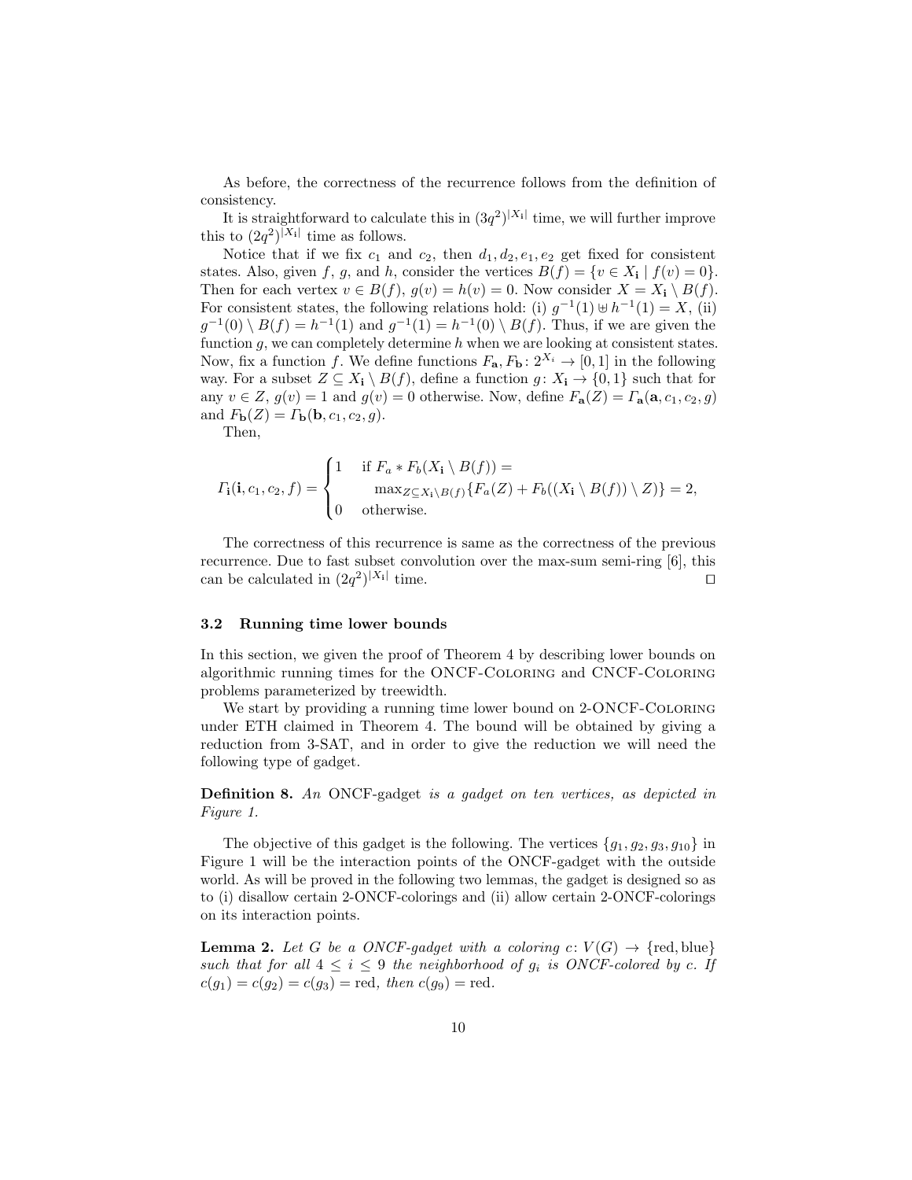As before, the correctness of the recurrence follows from the definition of consistency.

It is straightforward to calculate this in $(3q^2)^{|X_\mathbf{i}|}$ time, we will further improve this to $(2q^2)^{|X_\mathbf{i}|}$ time as follows.

Notice that if we fix $c_1$ and $c_2$, then $d_1, d_2, e_1, e_2$ get fixed for consistent states. Also, given $f$, $g$, and $h$, consider the vertices $B(f) = \{v \in X_\mathbf{i} \mid f(v) = 0\}$. Then for each vertex $v \in B(f)$, $g(v) = h(v) = 0$. Now consider $X = X_\mathbf{i} \setminus B(f)$. For consistent states, the following relations hold: (i) $g^{-1}(1) \uplus h^{-1}(1) = X$, (ii) $g^{-1}(0) \setminus B(f) = h^{-1}(1)$ and $g^{-1}(1) = h^{-1}(0) \setminus B(f)$. Thus, if we are given the function $g$, we can completely determine $h$ when we are looking at consistent states. Now, fix a function $f$. We define functions $F_\mathbf{a}, F_\mathbf{b} \colon 2^{X_i} \to [0, 1]$ in the following way. For a subset $Z \subseteq X_\mathbf{i} \setminus B(f)$, define a function $g \colon X_\mathbf{i} \to \{0, 1\}$ such that for any $v \in Z$, $g(v) = 1$ and $g(v) = 0$ otherwise. Now, define $F_\mathbf{a}(Z) = \Gamma_\mathbf{a}(\mathbf{a}, c_1, c_2, g)$ and $F_\mathbf{b}(Z) = \Gamma_\mathbf{b}(\mathbf{b}, c_1, c_2, g)$.

Then,

$$\Gamma_\mathbf{i}(\mathbf{i}, c_1, c_2, f) = \begin{cases} 1 & \text{if } F_a * F_b(X_\mathbf{i} \setminus B(f)) = \\ & \quad \max_{Z \subseteq X_\mathbf{i} \setminus B(f)} \{F_a(Z) + F_b((X_\mathbf{i} \setminus B(f)) \setminus Z)\} = 2, \\ 0 & \text{otherwise.} \end{cases}$$

The correctness of this recurrence is same as the correctness of the previous recurrence. Due to fast subset convolution over the max-sum semi-ring [6], this can be calculated in $(2q^2)^{|X_\mathbf{i}|}$ time. ◻

### 3.2 Running time lower bounds

In this section, we given the proof of Theorem 4 by describing lower bounds on algorithmic running times for the ONCF-Coloring and CNCF-Coloring problems parameterized by treewidth.

We start by providing a running time lower bound on 2-ONCF-Coloring under ETH claimed in Theorem 4. The bound will be obtained by giving a reduction from 3-SAT, and in order to give the reduction we will need the following type of gadget.

**Definition 8.** *An* ONCF-gadget *is a gadget on ten vertices, as depicted in Figure 1.*

The objective of this gadget is the following. The vertices $\{g_1, g_2, g_3, g_{10}\}$ in Figure 1 will be the interaction points of the ONCF-gadget with the outside world. As will be proved in the following two lemmas, the gadget is designed so as to (i) disallow certain 2-ONCF-colorings and (ii) allow certain 2-ONCF-colorings on its interaction points.

**Lemma 2.** *Let $G$ be a ONCF-gadget with a coloring $c \colon V(G) \to \{\text{red}, \text{blue}\}$ such that for all $4 \leq i \leq 9$ the neighborhood of $g_i$ is ONCF-colored by $c$. If $c(g_1) = c(g_2) = c(g_3) = \text{red}$, then $c(g_9) = \text{red}$.*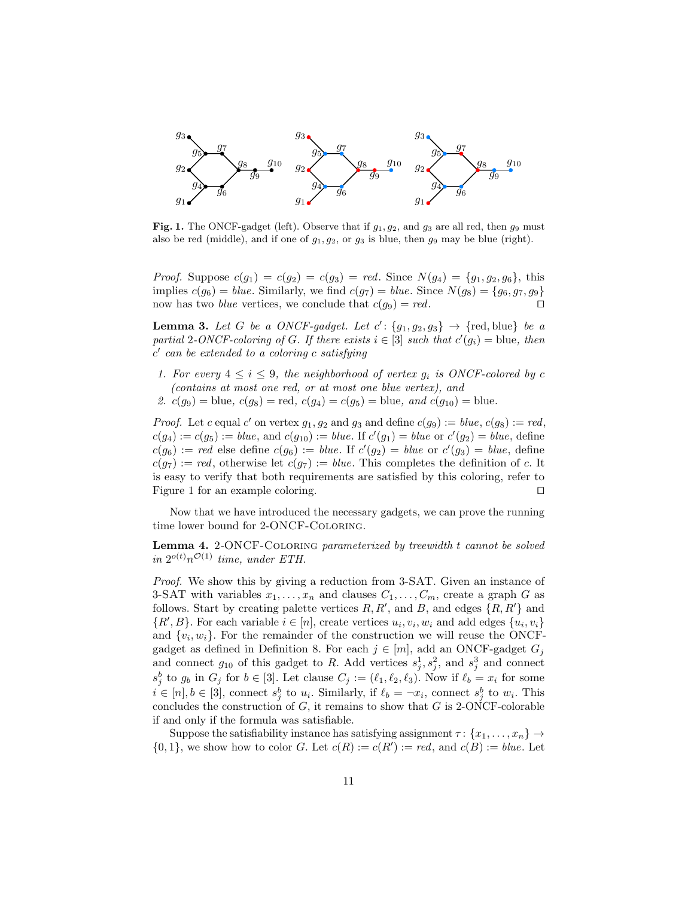**Fig. 1.** The ONCF-gadget (left). Observe that if $g_1, g_2$, and $g_3$ are all red, then $g_9$ must also be red (middle), and if one of $g_1, g_2$, or $g_3$ is blue, then $g_9$ may be blue (right).

*Proof.* Suppose $c(g_1) = c(g_2) = c(g_3) = red$. Since $N(g_4) = \{g_1, g_2, g_6\}$, this implies $c(g_6) = blue$. Similarly, we find $c(g_7) = blue$. Since $N(g_8) = \{g_6, g_7, g_9\}$ now has two *blue* vertices, we conclude that $c(g_9) = red$. ◻

**Lemma 3.** *Let $G$ be a ONCF-gadget. Let $c' : \{g_1, g_2, g_3\} \to \{\text{red}, \text{blue}\}$ be a partial 2-ONCF-coloring of $G$. If there exists $i \in [3]$ such that $c'(g_i) = \text{blue}$, then $c'$ can be extended to a coloring $c$ satisfying*

1. *For every $4 \leq i \leq 9$, the neighborhood of vertex $g_i$ is ONCF-colored by $c$ (contains at most one red, or at most one blue vertex), and*
2. *$c(g_9) = \text{blue}$, $c(g_8) = \text{red}$, $c(g_4) = c(g_5) = \text{blue}$, and $c(g_{10}) = \text{blue}$.*

*Proof.* Let $c$ equal $c'$ on vertex $g_1, g_2$ and $g_3$ and define $c(g_9) := blue$, $c(g_8) := red$, $c(g_4) := c(g_5) := blue$, and $c(g_{10}) := blue$. If $c'(g_1) = blue$ or $c'(g_2) = blue$, define $c(g_6) := red$ else define $c(g_6) := blue$. If $c'(g_2) = blue$ or $c'(g_3) = blue$, define $c(g_7) := red$, otherwise let $c(g_7) := blue$. This completes the definition of $c$. It is easy to verify that both requirements are satisfied by this coloring, refer to Figure 1 for an example coloring. ◻

Now that we have introduced the necessary gadgets, we can prove the running time lower bound for 2-ONCF-Coloring.

**Lemma 4.** *2-ONCF-Coloring parameterized by treewidth $t$ cannot be solved in $2^{o(t)} n^{\mathcal{O}(1)}$ time, under ETH.*

*Proof.* We show this by giving a reduction from 3-SAT. Given an instance of 3-SAT with variables $x_1, \ldots, x_n$ and clauses $C_1, \ldots, C_m$, create a graph $G$ as follows. Start by creating palette vertices $R, R'$, and $B$, and edges $\{R, R'\}$ and $\{R', B\}$. For each variable $i \in [n]$, create vertices $u_i, v_i, w_i$ and add edges $\{u_i, v_i\}$ and $\{v_i, w_i\}$. For the remainder of the construction we will reuse the ONCF-gadget as defined in Definition 8. For each $j \in [m]$, add an ONCF-gadget $G_j$ and connect $g_{10}$ of this gadget to $R$. Add vertices $s_j^1, s_j^2$, and $s_j^3$ and connect $s_j^b$ to $g_b$ in $G_j$ for $b \in [3]$. Let clause $C_j := (\ell_1, \ell_2, \ell_3)$. Now if $\ell_b = x_i$ for some $i \in [n], b \in [3]$, connect $s_j^b$ to $u_i$. Similarly, if $\ell_b = \neg x_i$, connect $s_j^b$ to $w_i$. This concludes the construction of $G$, it remains to show that $G$ is 2-ONCF-colorable if and only if the formula was satisfiable.

Suppose the satisfiability instance has satisfying assignment $\tau : \{x_1, \ldots, x_n\} \to \{0, 1\}$, we show how to color $G$. Let $c(R) := c(R') := red$, and $c(B) := blue$. Let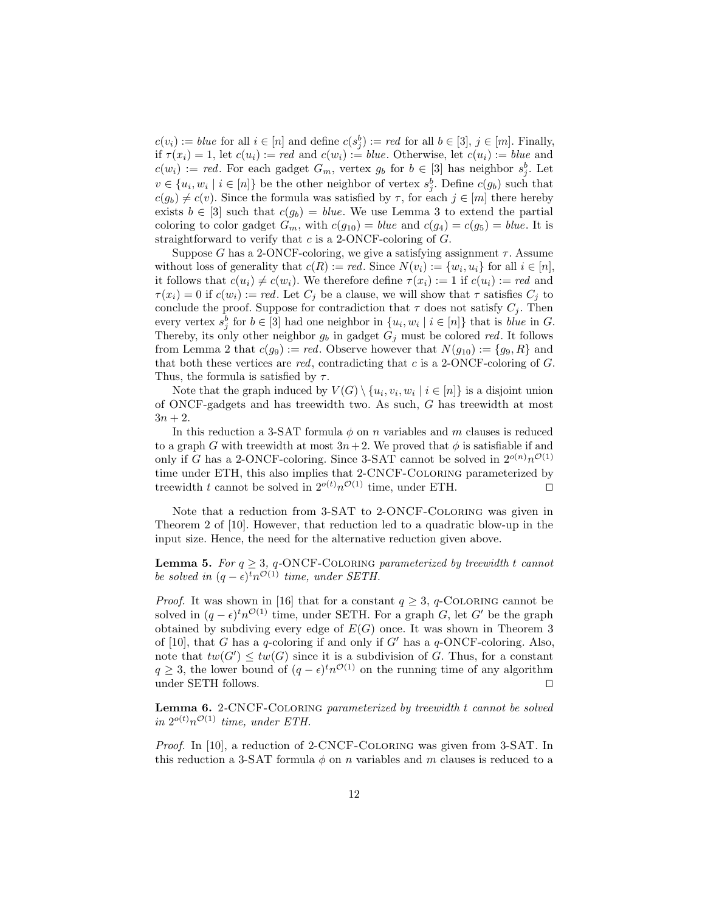$c(v_i) := blue$ for all $i \in [n]$ and define $c(s_j^b) := red$ for all $b \in [3]$, $j \in [m]$. Finally, if $\tau(x_i) = 1$, let $c(u_i) := red$ and $c(w_i) := blue$. Otherwise, let $c(u_i) := blue$ and $c(w_i) := red$. For each gadget $G_m$, vertex $g_b$ for $b \in [3]$ has neighbor $s_j^b$. Let $v \in \{u_i, w_i \mid i \in [n]\}$ be the other neighbor of vertex $s_j^b$. Define $c(g_b)$ such that $c(g_b) \neq c(v)$. Since the formula was satisfied by $\tau$, for each $j \in [m]$ there hereby exists $b \in [3]$ such that $c(g_b) = blue$. We use Lemma 3 to extend the partial coloring to color gadget $G_m$, with $c(g_{10}) = blue$ and $c(g_4) = c(g_5) = blue$. It is straightforward to verify that $c$ is a 2-ONCF-coloring of $G$.

Suppose $G$ has a 2-ONCF-coloring, we give a satisfying assignment $\tau$. Assume without loss of generality that $c(R) := red$. Since $N(v_i) := \{w_i, u_i\}$ for all $i \in [n]$, it follows that $c(u_i) \neq c(w_i)$. We therefore define $\tau(x_i) := 1$ if $c(u_i) := red$ and $\tau(x_i) = 0$ if $c(w_i) := red$. Let $C_j$ be a clause, we will show that $\tau$ satisfies $C_j$ to conclude the proof. Suppose for contradiction that $\tau$ does not satisfy $C_j$. Then every vertex $s_j^b$ for $b \in [3]$ had one neighbor in $\{u_i, w_i \mid i \in [n]\}$ that is *blue* in $G$. Thereby, its only other neighbor $g_b$ in gadget $G_j$ must be colored *red*. It follows from Lemma 2 that $c(g_9) := red$. Observe however that $N(g_{10}) := \{g_9, R\}$ and that both these vertices are *red*, contradicting that $c$ is a 2-ONCF-coloring of $G$. Thus, the formula is satisfied by $\tau$.

Note that the graph induced by $V(G) \setminus \{u_i, v_i, w_i \mid i \in [n]\}$ is a disjoint union of ONCF-gadgets and has treewidth two. As such, $G$ has treewidth at most $3n + 2$.

In this reduction a 3-SAT formula $\phi$ on $n$ variables and $m$ clauses is reduced to a graph $G$ with treewidth at most $3n+2$. We proved that $\phi$ is satisfiable if and only if $G$ has a 2-ONCF-coloring. Since 3-SAT cannot be solved in $2^{o(n)}n^{\mathcal{O}(1)}$ time under ETH, this also implies that 2-CNCF-Coloring parameterized by treewidth $t$ cannot be solved in $2^{o(t)}n^{\mathcal{O}(1)}$ time, under ETH. ◻

Note that a reduction from 3-SAT to 2-ONCF-Coloring was given in Theorem 2 of [10]. However, that reduction led to a quadratic blow-up in the input size. Hence, the need for the alternative reduction given above.

**Lemma 5.** *For $q \geq 3$, $q$-ONCF-Coloring parameterized by treewidth $t$ cannot be solved in $(q - \epsilon)^t n^{\mathcal{O}(1)}$ time, under SETH.*

*Proof.* It was shown in [16] that for a constant $q \geq 3$, $q$-Coloring cannot be solved in $(q - \epsilon)^t n^{\mathcal{O}(1)}$ time, under SETH. For a graph $G$, let $G'$ be the graph obtained by subdiving every edge of $E(G)$ once. It was shown in Theorem 3 of [10], that $G$ has a $q$-coloring if and only if $G'$ has a $q$-ONCF-coloring. Also, note that $tw(G') \leq tw(G)$ since it is a subdivision of $G$. Thus, for a constant $q \geq 3$, the lower bound of $(q - \epsilon)^t n^{\mathcal{O}(1)}$ on the running time of any algorithm under SETH follows. ◻

**Lemma 6.** *2-CNCF-Coloring parameterized by treewidth $t$ cannot be solved in $2^{o(t)}n^{\mathcal{O}(1)}$ time, under ETH.*

*Proof.* In [10], a reduction of 2-CNCF-Coloring was given from 3-SAT. In this reduction a 3-SAT formula $\phi$ on $n$ variables and $m$ clauses is reduced to a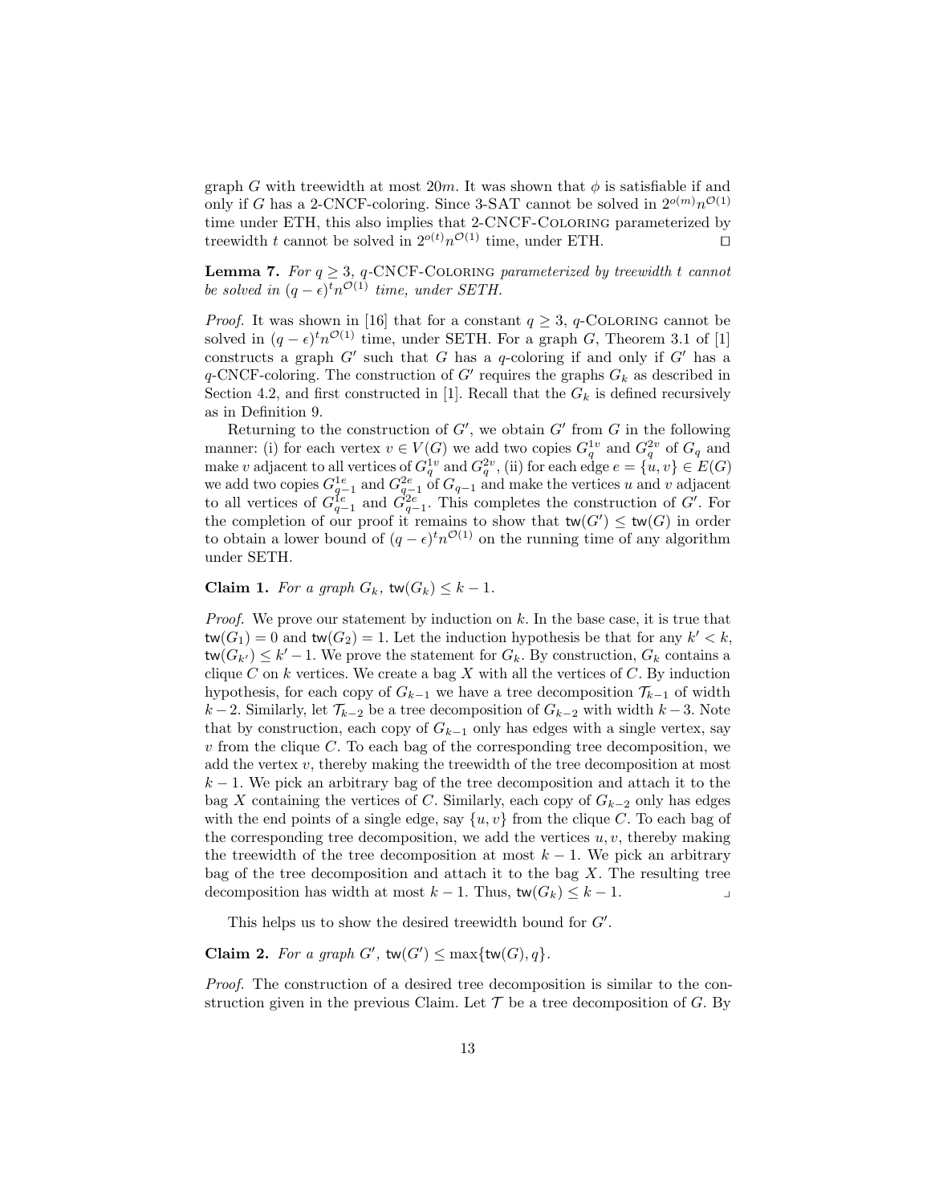graph $G$ with treewidth at most $20m$. It was shown that $\phi$ is satisfiable if and only if $G$ has a 2-CNCF-coloring. Since 3-SAT cannot be solved in $2^{o(m)}n^{\mathcal{O}(1)}$ time under ETH, this also implies that 2-CNCF-Coloring parameterized by treewidth $t$ cannot be solved in $2^{o(t)}n^{\mathcal{O}(1)}$ time, under ETH. ◻

**Lemma 7.** *For $q \geq 3$, $q$-CNCF-Coloring parameterized by treewidth $t$ cannot be solved in $(q-\epsilon)^t n^{\mathcal{O}(1)}$ time, under SETH.*

*Proof.* It was shown in [16] that for a constant $q \geq 3$, $q$-Coloring cannot be solved in $(q-\epsilon)^t n^{\mathcal{O}(1)}$ time, under SETH. For a graph $G$, Theorem 3.1 of [1] constructs a graph $G'$ such that $G$ has a $q$-coloring if and only if $G'$ has a $q$-CNCF-coloring. The construction of $G'$ requires the graphs $G_k$ as described in Section 4.2, and first constructed in [1]. Recall that the $G_k$ is defined recursively as in Definition 9.

Returning to the construction of $G'$, we obtain $G'$ from $G$ in the following manner: (i) for each vertex $v \in V(G)$ we add two copies $G_q^{1v}$ and $G_q^{2v}$ of $G_q$ and make $v$ adjacent to all vertices of $G_q^{1v}$ and $G_q^{2v}$, (ii) for each edge $e = \{u, v\} \in E(G)$ we add two copies $G_{q-1}^{1e}$ and $G_{q-1}^{2e}$ of $G_{q-1}$ and make the vertices $u$ and $v$ adjacent to all vertices of $G_{q-1}^{1e}$ and $G_{q-1}^{2e}$. This completes the construction of $G'$. For the completion of our proof it remains to show that $\mathsf{tw}(G') \leq \mathsf{tw}(G)$ in order to obtain a lower bound of $(q-\epsilon)^t n^{\mathcal{O}(1)}$ on the running time of any algorithm under SETH.

**Claim 1.** *For a graph $G_k$, $\mathsf{tw}(G_k) \leq k-1$.*

*Proof.* We prove our statement by induction on $k$. In the base case, it is true that $\mathsf{tw}(G_1) = 0$ and $\mathsf{tw}(G_2) = 1$. Let the induction hypothesis be that for any $k' < k$, $\mathsf{tw}(G_{k'}) \leq k'-1$. We prove the statement for $G_k$. By construction, $G_k$ contains a clique $C$ on $k$ vertices. We create a bag $X$ with all the vertices of $C$. By induction hypothesis, for each copy of $G_{k-1}$ we have a tree decomposition $\mathcal{T}_{k-1}$ of width $k-2$. Similarly, let $\mathcal{T}_{k-2}$ be a tree decomposition of $G_{k-2}$ with width $k-3$. Note that by construction, each copy of $G_{k-1}$ only has edges with a single vertex, say $v$ from the clique $C$. To each bag of the corresponding tree decomposition, we add the vertex $v$, thereby making the treewidth of the tree decomposition at most $k-1$. We pick an arbitrary bag of the tree decomposition and attach it to the bag $X$ containing the vertices of $C$. Similarly, each copy of $G_{k-2}$ only has edges with the end points of a single edge, say $\{u, v\}$ from the clique $C$. To each bag of the corresponding tree decomposition, we add the vertices $u, v$, thereby making the treewidth of the tree decomposition at most $k-1$. We pick an arbitrary bag of the tree decomposition and attach it to the bag $X$. The resulting tree decomposition has width at most $k-1$. Thus, $\mathsf{tw}(G_k) \leq k-1$. ⌟

This helps us to show the desired treewidth bound for $G'$.

**Claim 2.** *For a graph $G'$, $\mathsf{tw}(G') \leq \max\{\mathsf{tw}(G), q\}$.*

*Proof.* The construction of a desired tree decomposition is similar to the construction given in the previous Claim. Let $\mathcal{T}$ be a tree decomposition of $G$. By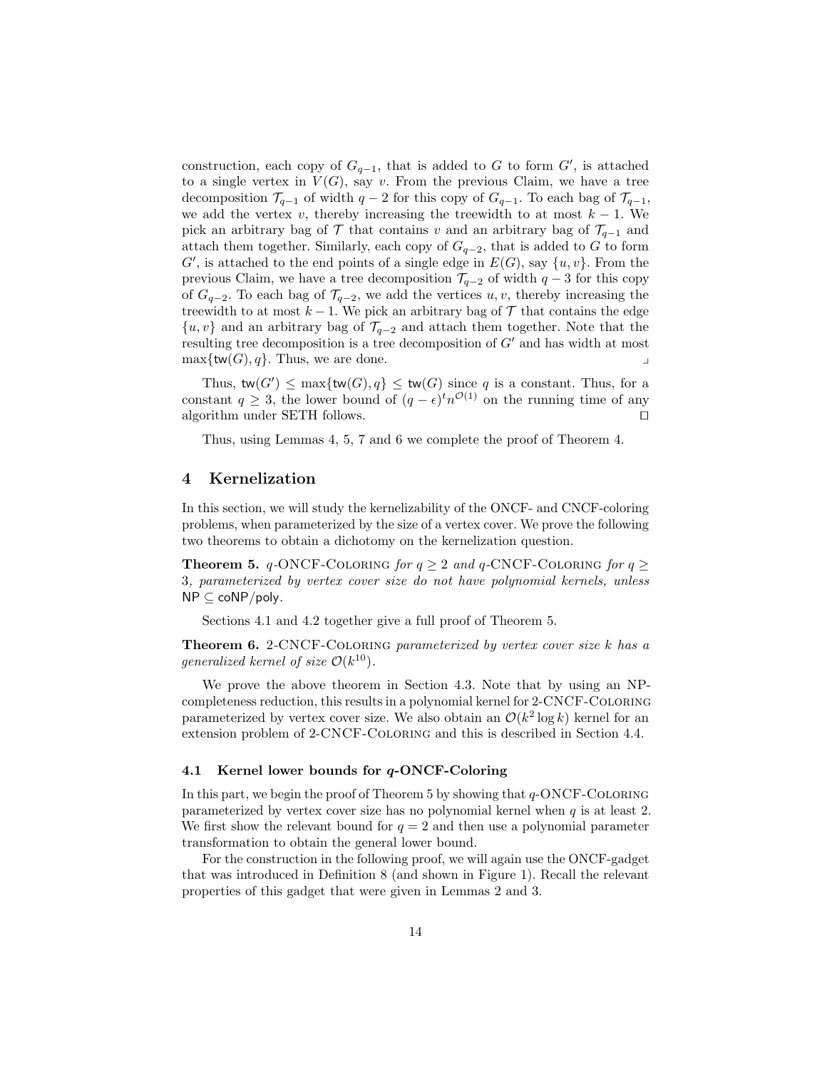construction, each copy of $G_{q-1}$, that is added to $G$ to form $G'$, is attached to a single vertex in $V(G)$, say $v$. From the previous Claim, we have a tree decomposition $\mathcal{T}_{q-1}$ of width $q-2$ for this copy of $G_{q-1}$. To each bag of $\mathcal{T}_{q-1}$, we add the vertex $v$, thereby increasing the treewidth to at most $k-1$. We pick an arbitrary bag of $\mathcal{T}$ that contains $v$ and an arbitrary bag of $\mathcal{T}_{q-1}$ and attach them together. Similarly, each copy of $G_{q-2}$, that is added to $G$ to form $G'$, is attached to the end points of a single edge in $E(G)$, say $\{u, v\}$. From the previous Claim, we have a tree decomposition $\mathcal{T}_{q-2}$ of width $q-3$ for this copy of $G_{q-2}$. To each bag of $\mathcal{T}_{q-2}$, we add the vertices $u, v$, thereby increasing the treewidth to at most $k-1$. We pick an arbitrary bag of $\mathcal{T}$ that contains the edge $\{u, v\}$ and an arbitrary bag of $\mathcal{T}_{q-2}$ and attach them together. Note that the resulting tree decomposition is a tree decomposition of $G'$ and has width at most $\max\{\mathsf{tw}(G), q\}$. Thus, we are done. ⌟

Thus, $\mathsf{tw}(G') \leq \max\{\mathsf{tw}(G), q\} \leq \mathsf{tw}(G)$ since $q$ is a constant. Thus, for a constant $q \geq 3$, the lower bound of $(q-\epsilon)^t n^{\mathcal{O}(1)}$ on the running time of any algorithm under SETH follows. ◻

Thus, using Lemmas 4, 5, 7 and 6 we complete the proof of Theorem 4.

## 4 Kernelization

In this section, we will study the kernelizability of the ONCF- and CNCF-coloring problems, when parameterized by the size of a vertex cover. We prove the following two theorems to obtain a dichotomy on the kernelization question.

**Theorem 5.** *$q$-ONCF-Coloring for $q \geq 2$ and $q$-CNCF-Coloring for $q \geq 3$, parameterized by vertex cover size do not have polynomial kernels, unless* $\mathsf{NP} \subseteq \mathsf{coNP/poly}$.

Sections 4.1 and 4.2 together give a full proof of Theorem 5.

**Theorem 6.** *2-CNCF-Coloring parameterized by vertex cover size $k$ has a generalized kernel of size $\mathcal{O}(k^{10})$.*

We prove the above theorem in Section 4.3. Note that by using an NP-completeness reduction, this results in a polynomial kernel for 2-CNCF-Coloring parameterized by vertex cover size. We also obtain an $\mathcal{O}(k^2 \log k)$ kernel for an extension problem of 2-CNCF-Coloring and this is described in Section 4.4.

### 4.1 Kernel lower bounds for $q$-ONCF-Coloring

In this part, we begin the proof of Theorem 5 by showing that $q$-ONCF-Coloring parameterized by vertex cover size has no polynomial kernel when $q$ is at least 2. We first show the relevant bound for $q = 2$ and then use a polynomial parameter transformation to obtain the general lower bound.

For the construction in the following proof, we will again use the ONCF-gadget that was introduced in Definition 8 (and shown in Figure 1). Recall the relevant properties of this gadget that were given in Lemmas 2 and 3.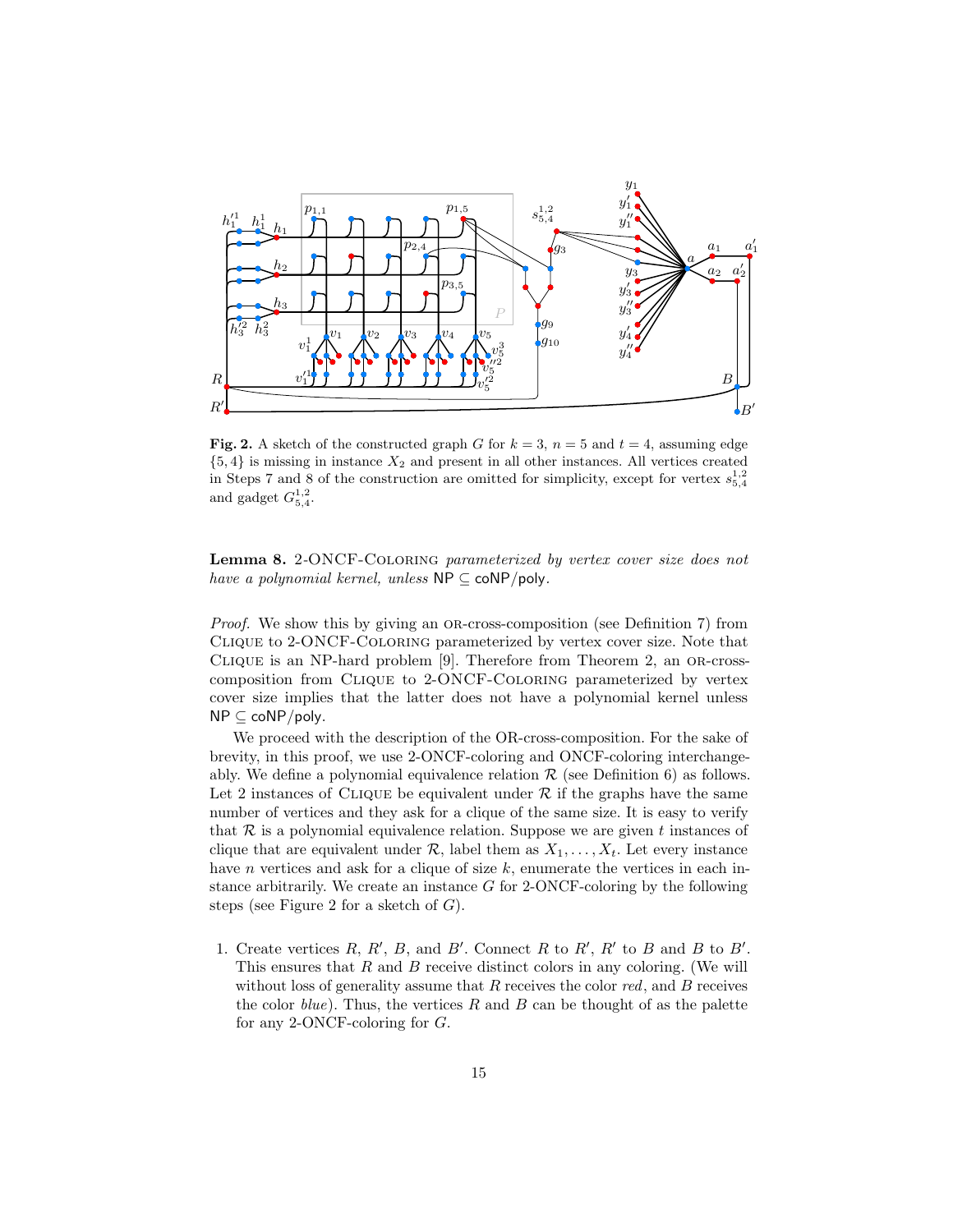**Fig. 2.** A sketch of the constructed graph $G$ for $k = 3$, $n = 5$ and $t = 4$, assuming edge $\{5, 4\}$ is missing in instance $X_2$ and present in all other instances. All vertices created in Steps 7 and 8 of the construction are omitted for simplicity, except for vertex $s^{1,2}_{5,4}$ and gadget $G^{1,2}_{5,4}$.

**Lemma 8.** 2-ONCF-Coloring *parameterized by vertex cover size does not have a polynomial kernel, unless* NP $\subseteq$ coNP/poly.

*Proof.* We show this by giving an OR-cross-composition (see Definition 7) from Clique to 2-ONCF-Coloring parameterized by vertex cover size. Note that Clique is an NP-hard problem [9]. Therefore from Theorem 2, an OR-cross-composition from Clique to 2-ONCF-Coloring parameterized by vertex cover size implies that the latter does not have a polynomial kernel unless NP $\subseteq$ coNP/poly.

We proceed with the description of the OR-cross-composition. For the sake of brevity, in this proof, we use 2-ONCF-coloring and ONCF-coloring interchangeably. We define a polynomial equivalence relation $\mathcal{R}$ (see Definition 6) as follows. Let 2 instances of Clique be equivalent under $\mathcal{R}$ if the graphs have the same number of vertices and they ask for a clique of the same size. It is easy to verify that $\mathcal{R}$ is a polynomial equivalence relation. Suppose we are given $t$ instances of clique that are equivalent under $\mathcal{R}$, label them as $X_1, \ldots, X_t$. Let every instance have $n$ vertices and ask for a clique of size $k$, enumerate the vertices in each instance arbitrarily. We create an instance $G$ for 2-ONCF-coloring by the following steps (see Figure 2 for a sketch of $G$).

1. Create vertices $R$, $R'$, $B$, and $B'$. Connect $R$ to $R'$, $R'$ to $B$ and $B$ to $B'$. This ensures that $R$ and $B$ receive distinct colors in any coloring. (We will without loss of generality assume that $R$ receives the color *red*, and $B$ receives the color *blue*). Thus, the vertices $R$ and $B$ can be thought of as the palette for any 2-ONCF-coloring for $G$.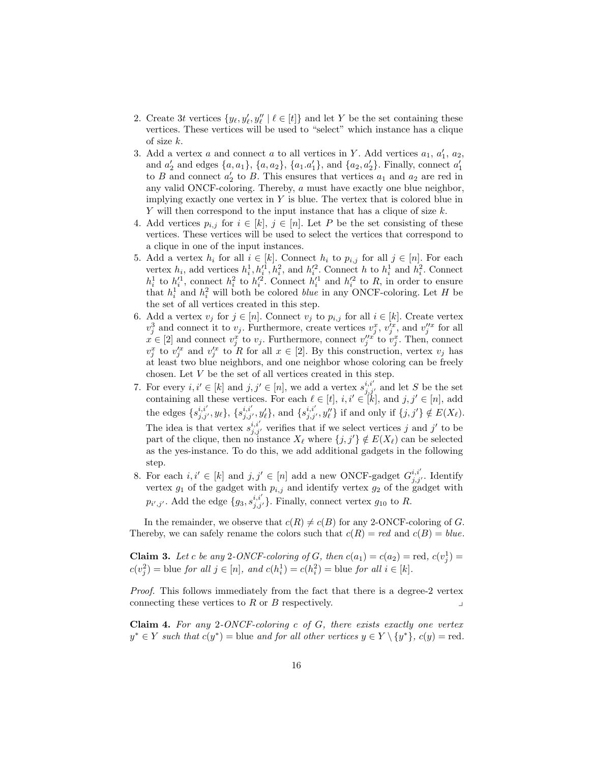2. Create $3t$ vertices $\{y_\ell, y'_\ell, y''_\ell \mid \ell \in [t]\}$ and let $Y$ be the set containing these vertices. These vertices will be used to "select" which instance has a clique of size $k$.
3. Add a vertex $a$ and connect $a$ to all vertices in $Y$. Add vertices $a_1$, $a'_1$, $a_2$, and $a'_2$ and edges $\{a, a_1\}$, $\{a, a_2\}$, $\{a_1.a'_1\}$, and $\{a_2, a'_2\}$. Finally, connect $a'_1$ to $B$ and connect $a'_2$ to $B$. This ensures that vertices $a_1$ and $a_2$ are red in any valid ONCF-coloring. Thereby, $a$ must have exactly one blue neighbor, implying exactly one vertex in $Y$ is blue. The vertex that is colored blue in $Y$ will then correspond to the input instance that has a clique of size $k$.
4. Add vertices $p_{i,j}$ for $i \in [k]$, $j \in [n]$. Let $P$ be the set consisting of these vertices. These vertices will be used to select the vertices that correspond to a clique in one of the input instances.
5. Add a vertex $h_i$ for all $i \in [k]$. Connect $h_i$ to $p_{i,j}$ for all $j \in [n]$. For each vertex $h_i$, add vertices $h^1_i, h'^1_i, h^2_i$, and $h'^2_i$. Connect $h$ to $h^1_i$ and $h^2_i$. Connect $h^1_i$ to $h'^1_i$, connect $h^2_i$ to $h'^2_i$. Connect $h'^1_i$ and $h'^2_i$ to $R$, in order to ensure that $h^1_i$ and $h^2_i$ will both be colored *blue* in any ONCF-coloring. Let $H$ be the set of all vertices created in this step.
6. Add a vertex $v_j$ for $j \in [n]$. Connect $v_j$ to $p_{i,j}$ for all $i \in [k]$. Create vertex $v^3_j$ and connect it to $v_j$. Furthermore, create vertices $v^x_j$, $v'^x_j$, and $v''^x_j$ for all $x \in [2]$ and connect $v^x_j$ to $v_j$. Furthermore, connect $v''^x_j$ to $v^x_j$. Then, connect $v^x_j$ to $v'^x_j$ and $v'^x_j$ to $R$ for all $x \in [2]$. By this construction, vertex $v_j$ has at least two blue neighbors, and one neighbor whose coloring can be freely chosen. Let $V$ be the set of all vertices created in this step.
7. For every $i, i' \in [k]$ and $j, j' \in [n]$, we add a vertex $s^{i,i'}_{j,j'}$ and let $S$ be the set containing all these vertices. For each $\ell \in [t]$, $i, i' \in [k]$, and $j, j' \in [n]$, add the edges $\{s^{i,i'}_{j,j'}, y_\ell\}$, $\{s^{i,i'}_{j,j'}, y'_\ell\}$, and $\{s^{i,i'}_{j,j'}, y''_\ell\}$ if and only if $\{j, j'\} \notin E(X_\ell)$. The idea is that vertex $s^{i,i'}_{j,j'}$ verifies that if we select vertices $j$ and $j'$ to be part of the clique, then no instance $X_\ell$ where $\{j, j'\} \notin E(X_\ell)$ can be selected as the yes-instance. To do this, we add additional gadgets in the following step.
8. For each $i, i' \in [k]$ and $j, j' \in [n]$ add a new ONCF-gadget $G^{i,i'}_{j,j'}$. Identify vertex $g_1$ of the gadget with $p_{i,j}$ and identify vertex $g_2$ of the gadget with $p_{i',j'}$. Add the edge $\{g_3, s^{i,i'}_{j,j'}\}$. Finally, connect vertex $g_{10}$ to $R$.

In the remainder, we observe that $c(R) \neq c(B)$ for any 2-ONCF-coloring of $G$. Thereby, we can safely rename the colors such that $c(R) = red$ and $c(B) = blue$.

**Claim 3.** *Let $c$ be any 2-ONCF-coloring of $G$, then $c(a_1) = c(a_2) = \text{red}$, $c(v^1_j) = c(v^2_j) = \text{blue}$ for all $j \in [n]$, and $c(h^1_i) = c(h^2_i) = \text{blue}$ for all $i \in [k]$.*

*Proof.* This follows immediately from the fact that there is a degree-2 vertex connecting these vertices to $R$ or $B$ respectively. ⌟

**Claim 4.** *For any 2-ONCF-coloring $c$ of $G$, there exists exactly one vertex $y^* \in Y$ such that $c(y^*) = \text{blue}$ and for all other vertices $y \in Y \setminus \{y^*\}$, $c(y) = \text{red}$.*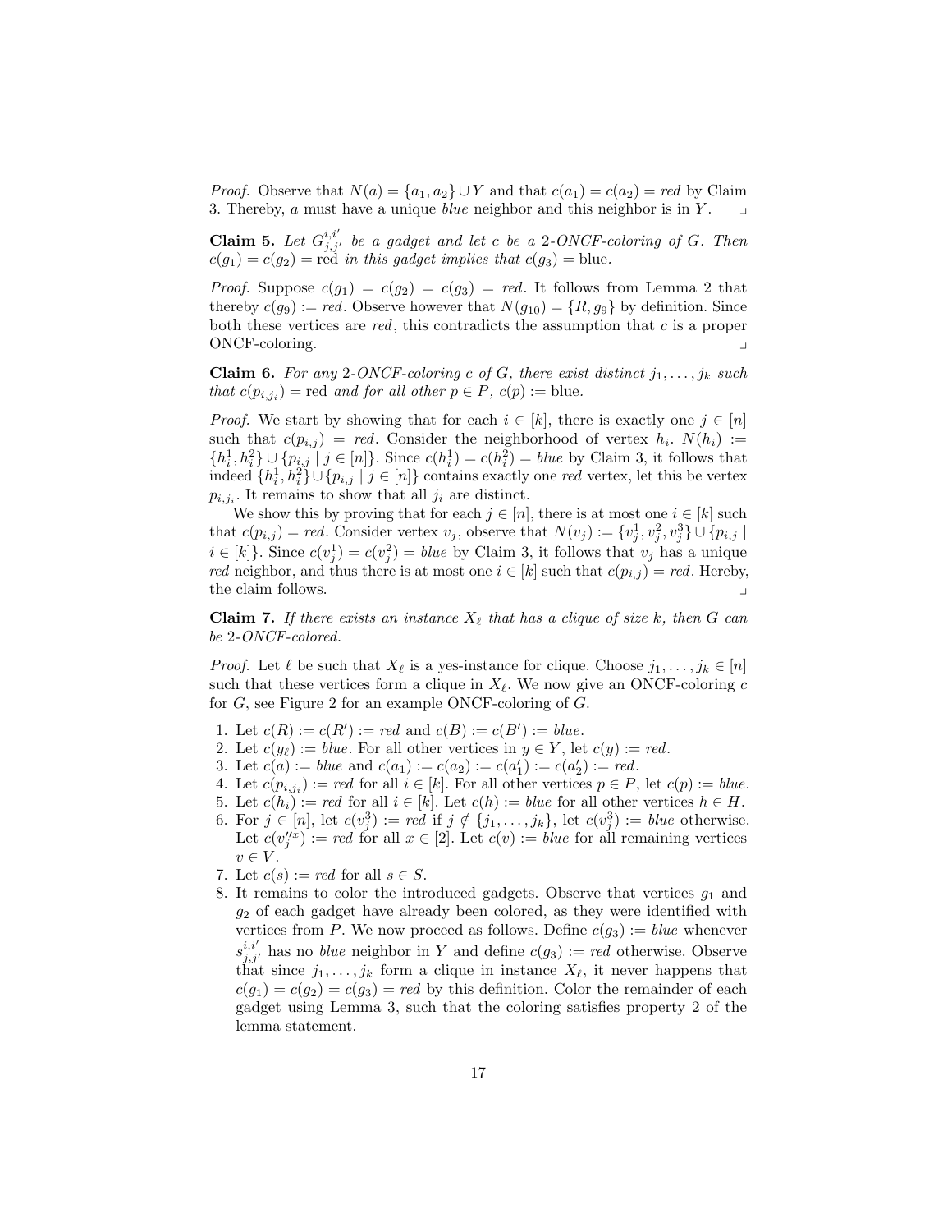*Proof.* Observe that $N(a) = \{a_1, a_2\} \cup Y$ and that $c(a_1) = c(a_2) = red$ by Claim 3. Thereby, $a$ must have a unique *blue* neighbor and this neighbor is in $Y$. ⌟

**Claim 5.** *Let $G^{i,i'}_{j,j'}$ be a gadget and let $c$ be a 2-ONCF-coloring of $G$. Then $c(g_1) = c(g_2) = \text{red}$ in this gadget implies that $c(g_3) = \text{blue}$.*

*Proof.* Suppose $c(g_1) = c(g_2) = c(g_3) = red$. It follows from Lemma 2 that thereby $c(g_9) := red$. Observe however that $N(g_{10}) = \{R, g_9\}$ by definition. Since both these vertices are *red*, this contradicts the assumption that $c$ is a proper ONCF-coloring. ⌟

**Claim 6.** *For any 2-ONCF-coloring $c$ of $G$, there exist distinct $j_1, \ldots, j_k$ such that $c(p_{i,j_i}) = \text{red}$ and for all other $p \in P$, $c(p) := \text{blue}$.*

*Proof.* We start by showing that for each $i \in [k]$, there is exactly one $j \in [n]$ such that $c(p_{i,j}) = red$. Consider the neighborhood of vertex $h_i$. $N(h_i) := \{h^1_i, h^2_i\} \cup \{p_{i,j} \mid j \in [n]\}$. Since $c(h^1_i) = c(h^2_i) = blue$ by Claim 3, it follows that indeed $\{h^1_i, h^2_i\} \cup \{p_{i,j} \mid j \in [n]\}$ contains exactly one *red* vertex, let this be vertex $p_{i,j_i}$. It remains to show that all $j_i$ are distinct.

We show this by proving that for each $j \in [n]$, there is at most one $i \in [k]$ such that $c(p_{i,j}) = red$. Consider vertex $v_j$, observe that $N(v_j) := \{v^1_j, v^2_j, v^3_j\} \cup \{p_{i,j} \mid i \in [k]\}$. Since $c(v^1_j) = c(v^2_j) = blue$ by Claim 3, it follows that $v_j$ has a unique *red* neighbor, and thus there is at most one $i \in [k]$ such that $c(p_{i,j}) = red$. Hereby, the claim follows. ⌟

**Claim 7.** *If there exists an instance $X_\ell$ that has a clique of size $k$, then $G$ can be 2-ONCF-colored.*

*Proof.* Let $\ell$ be such that $X_\ell$ is a yes-instance for clique. Choose $j_1, \ldots, j_k \in [n]$ such that these vertices form a clique in $X_\ell$. We now give an ONCF-coloring $c$ for $G$, see Figure 2 for an example ONCF-coloring of $G$.

1. Let $c(R) := c(R') := red$ and $c(B) := c(B') := blue$.
2. Let $c(y_\ell) := blue$. For all other vertices in $y \in Y$, let $c(y) := red$.
3. Let $c(a) := blue$ and $c(a_1) := c(a_2) := c(a'_1) := c(a'_2) := red$.
4. Let $c(p_{i,j_i}) := red$ for all $i \in [k]$. For all other vertices $p \in P$, let $c(p) := blue$.
5. Let $c(h_i) := red$ for all $i \in [k]$. Let $c(h) := blue$ for all other vertices $h \in H$.
6. For $j \in [n]$, let $c(v^3_j) := red$ if $j \notin \{j_1, \ldots, j_k\}$, let $c(v^3_j) := blue$ otherwise. Let $c(v''^x_j) := red$ for all $x \in [2]$. Let $c(v) := blue$ for all remaining vertices $v \in V$.
7. Let $c(s) := red$ for all $s \in S$.
8. It remains to color the introduced gadgets. Observe that vertices $g_1$ and $g_2$ of each gadget have already been colored, as they were identified with vertices from $P$. We now proceed as follows. Define $c(g_3) := blue$ whenever $s^{i,i'}_{j,j'}$ has no *blue* neighbor in $Y$ and define $c(g_3) := red$ otherwise. Observe that since $j_1, \ldots, j_k$ form a clique in instance $X_\ell$, it never happens that $c(g_1) = c(g_2) = c(g_3) = red$ by this definition. Color the remainder of each gadget using Lemma 3, such that the coloring satisfies property 2 of the lemma statement.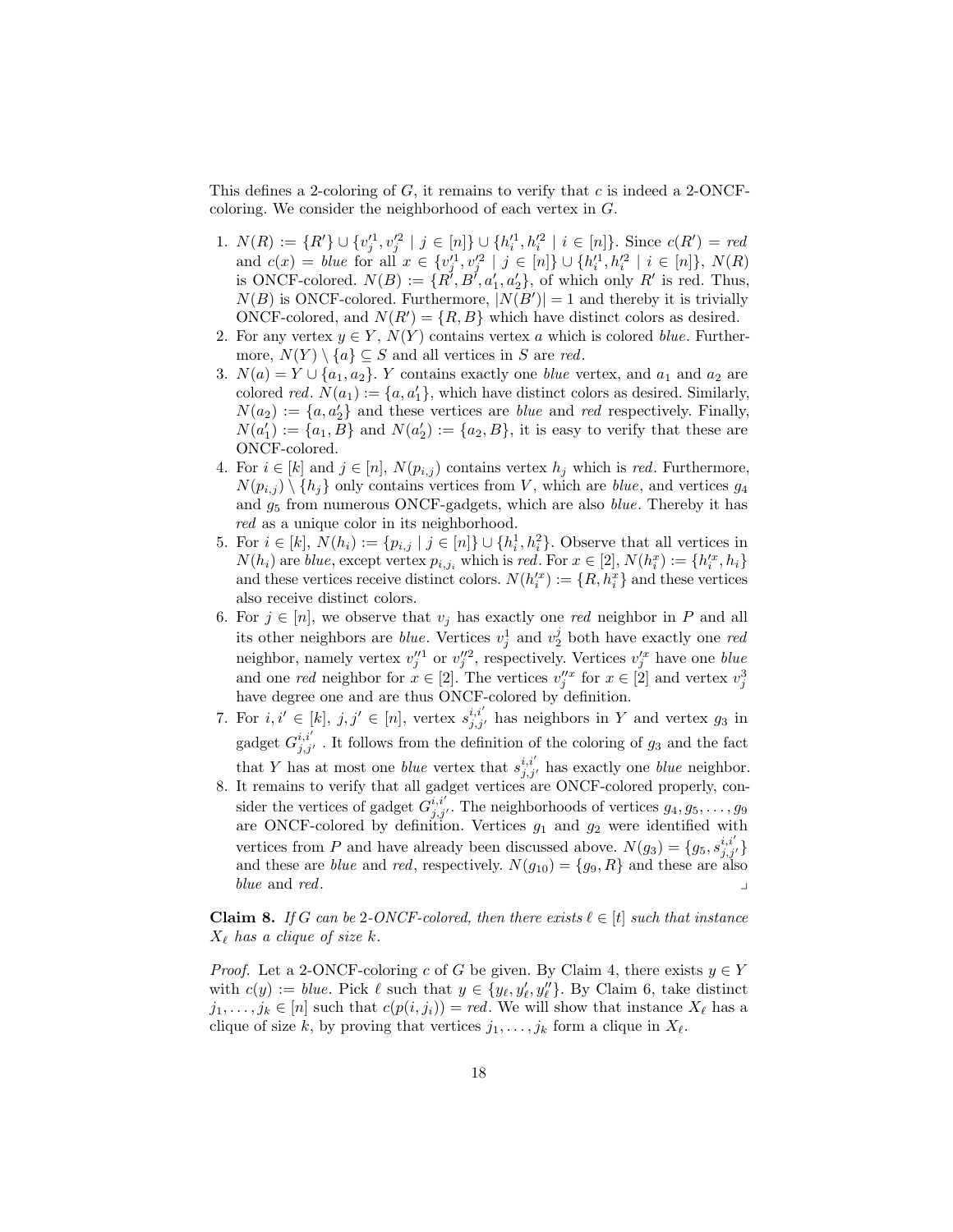This defines a 2-coloring of $G$, it remains to verify that $c$ is indeed a 2-ONCF-coloring. We consider the neighborhood of each vertex in $G$.

1. $N(R) := \{R'\} \cup \{v_j'^1, v_j'^2 \mid j \in [n]\} \cup \{h_i'^1, h_i'^2 \mid i \in [n]\}$. Since $c(R') = red$ and $c(x) = blue$ for all $x \in \{v_j'^1, v_j'^2 \mid j \in [n]\} \cup \{h_i'^1, h_i'^2 \mid i \in [n]\}$, $N(R)$ is ONCF-colored. $N(B) := \{R', B', a_1', a_2'\}$, of which only $R'$ is red. Thus, $N(B)$ is ONCF-colored. Furthermore, $|N(B')| = 1$ and thereby it is trivially ONCF-colored, and $N(R') = \{R, B\}$ which have distinct colors as desired.
2. For any vertex $y \in Y$, $N(Y)$ contains vertex $a$ which is colored *blue*. Furthermore, $N(Y) \setminus \{a\} \subseteq S$ and all vertices in $S$ are *red*.
3. $N(a) = Y \cup \{a_1, a_2\}$. $Y$ contains exactly one *blue* vertex, and $a_1$ and $a_2$ are colored *red*. $N(a_1) := \{a, a_1'\}$, which have distinct colors as desired. Similarly, $N(a_2) := \{a, a_2'\}$ and these vertices are *blue* and *red* respectively. Finally, $N(a_1') := \{a_1, B\}$ and $N(a_2') := \{a_2, B\}$, it is easy to verify that these are ONCF-colored.
4. For $i \in [k]$ and $j \in [n]$, $N(p_{i,j})$ contains vertex $h_j$ which is *red*. Furthermore, $N(p_{i,j}) \setminus \{h_j\}$ only contains vertices from $V$, which are *blue*, and vertices $g_4$ and $g_5$ from numerous ONCF-gadgets, which are also *blue*. Thereby it has *red* as a unique color in its neighborhood.
5. For $i \in [k]$, $N(h_i) := \{p_{i,j} \mid j \in [n]\} \cup \{h_i^1, h_i^2\}$. Observe that all vertices in $N(h_i)$ are *blue*, except vertex $p_{i,j_i}$ which is *red*. For $x \in [2]$, $N(h_i^x) := \{h_i'^x, h_i\}$ and these vertices receive distinct colors. $N(h_i'^x) := \{R, h_i^x\}$ and these vertices also receive distinct colors.
6. For $j \in [n]$, we observe that $v_j$ has exactly one *red* neighbor in $P$ and all its other neighbors are *blue*. Vertices $v_j^1$ and $v_2^j$ both have exactly one *red* neighbor, namely vertex $v_j''^1$ or $v_j''^2$, respectively. Vertices $v_j'^x$ have one *blue* and one *red* neighbor for $x \in [2]$. The vertices $v_j''^x$ for $x \in [2]$ and vertex $v_j^3$ have degree one and are thus ONCF-colored by definition.
7. For $i, i' \in [k]$, $j, j' \in [n]$, vertex $s_{j,j'}^{i,i'}$ has neighbors in $Y$ and vertex $g_3$ in gadget $G_{j,j'}^{i,i'}$. It follows from the definition of the coloring of $g_3$ and the fact that $Y$ has at most one *blue* vertex that $s_{j,j'}^{i,i'}$ has exactly one *blue* neighbor.
8. It remains to verify that all gadget vertices are ONCF-colored properly, consider the vertices of gadget $G_{j,j'}^{i,i'}$. The neighborhoods of vertices $g_4, g_5, \ldots, g_9$ are ONCF-colored by definition. Vertices $g_1$ and $g_2$ were identified with vertices from $P$ and have already been discussed above. $N(g_3) = \{g_5, s_{j,j'}^{i,i'}\}$ and these are *blue* and *red*, respectively. $N(g_{10}) = \{g_9, R\}$ and these are also *blue* and *red*. ⌟

**Claim 8.** *If $G$ can be 2-ONCF-colored, then there exists $\ell \in [t]$ such that instance $X_\ell$ has a clique of size $k$.*

*Proof.* Let a 2-ONCF-coloring $c$ of $G$ be given. By Claim 4, there exists $y \in Y$ with $c(y) := blue$. Pick $\ell$ such that $y \in \{y_\ell, y_\ell', y_\ell''\}$. By Claim 6, take distinct $j_1, \ldots, j_k \in [n]$ such that $c(p(i, j_i)) = red$. We will show that instance $X_\ell$ has a clique of size $k$, by proving that vertices $j_1, \ldots, j_k$ form a clique in $X_\ell$.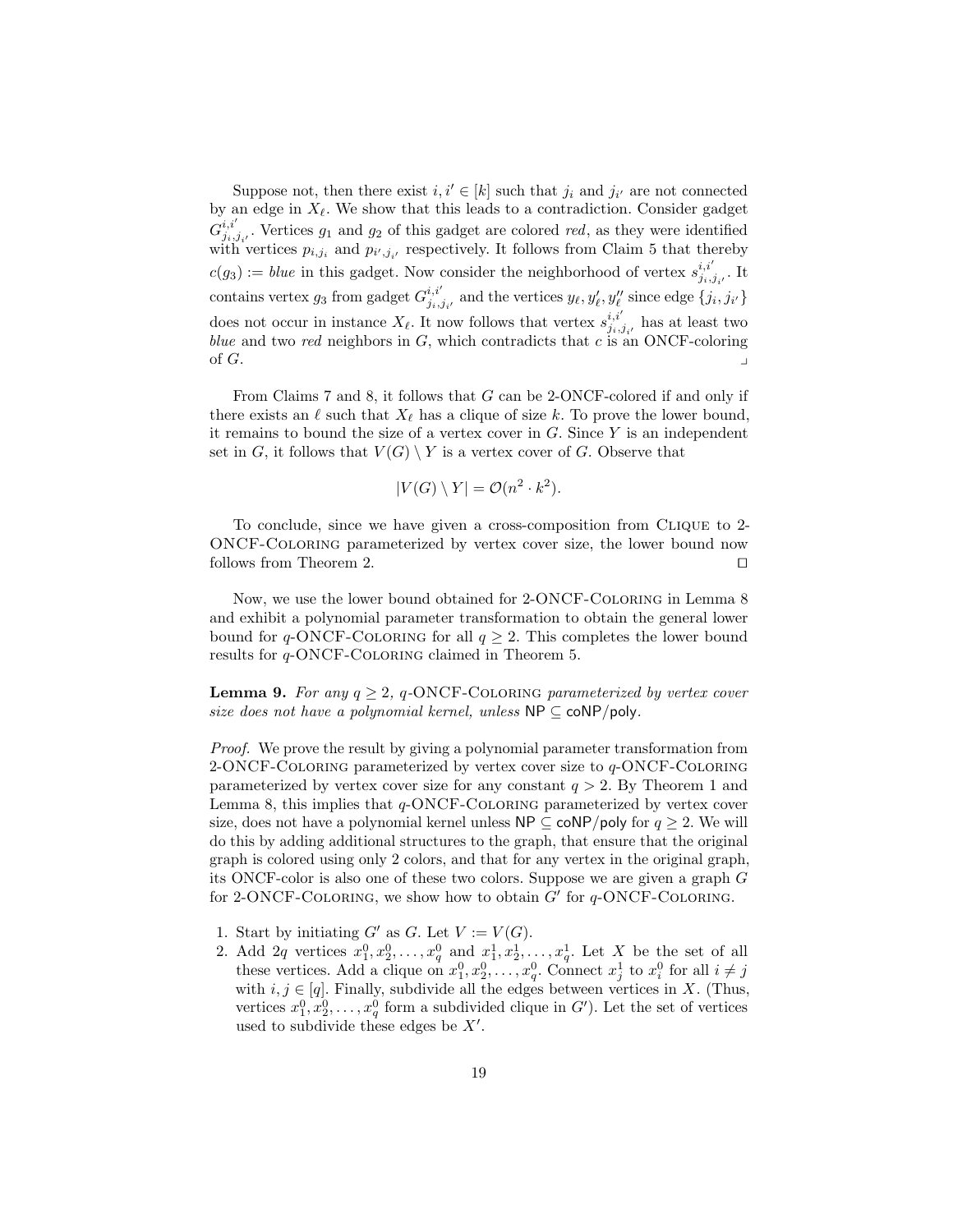Suppose not, then there exist $i, i' \in [k]$ such that $j_i$ and $j_{i'}$ are not connected by an edge in $X_\ell$. We show that this leads to a contradiction. Consider gadget $G^{i,i'}_{j_i,j_{i'}}$. Vertices $g_1$ and $g_2$ of this gadget are colored *red*, as they were identified with vertices $p_{i,j_i}$ and $p_{i',j_{i'}}$ respectively. It follows from Claim 5 that thereby $c(g_3) :=$ *blue* in this gadget. Now consider the neighborhood of vertex $s^{i,i'}_{j_i,j_{i'}}$. It contains vertex $g_3$ from gadget $G^{i,i'}_{j_i,j_{i'}}$ and the vertices $y_\ell, y'_\ell, y''_\ell$ since edge $\{j_i, j_{i'}\}$ does not occur in instance $X_\ell$. It now follows that vertex $s^{i,i'}_{j_i,j_{i'}}$ has at least two *blue* and two *red* neighbors in $G$, which contradicts that $c$ is an ONCF-coloring of $G$. ⌟

From Claims 7 and 8, it follows that $G$ can be 2-ONCF-colored if and only if there exists an $\ell$ such that $X_\ell$ has a clique of size $k$. To prove the lower bound, it remains to bound the size of a vertex cover in $G$. Since $Y$ is an independent set in $G$, it follows that $V(G) \setminus Y$ is a vertex cover of $G$. Observe that

$$|V(G) \setminus Y| = \mathcal{O}(n^2 \cdot k^2).$$

To conclude, since we have given a cross-composition from Clique to 2-ONCF-Coloring parameterized by vertex cover size, the lower bound now follows from Theorem 2. ◻

Now, we use the lower bound obtained for 2-ONCF-Coloring in Lemma 8 and exhibit a polynomial parameter transformation to obtain the general lower bound for $q$-ONCF-Coloring for all $q \geq 2$. This completes the lower bound results for $q$-ONCF-Coloring claimed in Theorem 5.

**Lemma 9.** *For any $q \geq 2$, $q$-ONCF-Coloring parameterized by vertex cover size does not have a polynomial kernel, unless* $\mathsf{NP} \subseteq \mathsf{coNP/poly}$.

*Proof.* We prove the result by giving a polynomial parameter transformation from 2-ONCF-Coloring parameterized by vertex cover size to $q$-ONCF-Coloring parameterized by vertex cover size for any constant $q > 2$. By Theorem 1 and Lemma 8, this implies that $q$-ONCF-Coloring parameterized by vertex cover size, does not have a polynomial kernel unless $\mathsf{NP} \subseteq \mathsf{coNP/poly}$ for $q \geq 2$. We will do this by adding additional structures to the graph, that ensure that the original graph is colored using only 2 colors, and that for any vertex in the original graph, its ONCF-color is also one of these two colors. Suppose we are given a graph $G$ for 2-ONCF-Coloring, we show how to obtain $G'$ for $q$-ONCF-Coloring.

1. Start by initiating $G'$ as $G$. Let $V := V(G)$.
2. Add $2q$ vertices $x^0_1, x^0_2, \ldots, x^0_q$ and $x^1_1, x^1_2, \ldots, x^1_q$. Let $X$ be the set of all these vertices. Add a clique on $x^0_1, x^0_2, \ldots, x^0_q$. Connect $x^1_j$ to $x^0_i$ for all $i \neq j$ with $i, j \in [q]$. Finally, subdivide all the edges between vertices in $X$. (Thus, vertices $x^0_1, x^0_2, \ldots, x^0_q$ form a subdivided clique in $G'$). Let the set of vertices used to subdivide these edges be $X'$.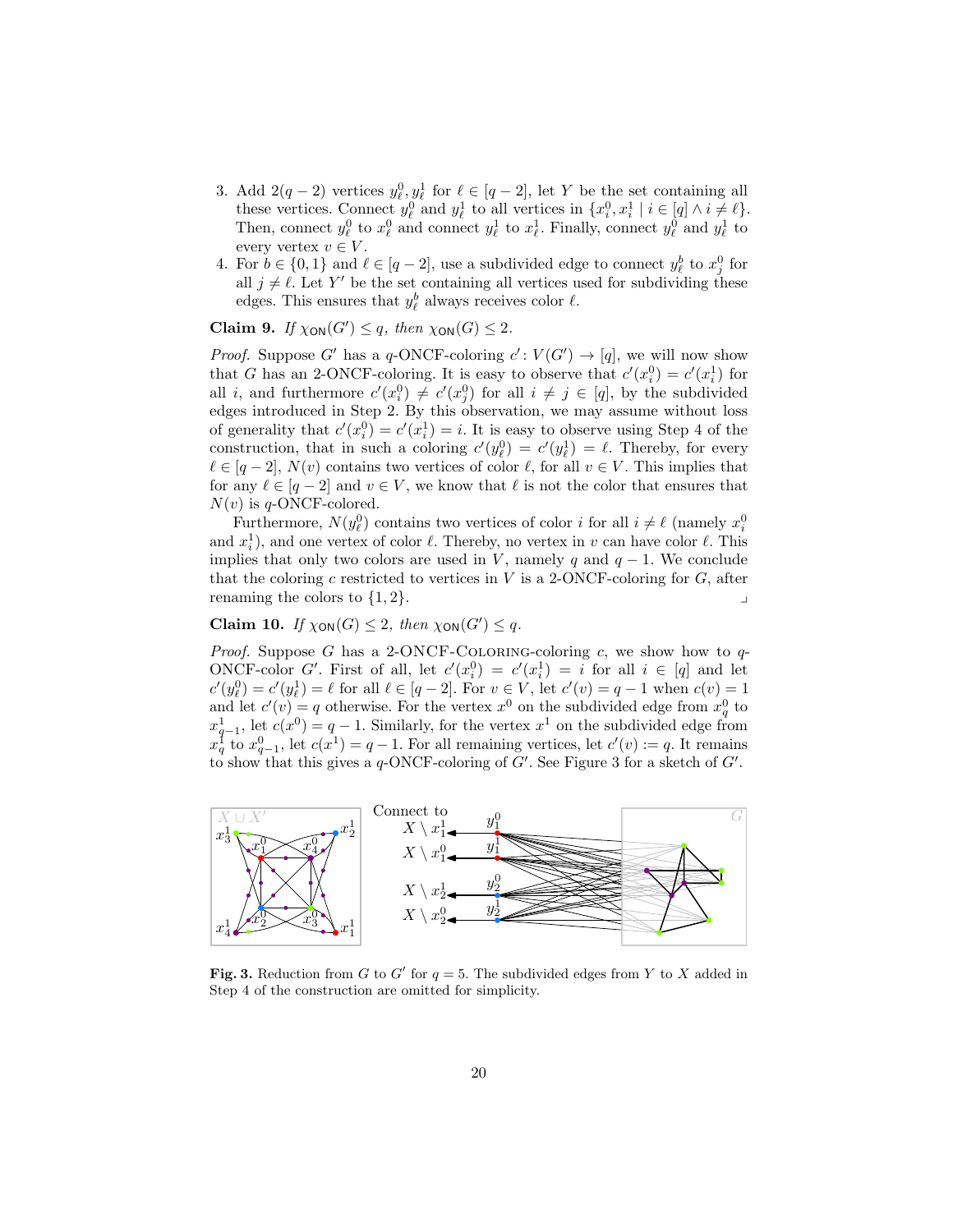3. Add $2(q-2)$ vertices $y_\ell^0, y_\ell^1$ for $\ell \in [q-2]$, let $Y$ be the set containing all these vertices. Connect $y_\ell^0$ and $y_\ell^1$ to all vertices in $\{x_i^0, x_i^1 \mid i \in [q] \wedge i \neq \ell\}$. Then, connect $y_\ell^0$ to $x_\ell^0$ and connect $y_\ell^1$ to $x_\ell^1$. Finally, connect $y_\ell^0$ and $y_\ell^1$ to every vertex $v \in V$.
4. For $b \in \{0,1\}$ and $\ell \in [q-2]$, use a subdivided edge to connect $y_\ell^b$ to $x_j^0$ for all $j \neq \ell$. Let $Y'$ be the set containing all vertices used for subdividing these edges. This ensures that $y_\ell^b$ always receives color $\ell$.

**Claim 9.** *If $\chi_{\mathsf{ON}}(G') \leq q$, then $\chi_{\mathsf{ON}}(G) \leq 2$.*

*Proof.* Suppose $G'$ has a $q$-ONCF-coloring $c' : V(G') \to [q]$, we will now show that $G$ has an 2-ONCF-coloring. It is easy to observe that $c'(x_i^0) = c'(x_i^1)$ for all $i$, and furthermore $c'(x_i^0) \neq c'(x_j^0)$ for all $i \neq j \in [q]$, by the subdivided edges introduced in Step 2. By this observation, we may assume without loss of generality that $c'(x_i^0) = c'(x_i^1) = i$. It is easy to observe using Step 4 of the construction, that in such a coloring $c'(y_\ell^0) = c'(y_\ell^1) = \ell$. Thereby, for every $\ell \in [q-2]$, $N(v)$ contains two vertices of color $\ell$, for all $v \in V$. This implies that for any $\ell \in [q-2]$ and $v \in V$, we know that $\ell$ is not the color that ensures that $N(v)$ is $q$-ONCF-colored.

Furthermore, $N(y_\ell^0)$ contains two vertices of color $i$ for all $i \neq \ell$ (namely $x_i^0$ and $x_i^1$), and one vertex of color $\ell$. Thereby, no vertex in $v$ can have color $\ell$. This implies that only two colors are used in $V$, namely $q$ and $q-1$. We conclude that the coloring $c$ restricted to vertices in $V$ is a 2-ONCF-coloring for $G$, after renaming the colors to $\{1, 2\}$. ⌟

**Claim 10.** *If $\chi_{\mathsf{ON}}(G) \leq 2$, then $\chi_{\mathsf{ON}}(G') \leq q$.*

*Proof.* Suppose $G$ has a 2-ONCF-Coloring-coloring $c$, we show how to $q$-ONCF-color $G'$. First of all, let $c'(x_i^0) = c'(x_i^1) = i$ for all $i \in [q]$ and let $c'(y_\ell^0) = c'(y_\ell^1) = \ell$ for all $\ell \in [q-2]$. For $v \in V$, let $c'(v) = q-1$ when $c(v) = 1$ and let $c'(v) = q$ otherwise. For the vertex $x^0$ on the subdivided edge from $x_q^0$ to $x_{q-1}^1$, let $c(x^0) = q-1$. Similarly, for the vertex $x^1$ on the subdivided edge from $x_q^1$ to $x_{q-1}^0$, let $c(x^1) = q-1$. For all remaining vertices, let $c'(v) := q$. It remains to show that this gives a $q$-ONCF-coloring of $G'$. See Figure 3 for a sketch of $G'$.

**Fig. 3.** Reduction from $G$ to $G'$ for $q = 5$. The subdivided edges from $Y$ to $X$ added in Step 4 of the construction are omitted for simplicity.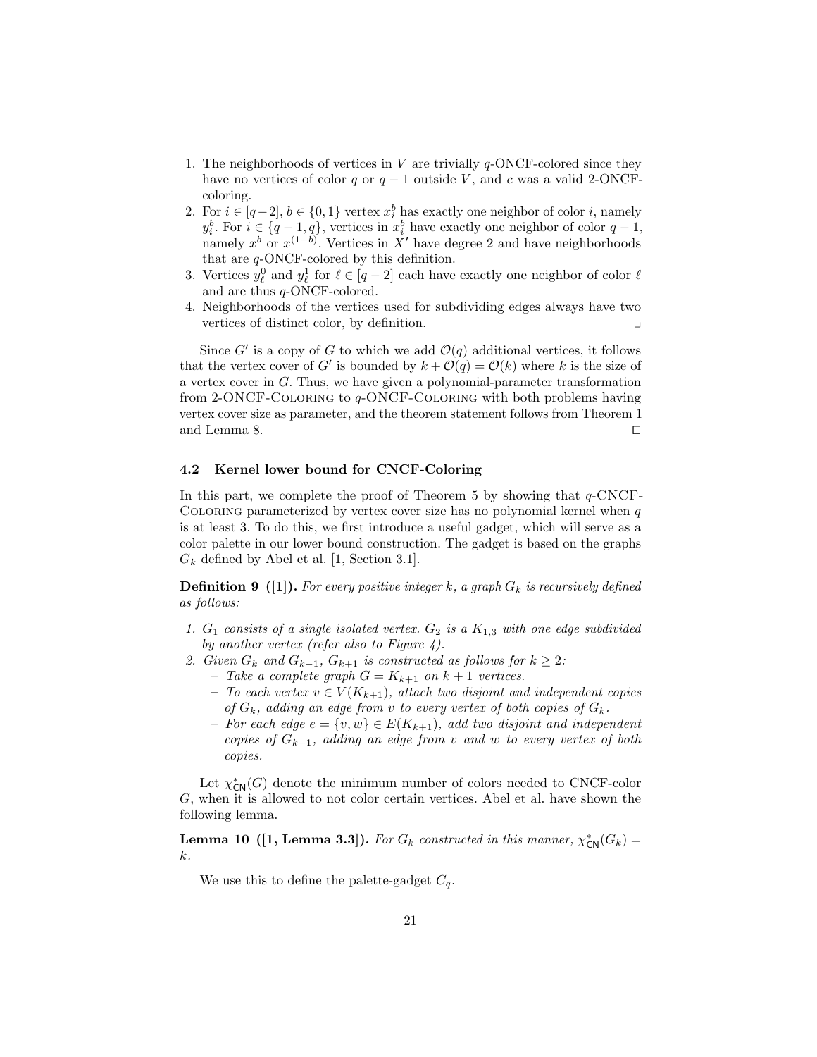1. The neighborhoods of vertices in $V$ are trivially $q$-ONCF-colored since they have no vertices of color $q$ or $q-1$ outside $V$, and $c$ was a valid 2-ONCF-coloring.
2. For $i \in [q-2]$, $b \in \{0,1\}$ vertex $x_i^b$ has exactly one neighbor of color $i$, namely $y_i^b$. For $i \in \{q-1, q\}$, vertices in $x_i^b$ have exactly one neighbor of color $q-1$, namely $x^b$ or $x^{(1-b)}$. Vertices in $X'$ have degree 2 and have neighborhoods that are $q$-ONCF-colored by this definition.
3. Vertices $y_\ell^0$ and $y_\ell^1$ for $\ell \in [q-2]$ each have exactly one neighbor of color $\ell$ and are thus $q$-ONCF-colored.
4. Neighborhoods of the vertices used for subdividing edges always have two vertices of distinct color, by definition. ⌟

Since $G'$ is a copy of $G$ to which we add $\mathcal{O}(q)$ additional vertices, it follows that the vertex cover of $G'$ is bounded by $k + \mathcal{O}(q) = \mathcal{O}(k)$ where $k$ is the size of a vertex cover in $G$. Thus, we have given a polynomial-parameter transformation from 2-ONCF-Coloring to $q$-ONCF-Coloring with both problems having vertex cover size as parameter, and the theorem statement follows from Theorem 1 and Lemma 8. ◻

### 4.2 Kernel lower bound for CNCF-Coloring

In this part, we complete the proof of Theorem 5 by showing that $q$-CNCF-Coloring parameterized by vertex cover size has no polynomial kernel when $q$ is at least 3. To do this, we first introduce a useful gadget, which will serve as a color palette in our lower bound construction. The gadget is based on the graphs $G_k$ defined by Abel et al. [1, Section 3.1].

**Definition 9 ([1]).** *For every positive integer $k$, a graph $G_k$ is recursively defined as follows:*

1. *$G_1$ consists of a single isolated vertex. $G_2$ is a $K_{1,3}$ with one edge subdivided by another vertex (refer also to Figure 4).*
2. *Given $G_k$ and $G_{k-1}$, $G_{k+1}$ is constructed as follows for $k \geq 2$:*
   - *Take a complete graph $G = K_{k+1}$ on $k+1$ vertices.*
   - *To each vertex $v \in V(K_{k+1})$, attach two disjoint and independent copies of $G_k$, adding an edge from $v$ to every vertex of both copies of $G_k$.*
   - *For each edge $e = \{v, w\} \in E(K_{k+1})$, add two disjoint and independent copies of $G_{k-1}$, adding an edge from $v$ and $w$ to every vertex of both copies.*

Let $\chi^*_{\mathsf{CN}}(G)$ denote the minimum number of colors needed to CNCF-color $G$, when it is allowed to not color certain vertices. Abel et al. have shown the following lemma.

**Lemma 10 ([1, Lemma 3.3]).** *For $G_k$ constructed in this manner, $\chi^*_{\mathsf{CN}}(G_k) = k$.*

We use this to define the palette-gadget $C_q$.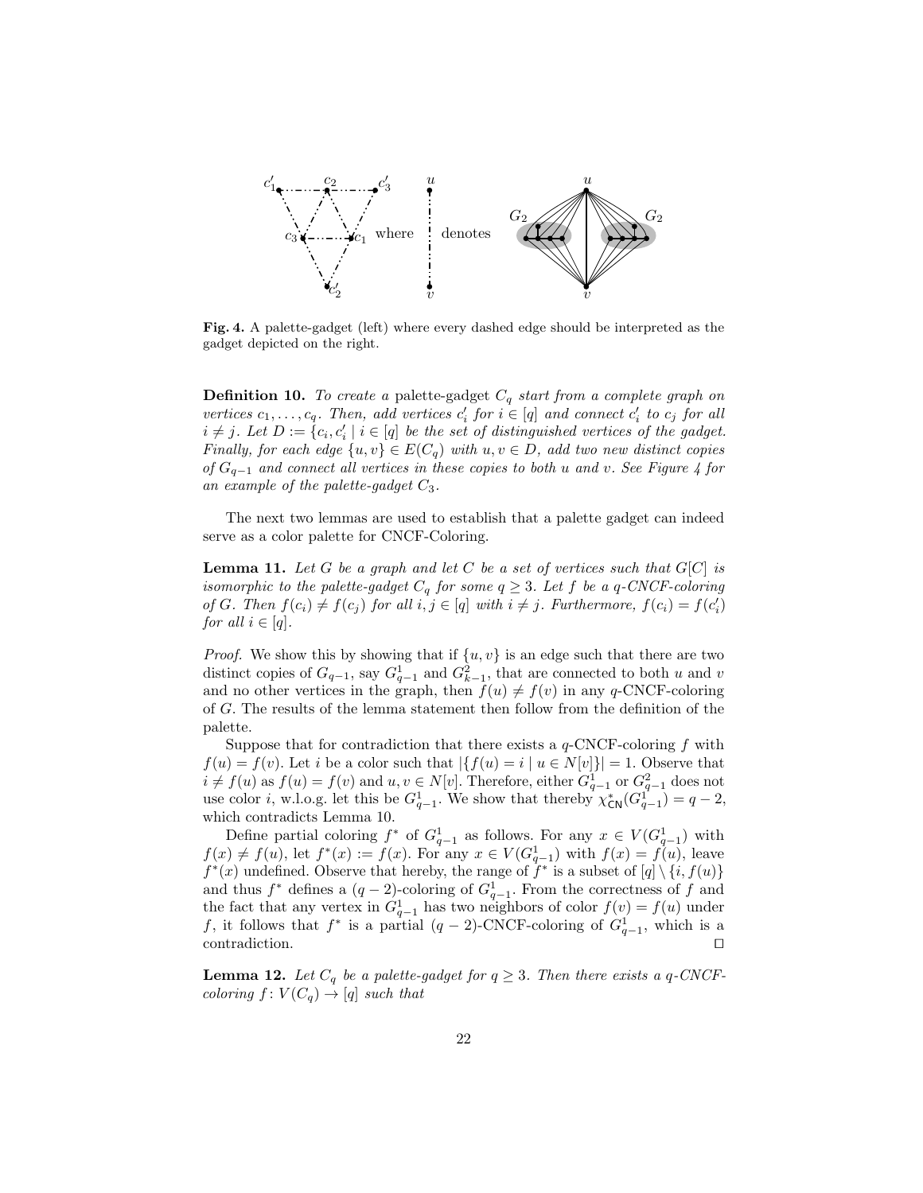**Fig. 4.** A palette-gadget (left) where every dashed edge should be interpreted as the gadget depicted on the right.

**Definition 10.** *To create a* palette-gadget $C_q$ *start from a complete graph on vertices* $c_1, \ldots, c_q$*. Then, add vertices* $c'_i$ *for* $i \in [q]$ *and connect* $c'_i$ *to* $c_j$ *for all* $i \neq j$*. Let* $D := \{c_i, c'_i \mid i \in [q]$ *be the set of distinguished vertices of the gadget. Finally, for each edge* $\{u, v\} \in E(C_q)$ *with* $u, v \in D$*, add two new distinct copies of* $G_{q-1}$ *and connect all vertices in these copies to both* $u$ *and* $v$*. See Figure 4 for an example of the palette-gadget* $C_3$*.*

The next two lemmas are used to establish that a palette gadget can indeed serve as a color palette for CNCF-Coloring.

**Lemma 11.** *Let* $G$ *be a graph and let* $C$ *be a set of vertices such that* $G[C]$ *is isomorphic to the palette-gadget* $C_q$ *for some* $q \geq 3$*. Let* $f$ *be a* $q$*-CNCF-coloring of* $G$*. Then* $f(c_i) \neq f(c_j)$ *for all* $i, j \in [q]$ *with* $i \neq j$*. Furthermore,* $f(c_i) = f(c'_i)$ *for all* $i \in [q]$*.*

*Proof.* We show this by showing that if $\{u, v\}$ is an edge such that there are two distinct copies of $G_{q-1}$, say $G^1_{q-1}$ and $G^2_{k-1}$, that are connected to both $u$ and $v$ and no other vertices in the graph, then $f(u) \neq f(v)$ in any $q$-CNCF-coloring of $G$. The results of the lemma statement then follow from the definition of the palette.

Suppose that for contradiction that there exists a $q$-CNCF-coloring $f$ with $f(u) = f(v)$. Let $i$ be a color such that $|\{f(u) = i \mid u \in N[v]\}| = 1$. Observe that $i \neq f(u)$ as $f(u) = f(v)$ and $u, v \in N[v]$. Therefore, either $G^1_{q-1}$ or $G^2_{q-1}$ does not use color $i$, w.l.o.g. let this be $G^1_{q-1}$. We show that thereby $\chi^*_{\mathsf{CN}}(G^1_{q-1}) = q - 2$, which contradicts Lemma 10.

Define partial coloring $f^*$ of $G^1_{q-1}$ as follows. For any $x \in V(G^1_{q-1})$ with $f(x) \neq f(u)$, let $f^*(x) := f(x)$. For any $x \in V(G^1_{q-1})$ with $f(x) = f(u)$, leave $f^*(x)$ undefined. Observe that hereby, the range of $f^*$ is a subset of $[q] \setminus \{i, f(u)\}$ and thus $f^*$ defines a $(q-2)$-coloring of $G^1_{q-1}$. From the correctness of $f$ and the fact that any vertex in $G^1_{q-1}$ has two neighbors of color $f(v) = f(u)$ under $f$, it follows that $f^*$ is a partial $(q-2)$-CNCF-coloring of $G^1_{q-1}$, which is a contradiction. ◻

**Lemma 12.** *Let* $C_q$ *be a palette-gadget for* $q \geq 3$*. Then there exists a* $q$*-CNCF-coloring* $f \colon V(C_q) \to [q]$ *such that*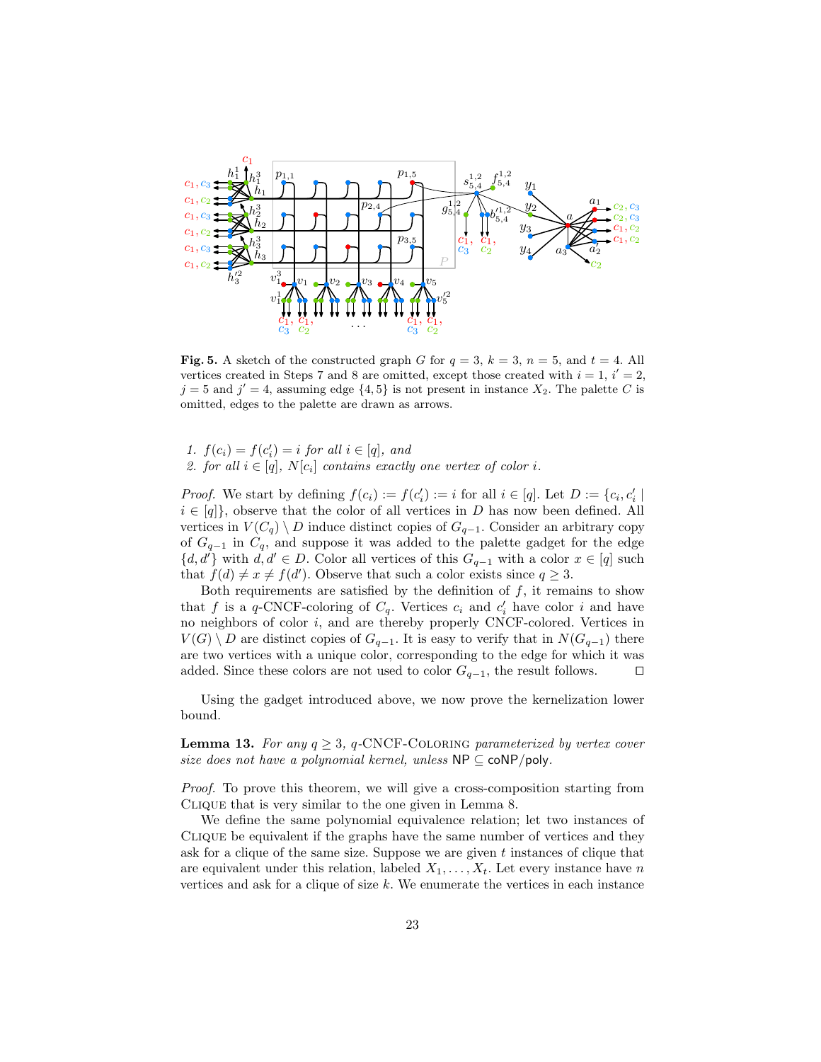**Fig. 5.** A sketch of the constructed graph $G$ for $q = 3$, $k = 3$, $n = 5$, and $t = 4$. All vertices created in Steps 7 and 8 are omitted, except those created with $i = 1$, $i' = 2$, $j = 5$ and $j' = 4$, assuming edge $\{4, 5\}$ is not present in instance $X_2$. The palette $C$ is omitted, edges to the palette are drawn as arrows.

1. $f(c_i) = f(c'_i) = i$ *for all* $i \in [q]$, *and*
2. *for all* $i \in [q]$, $N[c_i]$ *contains exactly one vertex of color* $i$.

*Proof.* We start by defining $f(c_i) := f(c'_i) := i$ for all $i \in [q]$. Let $D := \{c_i, c'_i \mid i \in [q]\}$, observe that the color of all vertices in $D$ has now been defined. All vertices in $V(C_q) \setminus D$ induce distinct copies of $G_{q-1}$. Consider an arbitrary copy of $G_{q-1}$ in $C_q$, and suppose it was added to the palette gadget for the edge $\{d, d'\}$ with $d, d' \in D$. Color all vertices of this $G_{q-1}$ with a color $x \in [q]$ such that $f(d) \neq x \neq f(d')$. Observe that such a color exists since $q \geq 3$.

Both requirements are satisfied by the definition of $f$, it remains to show that $f$ is a $q$-CNCF-coloring of $C_q$. Vertices $c_i$ and $c'_i$ have color $i$ and have no neighbors of color $i$, and are thereby properly CNCF-colored. Vertices in $V(G) \setminus D$ are distinct copies of $G_{q-1}$. It is easy to verify that in $N(G_{q-1})$ there are two vertices with a unique color, corresponding to the edge for which it was added. Since these colors are not used to color $G_{q-1}$, the result follows. $\square$

Using the gadget introduced above, we now prove the kernelization lower bound.

**Lemma 13.** *For any* $q \geq 3$, $q$-CNCF-Coloring *parameterized by vertex cover size does not have a polynomial kernel, unless* NP $\subseteq$ coNP/poly.

*Proof.* To prove this theorem, we will give a cross-composition starting from Clique that is very similar to the one given in Lemma 8.

We define the same polynomial equivalence relation; let two instances of Clique be equivalent if the graphs have the same number of vertices and they ask for a clique of the same size. Suppose we are given $t$ instances of clique that are equivalent under this relation, labeled $X_1, \ldots, X_t$. Let every instance have $n$ vertices and ask for a clique of size $k$. We enumerate the vertices in each instance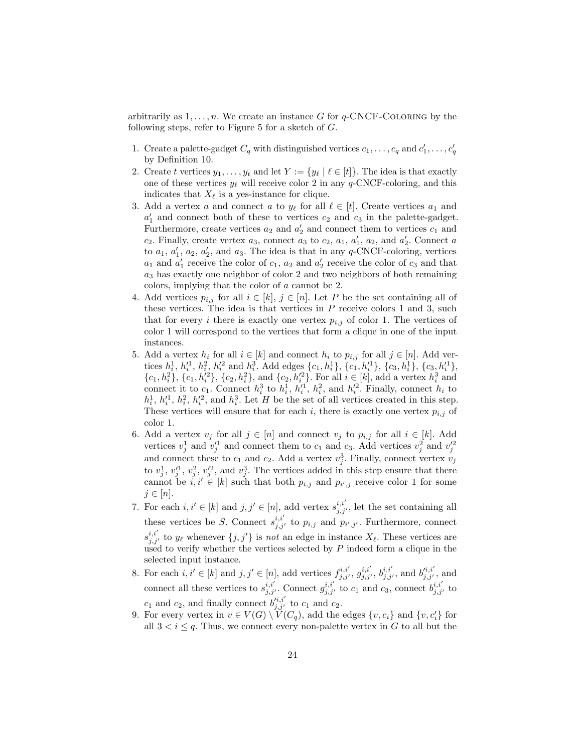arbitrarily as $1, \ldots, n$. We create an instance $G$ for $q$-CNCF-Coloring by the following steps, refer to Figure 5 for a sketch of $G$.

1. Create a palette-gadget $C_q$ with distinguished vertices $c_1, \ldots, c_q$ and $c'_1, \ldots, c'_q$ by Definition 10.
2. Create $t$ vertices $y_1, \ldots, y_t$ and let $Y := \{y_\ell \mid \ell \in [t]\}$. The idea is that exactly one of these vertices $y_\ell$ will receive color 2 in any $q$-CNCF-coloring, and this indicates that $X_\ell$ is a yes-instance for clique.
3. Add a vertex $a$ and connect $a$ to $y_\ell$ for all $\ell \in [t]$. Create vertices $a_1$ and $a'_1$ and connect both of these to vertices $c_2$ and $c_3$ in the palette-gadget. Furthermore, create vertices $a_2$ and $a'_2$ and connect them to vertices $c_1$ and $c_2$. Finally, create vertex $a_3$, connect $a_3$ to $c_2$, $a_1$, $a'_1$, $a_2$, and $a'_2$. Connect $a$ to $a_1$, $a'_1$, $a_2$, $a'_2$, and $a_3$. The idea is that in any $q$-CNCF-coloring, vertices $a_1$ and $a'_1$ receive the color of $c_1$, $a_2$ and $a'_2$ receive the color of $c_3$ and that $a_3$ has exactly one neighbor of color 2 and two neighbors of both remaining colors, implying that the color of $a$ cannot be 2.
4. Add vertices $p_{i,j}$ for all $i \in [k]$, $j \in [n]$. Let $P$ be the set containing all of these vertices. The idea is that vertices in $P$ receive colors 1 and 3, such that for every $i$ there is exactly one vertex $p_{i,j}$ of color 1. The vertices of color 1 will correspond to the vertices that form a clique in one of the input instances.
5. Add a vertex $h_i$ for all $i \in [k]$ and connect $h_i$ to $p_{i,j}$ for all $j \in [n]$. Add vertices $h_i^1$, $h_i'^1$, $h_i^2$, $h_i'^2$ and $h_i^3$. Add edges $\{c_1, h_i^1\}$, $\{c_1, h_i'^1\}$, $\{c_3, h_i^1\}$, $\{c_3, h_i'^1\}$, $\{c_1, h_i^2\}$, $\{c_1, h_i'^2\}$, $\{c_2, h_i^2\}$, and $\{c_2, h_i'^2\}$. For all $i \in [k]$, add a vertex $h_i^3$ and connect it to $c_1$. Connect $h_i^3$ to $h_i^1$, $h_i'^1$, $h_i^2$, and $h_i'^2$. Finally, connect $h_i$ to $h_i^1$, $h_i'^1$, $h_i^2$, $h_i'^2$, and $h_i^3$. Let $H$ be the set of all vertices created in this step. These vertices will ensure that for each $i$, there is exactly one vertex $p_{i,j}$ of color 1.
6. Add a vertex $v_j$ for all $j \in [n]$ and connect $v_j$ to $p_{i,j}$ for all $i \in [k]$. Add vertices $v_j^1$ and $v_j'^1$ and connect them to $c_1$ and $c_3$. Add vertices $v_j^2$ and $v_j'^2$ and connect these to $c_1$ and $c_2$. Add a vertex $v_j^3$. Finally, connect vertex $v_j$ to $v_j^1$, $v_j'^1$, $v_j^2$, $v_j'^2$, and $v_j^3$. The vertices added in this step ensure that there cannot be $i, i' \in [k]$ such that both $p_{i,j}$ and $p_{i',j}$ receive color 1 for some $j \in [n]$.
7. For each $i, i' \in [k]$ and $j, j' \in [n]$, add vertex $s_{j,j'}^{i,i'}$, let the set containing all these vertices be $S$. Connect $s_{j,j'}^{i,i'}$ to $p_{i,j}$ and $p_{i',j'}$. Furthermore, connect $s_{j,j'}^{i,i'}$ to $y_\ell$ whenever $\{j, j'\}$ is *not* an edge in instance $X_\ell$. These vertices are used to verify whether the vertices selected by $P$ indeed form a clique in the selected input instance.
8. For each $i, i' \in [k]$ and $j, j' \in [n]$, add vertices $f_{j,j'}^{i,i'}$, $g_{j,j'}^{i,i'}$, $b_{j,j'}^{i,i'}$, and $b_{j,j'}'^{i,i'}$, and connect all these vertices to $s_{j,j'}^{i,i'}$. Connect $g_{j,j'}^{i,i'}$ to $c_1$ and $c_3$, connect $b_{j,j'}^{i,i'}$ to $c_1$ and $c_2$, and finally connect $b_{j,j'}'^{i,i'}$ to $c_1$ and $c_2$.
9. For every vertex in $v \in V(G) \setminus V(C_q)$, add the edges $\{v, c_i\}$ and $\{v, c'_i\}$ for all $3 < i \leq q$. Thus, we connect every non-palette vertex in $G$ to all but the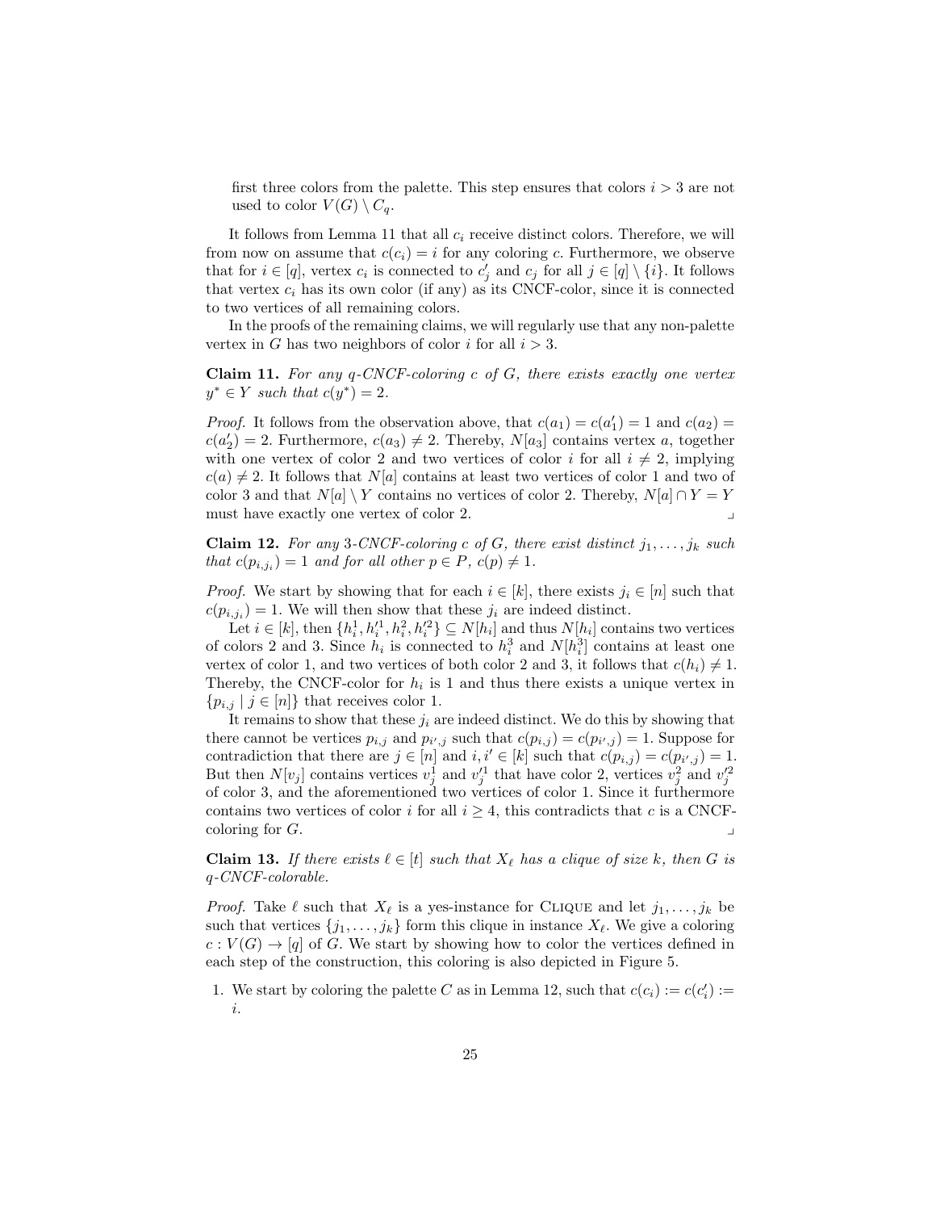first three colors from the palette. This step ensures that colors $i > 3$ are not used to color $V(G) \setminus C_q$.

It follows from Lemma 11 that all $c_i$ receive distinct colors. Therefore, we will from now on assume that $c(c_i) = i$ for any coloring $c$. Furthermore, we observe that for $i \in [q]$, vertex $c_i$ is connected to $c'_j$ and $c_j$ for all $j \in [q] \setminus \{i\}$. It follows that vertex $c_i$ has its own color (if any) as its CNCF-color, since it is connected to two vertices of all remaining colors.

In the proofs of the remaining claims, we will regularly use that any non-palette vertex in $G$ has two neighbors of color $i$ for all $i > 3$.

**Claim 11.** *For any $q$-CNCF-coloring $c$ of $G$, there exists exactly one vertex $y^* \in Y$ such that $c(y^*) = 2$.*

*Proof.* It follows from the observation above, that $c(a_1) = c(a'_1) = 1$ and $c(a_2) = c(a'_2) = 2$. Furthermore, $c(a_3) \neq 2$. Thereby, $N[a_3]$ contains vertex $a$, together with one vertex of color 2 and two vertices of color $i$ for all $i \neq 2$, implying $c(a) \neq 2$. It follows that $N[a]$ contains at least two vertices of color 1 and two of color 3 and that $N[a] \setminus Y$ contains no vertices of color 2. Thereby, $N[a] \cap Y = Y$ must have exactly one vertex of color 2. ⌟

**Claim 12.** *For any 3-CNCF-coloring $c$ of $G$, there exist distinct $j_1, \ldots, j_k$ such that $c(p_{i,j_i}) = 1$ and for all other $p \in P$, $c(p) \neq 1$.*

*Proof.* We start by showing that for each $i \in [k]$, there exists $j_i \in [n]$ such that $c(p_{i,j_i}) = 1$. We will then show that these $j_i$ are indeed distinct.

Let $i \in [k]$, then $\{h_i^1, h_i'^1, h_i^2, h_i'^2\} \subseteq N[h_i]$ and thus $N[h_i]$ contains two vertices of colors 2 and 3. Since $h_i$ is connected to $h_i^3$ and $N[h_i^3]$ contains at least one vertex of color 1, and two vertices of both color 2 and 3, it follows that $c(h_i) \neq 1$. Thereby, the CNCF-color for $h_i$ is 1 and thus there exists a unique vertex in $\{p_{i,j} \mid j \in [n]\}$ that receives color 1.

It remains to show that these $j_i$ are indeed distinct. We do this by showing that there cannot be vertices $p_{i,j}$ and $p_{i',j}$ such that $c(p_{i,j}) = c(p_{i',j}) = 1$. Suppose for contradiction that there are $j \in [n]$ and $i, i' \in [k]$ such that $c(p_{i,j}) = c(p_{i',j}) = 1$. But then $N[v_j]$ contains vertices $v_j^1$ and $v_j'^1$ that have color 2, vertices $v_j^2$ and $v_j'^2$ of color 3, and the aforementioned two vertices of color 1. Since it furthermore contains two vertices of color $i$ for all $i \geq 4$, this contradicts that $c$ is a CNCF-coloring for $G$. ⌟

**Claim 13.** *If there exists $\ell \in [t]$ such that $X_\ell$ has a clique of size $k$, then $G$ is $q$-CNCF-colorable.*

*Proof.* Take $\ell$ such that $X_\ell$ is a yes-instance for Clique and let $j_1, \ldots, j_k$ be such that vertices $\{j_1, \ldots, j_k\}$ form this clique in instance $X_\ell$. We give a coloring $c : V(G) \to [q]$ of $G$. We start by showing how to color the vertices defined in each step of the construction, this coloring is also depicted in Figure 5.

1. We start by coloring the palette $C$ as in Lemma 12, such that $c(c_i) := c(c'_i) := i$.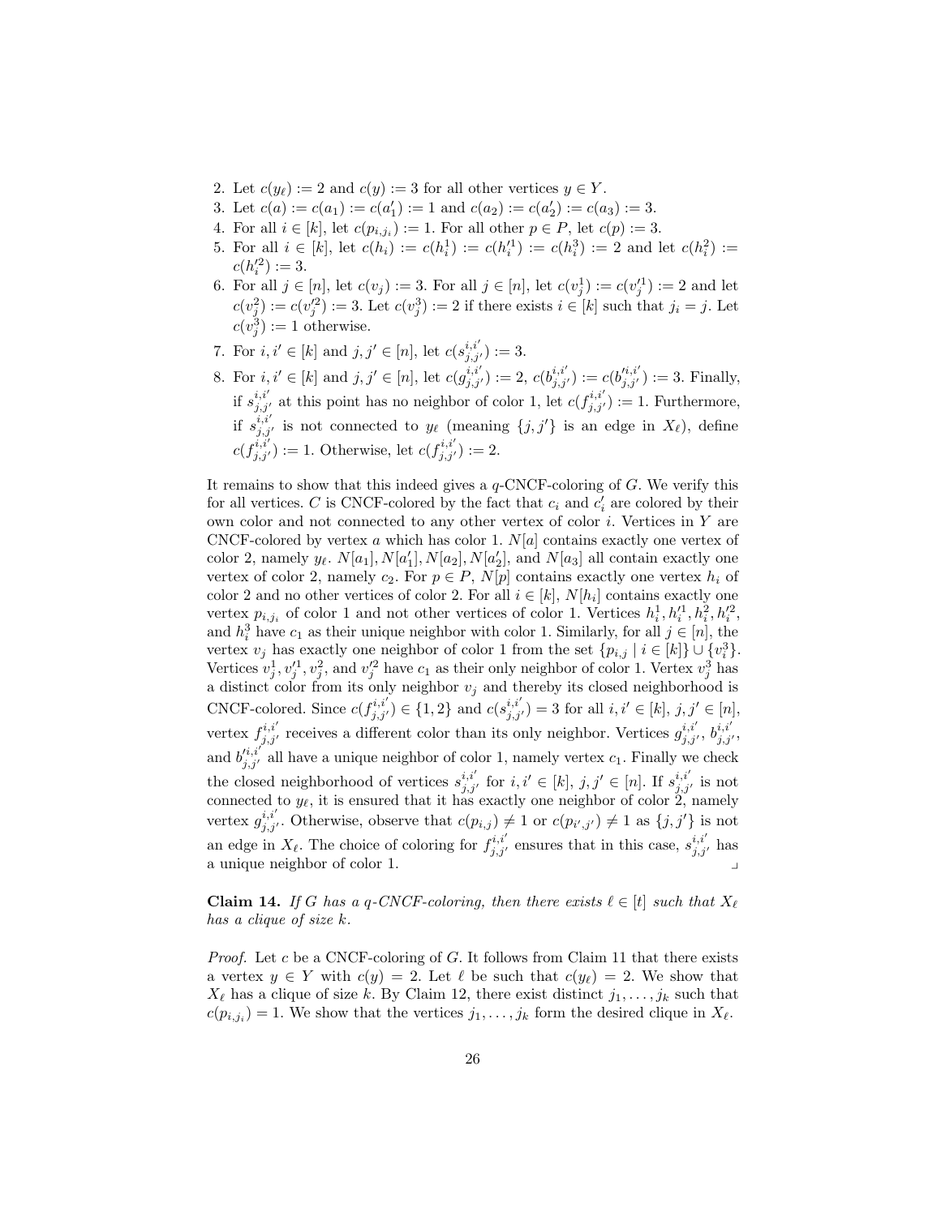2. Let $c(y_\ell) := 2$ and $c(y) := 3$ for all other vertices $y \in Y$.
3. Let $c(a) := c(a_1) := c(a'_1) := 1$ and $c(a_2) := c(a'_2) := c(a_3) := 3$.
4. For all $i \in [k]$, let $c(p_{i,j_i}) := 1$. For all other $p \in P$, let $c(p) := 3$.
5. For all $i \in [k]$, let $c(h_i) := c(h_i^1) := c(h_i'^1) := c(h_i^3) := 2$ and let $c(h_i^2) := c(h_i'^2) := 3$.
6. For all $j \in [n]$, let $c(v_j) := 3$. For all $j \in [n]$, let $c(v_j^1) := c(v_j'^1) := 2$ and let $c(v_j^2) := c(v_j'^2) := 3$. Let $c(v_j^3) := 2$ if there exists $i \in [k]$ such that $j_i = j$. Let $c(v_j^3) := 1$ otherwise.
7. For $i, i' \in [k]$ and $j, j' \in [n]$, let $c(s_{j,j'}^{i,i'}) := 3$.
8. For $i, i' \in [k]$ and $j, j' \in [n]$, let $c(g_{j,j'}^{i,i'}) := 2$, $c(b_{j,j'}^{i,i'}) := c(b_{j,j'}'^{i,i'}) := 3$. Finally, if $s_{j,j'}^{i,i'}$ at this point has no neighbor of color 1, let $c(f_{j,j'}^{i,i'}) := 1$. Furthermore, if $s_{j,j'}^{i,i'}$ is not connected to $y_\ell$ (meaning $\{j, j'\}$ is an edge in $X_\ell$), define $c(f_{j,j'}^{i,i'}) := 1$. Otherwise, let $c(f_{j,j'}^{i,i'}) := 2$.

It remains to show that this indeed gives a $q$-CNCF-coloring of $G$. We verify this for all vertices. $C$ is CNCF-colored by the fact that $c_i$ and $c'_i$ are colored by their own color and not connected to any other vertex of color $i$. Vertices in $Y$ are CNCF-colored by vertex $a$ which has color 1. $N[a]$ contains exactly one vertex of color 2, namely $y_\ell$. $N[a_1], N[a'_1], N[a_2], N[a'_2]$, and $N[a_3]$ all contain exactly one vertex of color 2, namely $c_2$. For $p \in P$, $N[p]$ contains exactly one vertex $h_i$ of color 2 and no other vertices of color 2. For all $i \in [k]$, $N[h_i]$ contains exactly one vertex $p_{i,j_i}$ of color 1 and not other vertices of color 1. Vertices $h_i^1, h_i'^1, h_i^2, h_i'^2$, and $h_i^3$ have $c_1$ as their unique neighbor with color 1. Similarly, for all $j \in [n]$, the vertex $v_j$ has exactly one neighbor of color 1 from the set $\{p_{i,j} \mid i \in [k]\} \cup \{v_i^3\}$. Vertices $v_j^1, v_j'^1, v_j^2$, and $v_j'^2$ have $c_1$ as their only neighbor of color 1. Vertex $v_j^3$ has a distinct color from its only neighbor $v_j$ and thereby its closed neighborhood is CNCF-colored. Since $c(f_{j,j'}^{i,i'}) \in \{1, 2\}$ and $c(s_{j,j'}^{i,i'}) = 3$ for all $i, i' \in [k]$, $j, j' \in [n]$, vertex $f_{j,j'}^{i,i'}$ receives a different color than its only neighbor. Vertices $g_{j,j'}^{i,i'}$, $b_{j,j'}^{i,i'}$, and $b_{j,j'}'^{i,i'}$ all have a unique neighbor of color 1, namely vertex $c_1$. Finally we check the closed neighborhood of vertices $s_{j,j'}^{i,i'}$ for $i, i' \in [k]$, $j, j' \in [n]$. If $s_{j,j'}^{i,i'}$ is not connected to $y_\ell$, it is ensured that it has exactly one neighbor of color 2, namely vertex $g_{j,j'}^{i,i'}$. Otherwise, observe that $c(p_{i,j}) \neq 1$ or $c(p_{i',j'}) \neq 1$ as $\{j, j'\}$ is not an edge in $X_\ell$. The choice of coloring for $f_{j,j'}^{i,i'}$ ensures that in this case, $s_{j,j'}^{i,i'}$ has a unique neighbor of color 1. ⌟

**Claim 14.** *If $G$ has a $q$-CNCF-coloring, then there exists $\ell \in [t]$ such that $X_\ell$ has a clique of size $k$.*

*Proof.* Let $c$ be a CNCF-coloring of $G$. It follows from Claim 11 that there exists a vertex $y \in Y$ with $c(y) = 2$. Let $\ell$ be such that $c(y_\ell) = 2$. We show that $X_\ell$ has a clique of size $k$. By Claim 12, there exist distinct $j_1, \ldots, j_k$ such that $c(p_{i,j_i}) = 1$. We show that the vertices $j_1, \ldots, j_k$ form the desired clique in $X_\ell$.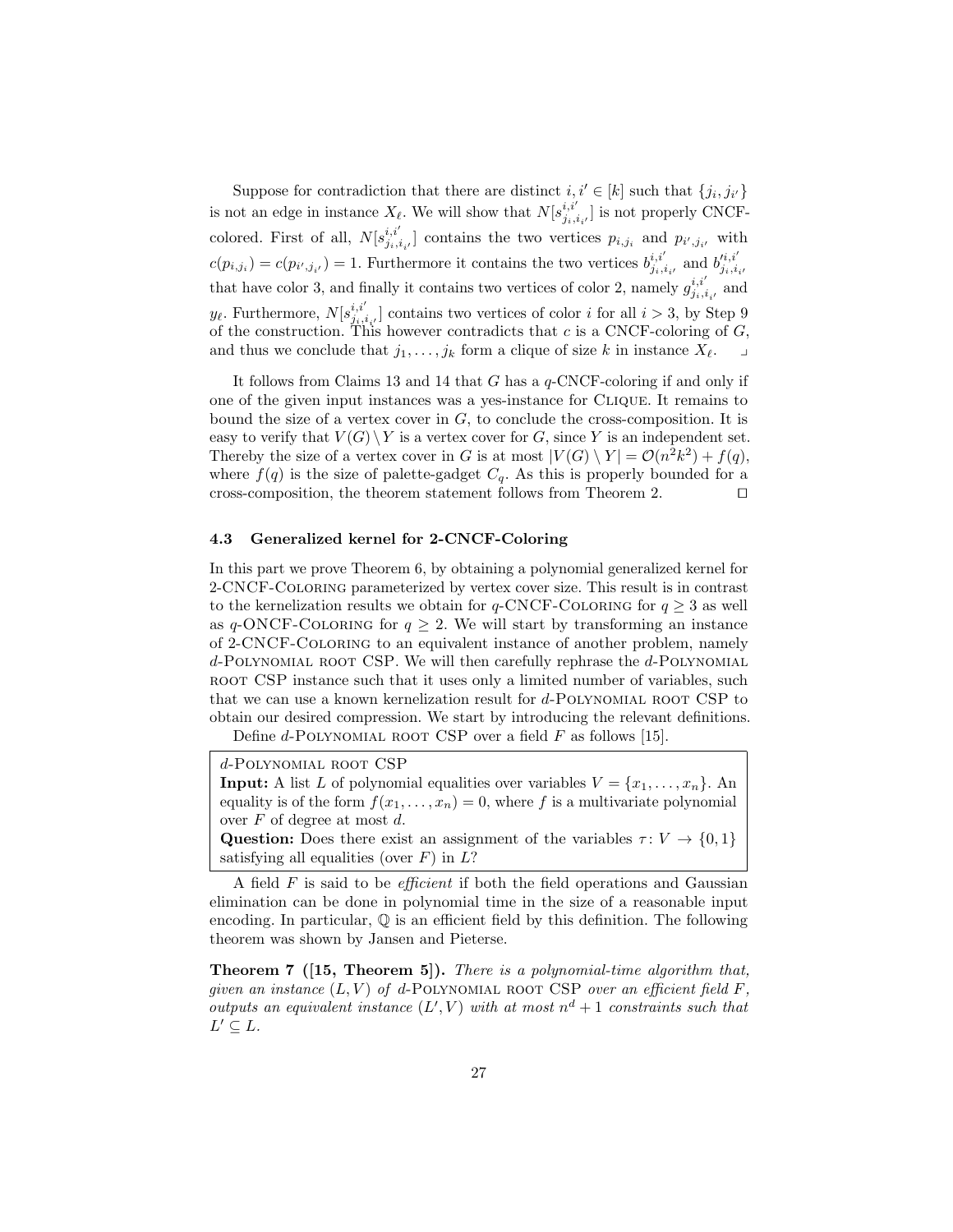Suppose for contradiction that there are distinct $i, i' \in [k]$ such that $\{j_i, j_{i'}\}$ is not an edge in instance $X_\ell$. We will show that $N[s^{i,i'}_{j_i,i_{i'}}]$ is not properly CNCF-colored. First of all, $N[s^{i,i'}_{j_i,i_{i'}}]$ contains the two vertices $p_{i,j_i}$ and $p_{i',j_{i'}}$ with $c(p_{i,j_i}) = c(p_{i',j_{i'}}) = 1$. Furthermore it contains the two vertices $b^{i,i'}_{j_i,i_{i'}}$ and $b'^{i,i'}_{j_i,i_{i'}}$ that have color 3, and finally it contains two vertices of color 2, namely $g^{i,i'}_{j_i,i_{i'}}$ and $y_\ell$. Furthermore, $N[s^{i,i'}_{j_i,i_{i'}}]$ contains two vertices of color $i$ for all $i > 3$, by Step 9 of the construction. This however contradicts that $c$ is a CNCF-coloring of $G$, and thus we conclude that $j_1, \ldots, j_k$ form a clique of size $k$ in instance $X_\ell$. ⌟

It follows from Claims 13 and 14 that $G$ has a $q$-CNCF-coloring if and only if one of the given input instances was a yes-instance for Clique. It remains to bound the size of a vertex cover in $G$, to conclude the cross-composition. It is easy to verify that $V(G) \setminus Y$ is a vertex cover for $G$, since $Y$ is an independent set. Thereby the size of a vertex cover in $G$ is at most $|V(G) \setminus Y| = \mathcal{O}(n^2k^2) + f(q)$, where $f(q)$ is the size of palette-gadget $C_q$. As this is properly bounded for a cross-composition, the theorem statement follows from Theorem 2. □

### 4.3 Generalized kernel for 2-CNCF-Coloring

In this part we prove Theorem 6, by obtaining a polynomial generalized kernel for 2-CNCF-Coloring parameterized by vertex cover size. This result is in contrast to the kernelization results we obtain for $q$-CNCF-Coloring for $q \geq 3$ as well as $q$-ONCF-Coloring for $q \geq 2$. We will start by transforming an instance of 2-CNCF-Coloring to an equivalent instance of another problem, namely $d$-Polynomial root CSP. We will then carefully rephrase the $d$-Polynomial root CSP instance such that it uses only a limited number of variables, such that we can use a known kernelization result for $d$-Polynomial root CSP to obtain our desired compression. We start by introducing the relevant definitions.

Define $d$-Polynomial root CSP over a field $F$ as follows [15].

> $d$-Polynomial root CSP
> **Input:** A list $L$ of polynomial equalities over variables $V = \{x_1, \ldots, x_n\}$. An equality is of the form $f(x_1, \ldots, x_n) = 0$, where $f$ is a multivariate polynomial over $F$ of degree at most $d$.
> **Question:** Does there exist an assignment of the variables $\tau \colon V \to \{0, 1\}$ satisfying all equalities (over $F$) in $L$?

A field $F$ is said to be *efficient* if both the field operations and Gaussian elimination can be done in polynomial time in the size of a reasonable input encoding. In particular, $\mathbb{Q}$ is an efficient field by this definition. The following theorem was shown by Jansen and Pieterse.

**Theorem 7 ([15, Theorem 5]).** *There is a polynomial-time algorithm that, given an instance $(L, V)$ of $d$-Polynomial root CSP over an efficient field $F$, outputs an equivalent instance $(L', V)$ with at most $n^d + 1$ constraints such that $L' \subseteq L$.*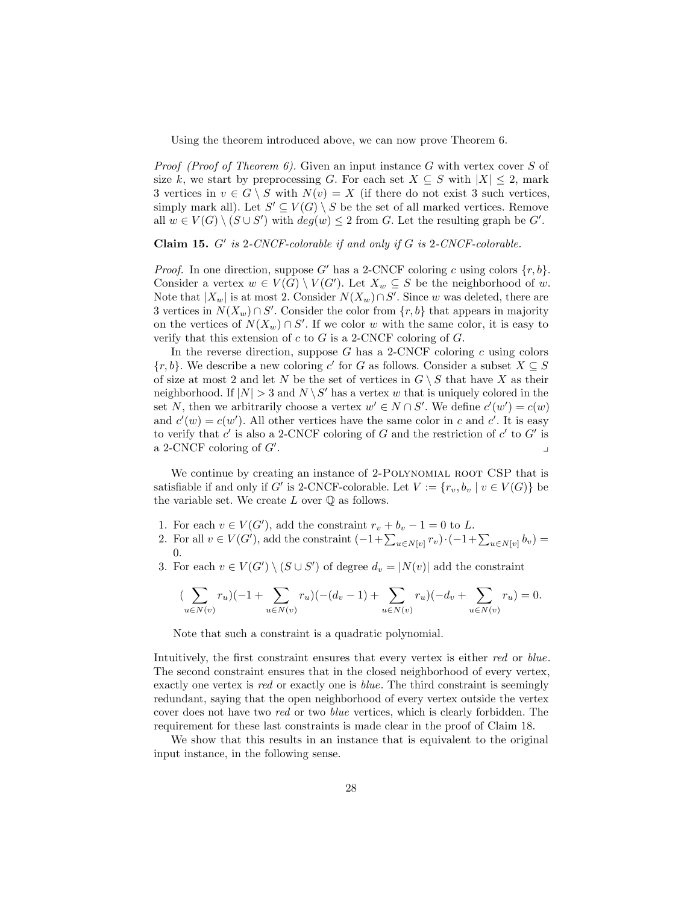Using the theorem introduced above, we can now prove Theorem 6.

*Proof (Proof of Theorem 6).* Given an input instance $G$ with vertex cover $S$ of size $k$, we start by preprocessing $G$. For each set $X \subseteq S$ with $|X| \leq 2$, mark 3 vertices in $v \in G \setminus S$ with $N(v) = X$ (if there do not exist 3 such vertices, simply mark all). Let $S' \subseteq V(G) \setminus S$ be the set of all marked vertices. Remove all $w \in V(G) \setminus (S \cup S')$ with $deg(w) \leq 2$ from $G$. Let the resulting graph be $G'$.

**Claim 15.** *$G'$ is 2-CNCF-colorable if and only if $G$ is 2-CNCF-colorable.*

*Proof.* In one direction, suppose $G'$ has a 2-CNCF coloring $c$ using colors $\{r, b\}$. Consider a vertex $w \in V(G) \setminus V(G')$. Let $X_w \subseteq S$ be the neighborhood of $w$. Note that $|X_w|$ is at most 2. Consider $N(X_w) \cap S'$. Since $w$ was deleted, there are 3 vertices in $N(X_w) \cap S'$. Consider the color from $\{r, b\}$ that appears in majority on the vertices of $N(X_w) \cap S'$. If we color $w$ with the same color, it is easy to verify that this extension of $c$ to $G$ is a 2-CNCF coloring of $G$.

In the reverse direction, suppose $G$ has a 2-CNCF coloring $c$ using colors $\{r, b\}$. We describe a new coloring $c'$ for $G$ as follows. Consider a subset $X \subseteq S$ of size at most 2 and let $N$ be the set of vertices in $G \setminus S$ that have $X$ as their neighborhood. If $|N| > 3$ and $N \setminus S'$ has a vertex $w$ that is uniquely colored in the set $N$, then we arbitrarily choose a vertex $w' \in N \cap S'$. We define $c'(w') = c(w)$ and $c'(w) = c(w')$. All other vertices have the same color in $c$ and $c'$. It is easy to verify that $c'$ is also a 2-CNCF coloring of $G$ and the restriction of $c'$ to $G'$ is a 2-CNCF coloring of $G'$. ⌟

We continue by creating an instance of 2-Polynomial root CSP that is satisfiable if and only if $G'$ is 2-CNCF-colorable. Let $V := \{r_v, b_v \mid v \in V(G)\}$ be the variable set. We create $L$ over $\mathbb{Q}$ as follows.

1. For each $v \in V(G')$, add the constraint $r_v + b_v - 1 = 0$ to $L$.
2. For all $v \in V(G')$, add the constraint $(-1+\sum_{u\in N[v]} r_v)\cdot(-1+\sum_{u\in N[v]} b_v) = 0$.
3. For each $v \in V(G') \setminus (S \cup S')$ of degree $d_v = |N(v)|$ add the constraint

$$(\sum_{u\in N(v)} r_u)(-1 + \sum_{u\in N(v)} r_u)(-(d_v-1) + \sum_{u\in N(v)} r_u)(-d_v + \sum_{u\in N(v)} r_u) = 0.$$

   Note that such a constraint is a quadratic polynomial.

Intuitively, the first constraint ensures that every vertex is either *red* or *blue*. The second constraint ensures that in the closed neighborhood of every vertex, exactly one vertex is *red* or exactly one is *blue*. The third constraint is seemingly redundant, saying that the open neighborhood of every vertex outside the vertex cover does not have two *red* or two *blue* vertices, which is clearly forbidden. The requirement for these last constraints is made clear in the proof of Claim 18.

We show that this results in an instance that is equivalent to the original input instance, in the following sense.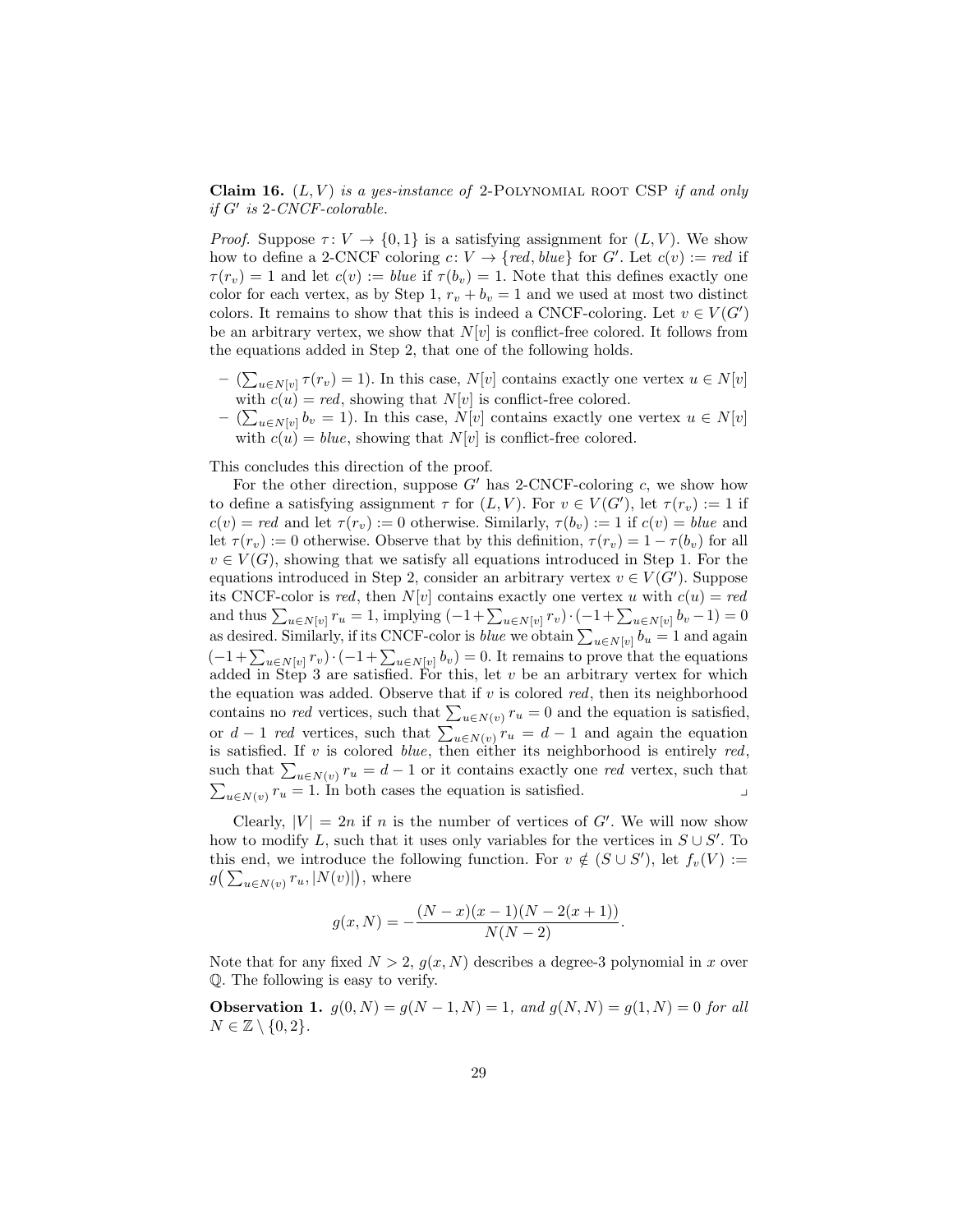**Claim 16.** *$(L, V)$ is a yes-instance of* 2-Polynomial root CSP *if and only if $G'$ is 2-CNCF-colorable.*

*Proof.* Suppose $\tau \colon V \to \{0, 1\}$ is a satisfying assignment for $(L, V)$. We show how to define a 2-CNCF coloring $c \colon V \to \{red, blue\}$ for $G'$. Let $c(v) := red$ if $\tau(r_v) = 1$ and let $c(v) := blue$ if $\tau(b_v) = 1$. Note that this defines exactly one color for each vertex, as by Step 1, $r_v + b_v = 1$ and we used at most two distinct colors. It remains to show that this is indeed a CNCF-coloring. Let $v \in V(G')$ be an arbitrary vertex, we show that $N[v]$ is conflict-free colored. It follows from the equations added in Step 2, that one of the following holds.

- $(\sum_{u \in N[v]} \tau(r_v) = 1)$. In this case, $N[v]$ contains exactly one vertex $u \in N[v]$ with $c(u) = red$, showing that $N[v]$ is conflict-free colored.
- $(\sum_{u \in N[v]} b_v = 1)$. In this case, $N[v]$ contains exactly one vertex $u \in N[v]$ with $c(u) = blue$, showing that $N[v]$ is conflict-free colored.

This concludes this direction of the proof.

For the other direction, suppose $G'$ has 2-CNCF-coloring $c$, we show how to define a satisfying assignment $\tau$ for $(L, V)$. For $v \in V(G')$, let $\tau(r_v) := 1$ if $c(v) = red$ and let $\tau(r_v) := 0$ otherwise. Similarly, $\tau(b_v) := 1$ if $c(v) = blue$ and let $\tau(r_v) := 0$ otherwise. Observe that by this definition, $\tau(r_v) = 1 - \tau(b_v)$ for all $v \in V(G)$, showing that we satisfy all equations introduced in Step 1. For the equations introduced in Step 2, consider an arbitrary vertex $v \in V(G')$. Suppose its CNCF-color is *red*, then $N[v]$ contains exactly one vertex $u$ with $c(u) = red$ and thus $\sum_{u \in N[v]} r_u = 1$, implying $(-1 + \sum_{u \in N[v]} r_v) \cdot (-1 + \sum_{u \in N[v]} b_v - 1) = 0$ as desired. Similarly, if its CNCF-color is *blue* we obtain $\sum_{u \in N[v]} b_u = 1$ and again $(-1 + \sum_{u \in N[v]} r_v) \cdot (-1 + \sum_{u \in N[v]} b_v) = 0$. It remains to prove that the equations added in Step 3 are satisfied. For this, let $v$ be an arbitrary vertex for which the equation was added. Observe that if $v$ is colored *red*, then its neighborhood contains no *red* vertices, such that $\sum_{u \in N(v)} r_u = 0$ and the equation is satisfied, or $d - 1$ *red* vertices, such that $\sum_{u \in N(v)} r_u = d - 1$ and again the equation is satisfied. If $v$ is colored *blue*, then either its neighborhood is entirely *red*, such that $\sum_{u \in N(v)} r_u = d - 1$ or it contains exactly one *red* vertex, such that $\sum_{u \in N(v)} r_u = 1$. In both cases the equation is satisfied. ⌟

Clearly, $|V| = 2n$ if $n$ is the number of vertices of $G'$. We will now show how to modify $L$, such that it uses only variables for the vertices in $S \cup S'$. To this end, we introduce the following function. For $v \notin (S \cup S')$, let $f_v(V) := g\big(\sum_{u \in N(v)} r_u, |N(v)|\big)$, where

$$g(x, N) = -\frac{(N - x)(x - 1)(N - 2(x + 1))}{N(N - 2)}.$$

Note that for any fixed $N > 2$, $g(x, N)$ describes a degree-3 polynomial in $x$ over $\mathbb{Q}$. The following is easy to verify.

**Observation 1.** *$g(0, N) = g(N - 1, N) = 1$, and $g(N, N) = g(1, N) = 0$ for all $N \in \mathbb{Z} \setminus \{0, 2\}$.*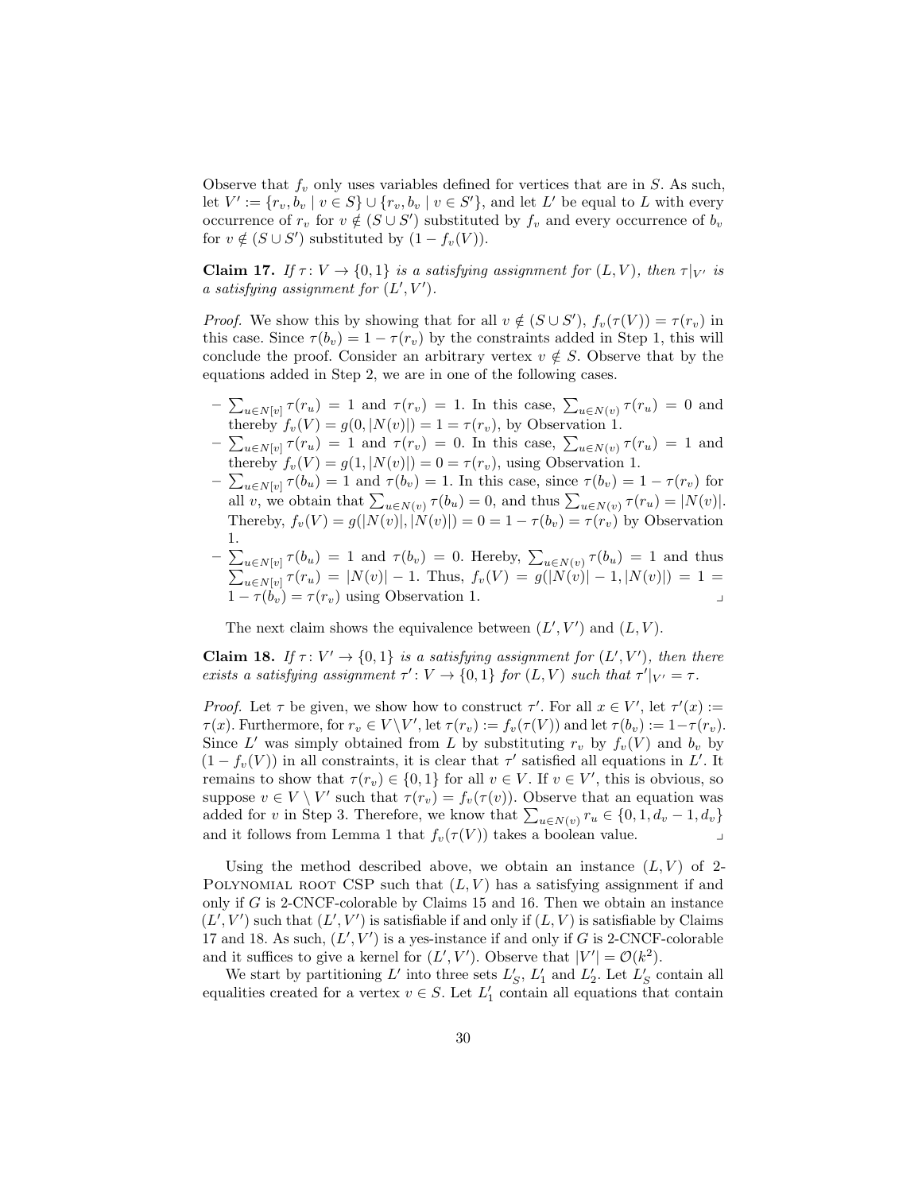Observe that $f_v$ only uses variables defined for vertices that are in $S$. As such, let $V' := \{r_v, b_v \mid v \in S\} \cup \{r_v, b_v \mid v \in S'\}$, and let $L'$ be equal to $L$ with every occurrence of $r_v$ for $v \notin (S \cup S')$ substituted by $f_v$ and every occurrence of $b_v$ for $v \notin (S \cup S')$ substituted by $(1 - f_v(V))$.

**Claim 17.** *If $\tau\colon V \to \{0,1\}$ is a satisfying assignment for $(L, V)$, then $\tau|_{V'}$ is a satisfying assignment for $(L', V')$.*

*Proof.* We show this by showing that for all $v \notin (S \cup S')$, $f_v(\tau(V)) = \tau(r_v)$ in this case. Since $\tau(b_v) = 1 - \tau(r_v)$ by the constraints added in Step 1, this will conclude the proof. Consider an arbitrary vertex $v \notin S$. Observe that by the equations added in Step 2, we are in one of the following cases.

- $\sum_{u \in N[v]} \tau(r_u) = 1$ and $\tau(r_v) = 1$. In this case, $\sum_{u \in N(v)} \tau(r_u) = 0$ and thereby $f_v(V) = g(0, |N(v)|) = 1 = \tau(r_v)$, by Observation 1.
- $\sum_{u \in N[v]} \tau(r_u) = 1$ and $\tau(r_v) = 0$. In this case, $\sum_{u \in N(v)} \tau(r_u) = 1$ and thereby $f_v(V) = g(1, |N(v)|) = 0 = \tau(r_v)$, using Observation 1.
- $\sum_{u \in N[v]} \tau(b_u) = 1$ and $\tau(b_v) = 1$. In this case, since $\tau(b_v) = 1 - \tau(r_v)$ for all $v$, we obtain that $\sum_{u \in N(v)} \tau(b_u) = 0$, and thus $\sum_{u \in N(v)} \tau(r_u) = |N(v)|$. Thereby, $f_v(V) = g(|N(v)|, |N(v)|) = 0 = 1 - \tau(b_v) = \tau(r_v)$ by Observation 1.
- $\sum_{u \in N[v]} \tau(b_u) = 1$ and $\tau(b_v) = 0$. Hereby, $\sum_{u \in N(v)} \tau(b_u) = 1$ and thus $\sum_{u \in N[v]} \tau(r_u) = |N(v)| - 1$. Thus, $f_v(V) = g(|N(v)| - 1, |N(v)|) = 1 = 1 - \tau(b_v) = \tau(r_v)$ using Observation 1. ⌟

The next claim shows the equivalence between $(L', V')$ and $(L, V)$.

**Claim 18.** *If $\tau\colon V' \to \{0,1\}$ is a satisfying assignment for $(L', V')$, then there exists a satisfying assignment $\tau'\colon V \to \{0,1\}$ for $(L, V)$ such that $\tau'|_{V'} = \tau$.*

*Proof.* Let $\tau$ be given, we show how to construct $\tau'$. For all $x \in V'$, let $\tau'(x) := \tau(x)$. Furthermore, for $r_v \in V \setminus V'$, let $\tau(r_v) := f_v(\tau(V))$ and let $\tau(b_v) := 1 - \tau(r_v)$. Since $L'$ was simply obtained from $L$ by substituting $r_v$ by $f_v(V)$ and $b_v$ by $(1 - f_v(V))$ in all constraints, it is clear that $\tau'$ satisfied all equations in $L'$. It remains to show that $\tau(r_v) \in \{0,1\}$ for all $v \in V$. If $v \in V'$, this is obvious, so suppose $v \in V \setminus V'$ such that $\tau(r_v) = f_v(\tau(v))$. Observe that an equation was added for $v$ in Step 3. Therefore, we know that $\sum_{u \in N(v)} r_u \in \{0, 1, d_v - 1, d_v\}$ and it follows from Lemma 1 that $f_v(\tau(V))$ takes a boolean value. ⌟

Using the method described above, we obtain an instance $(L, V)$ of 2-Polynomial root CSP such that $(L, V)$ has a satisfying assignment if and only if $G$ is 2-CNCF-colorable by Claims 15 and 16. Then we obtain an instance $(L', V')$ such that $(L', V')$ is satisfiable if and only if $(L, V)$ is satisfiable by Claims 17 and 18. As such, $(L', V')$ is a yes-instance if and only if $G$ is 2-CNCF-colorable and it suffices to give a kernel for $(L', V')$. Observe that $|V'| = \mathcal{O}(k^2)$.

We start by partitioning $L'$ into three sets $L'_S$, $L'_1$ and $L'_2$. Let $L'_S$ contain all equalities created for a vertex $v \in S$. Let $L'_1$ contain all equations that contain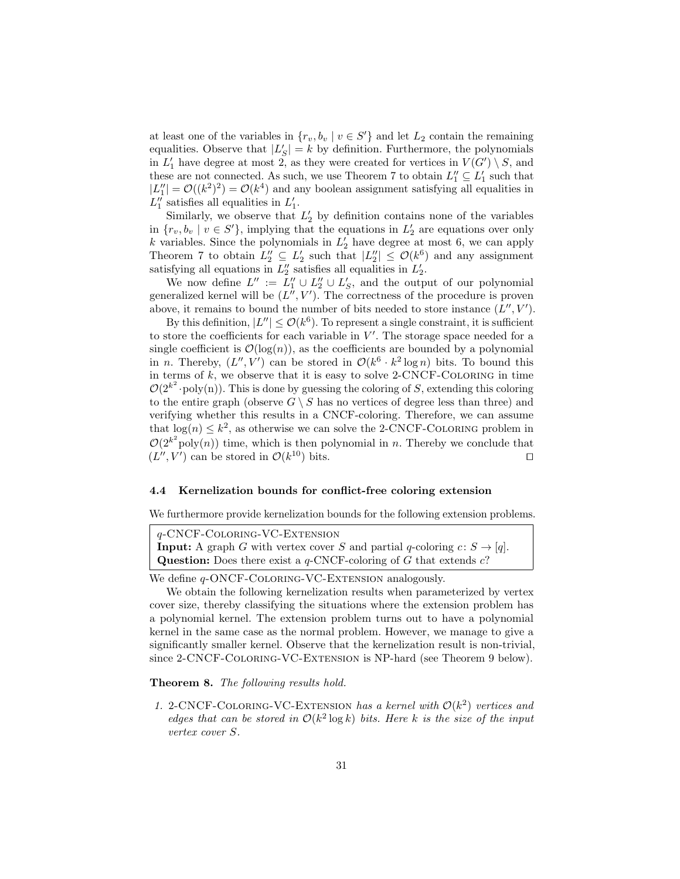at least one of the variables in $\{r_v, b_v \mid v \in S'\}$ and let $L_2$ contain the remaining equalities. Observe that $|L'_S| = k$ by definition. Furthermore, the polynomials in $L'_1$ have degree at most 2, as they were created for vertices in $V(G') \setminus S$, and these are not connected. As such, we use Theorem 7 to obtain $L''_1 \subseteq L'_1$ such that $|L''_1| = \mathcal{O}((k^2)^2) = \mathcal{O}(k^4)$ and any boolean assignment satisfying all equalities in $L''_1$ satisfies all equalities in $L'_1$.

Similarly, we observe that $L'_2$ by definition contains none of the variables in $\{r_v, b_v \mid v \in S'\}$, implying that the equations in $L'_2$ are equations over only $k$ variables. Since the polynomials in $L'_2$ have degree at most 6, we can apply Theorem 7 to obtain $L''_2 \subseteq L'_2$ such that $|L''_2| \leq \mathcal{O}(k^6)$ and any assignment satisfying all equations in $L''_2$ satisfies all equalities in $L'_2$.

We now define $L'' := L''_1 \cup L''_2 \cup L'_S$, and the output of our polynomial generalized kernel will be $(L'', V')$. The correctness of the procedure is proven above, it remains to bound the number of bits needed to store instance $(L'', V')$.

By this definition, $|L''| \leq \mathcal{O}(k^6)$. To represent a single constraint, it is sufficient to store the coefficients for each variable in $V'$. The storage space needed for a single coefficient is $\mathcal{O}(\log(n))$, as the coefficients are bounded by a polynomial in $n$. Thereby, $(L'', V')$ can be stored in $\mathcal{O}(k^6 \cdot k^2 \log n)$ bits. To bound this in terms of $k$, we observe that it is easy to solve 2-CNCF-Coloring in time $\mathcal{O}(2^{k^2} \cdot \text{poly(n)})$. This is done by guessing the coloring of $S$, extending this coloring to the entire graph (observe $G \setminus S$ has no vertices of degree less than three) and verifying whether this results in a CNCF-coloring. Therefore, we can assume that $\log(n) \leq k^2$, as otherwise we can solve the 2-CNCF-Coloring problem in $\mathcal{O}(2^{k^2} \text{poly}(n))$ time, which is then polynomial in $n$. Thereby we conclude that $(L'', V')$ can be stored in $\mathcal{O}(k^{10})$ bits. ◻

### 4.4 Kernelization bounds for conflict-free coloring extension

We furthermore provide kernelization bounds for the following extension problems.

> $q$-CNCF-Coloring-VC-Extension
> **Input:** A graph $G$ with vertex cover $S$ and partial $q$-coloring $c\colon S \to [q]$.
> **Question:** Does there exist a $q$-CNCF-coloring of $G$ that extends $c$?

We define $q$-ONCF-Coloring-VC-Extension analogously.

We obtain the following kernelization results when parameterized by vertex cover size, thereby classifying the situations where the extension problem has a polynomial kernel. The extension problem turns out to have a polynomial kernel in the same case as the normal problem. However, we manage to give a significantly smaller kernel. Observe that the kernelization result is non-trivial, since 2-CNCF-Coloring-VC-Extension is NP-hard (see Theorem 9 below).

**Theorem 8.** *The following results hold.*

1. 2-CNCF-Coloring-VC-Extension *has a kernel with $\mathcal{O}(k^2)$ vertices and edges that can be stored in $\mathcal{O}(k^2 \log k)$ bits. Here $k$ is the size of the input vertex cover $S$.*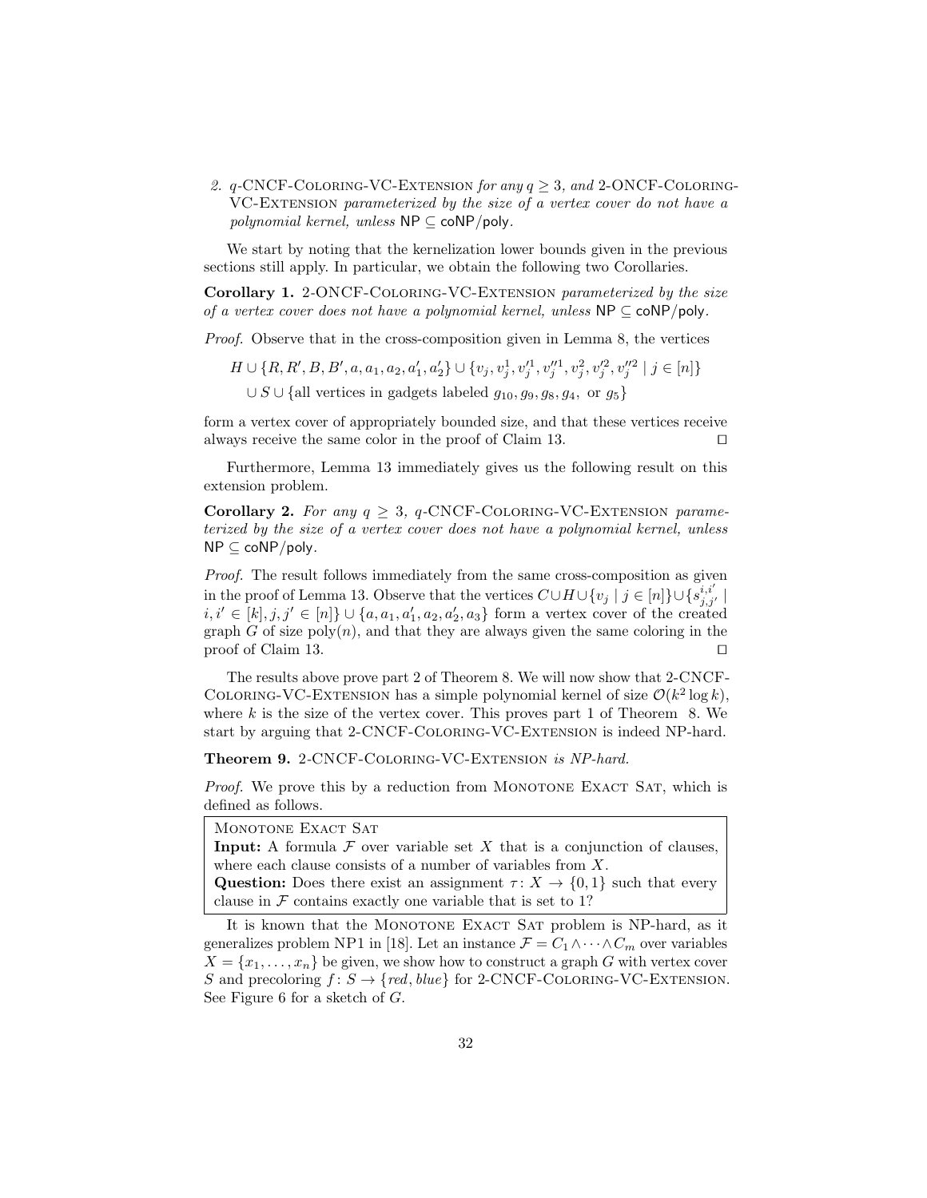2. *$q$-CNCF-Coloring-VC-Extension for any $q \geq 3$, and 2-ONCF-Coloring-VC-Extension parameterized by the size of a vertex cover do not have a polynomial kernel, unless $\mathsf{NP} \subseteq \mathsf{coNP/poly}$.*

We start by noting that the kernelization lower bounds given in the previous sections still apply. In particular, we obtain the following two Corollaries.

**Corollary 1.** *2-ONCF-Coloring-VC-Extension parameterized by the size of a vertex cover does not have a polynomial kernel, unless $\mathsf{NP} \subseteq \mathsf{coNP/poly}$.*

*Proof.* Observe that in the cross-composition given in Lemma 8, the vertices

$$H \cup \{R, R', B, B', a, a_1, a_2, a'_1, a'_2\} \cup \{v_j, v^1_j, v'^1_j, v''^1_j, v^2_j, v'^2_j, v''^2_j \mid j \in [n]\}$$
$$\cup S \cup \{\text{all vertices in gadgets labeled } g_{10}, g_9, g_8, g_4, \text{ or } g_5\}$$

form a vertex cover of appropriately bounded size, and that these vertices receive always receive the same color in the proof of Claim 13. ◻

Furthermore, Lemma 13 immediately gives us the following result on this extension problem.

**Corollary 2.** *For any $q \geq 3$, $q$-CNCF-Coloring-VC-Extension parameterized by the size of a vertex cover does not have a polynomial kernel, unless $\mathsf{NP} \subseteq \mathsf{coNP/poly}$.*

*Proof.* The result follows immediately from the same cross-composition as given in the proof of Lemma 13. Observe that the vertices $C \cup H \cup \{v_j \mid j \in [n]\} \cup \{s^{i,i'}_{j,j'} \mid i, i' \in [k], j, j' \in [n]\} \cup \{a, a_1, a'_1, a_2, a'_2, a_3\}$ form a vertex cover of the created graph $G$ of size $\text{poly}(n)$, and that they are always given the same coloring in the proof of Claim 13. ◻

The results above prove part 2 of Theorem 8. We will now show that 2-CNCF-Coloring-VC-Extension has a simple polynomial kernel of size $\mathcal{O}(k^2 \log k)$, where $k$ is the size of the vertex cover. This proves part 1 of Theorem 8. We start by arguing that 2-CNCF-Coloring-VC-Extension is indeed NP-hard.

**Theorem 9.** *2-CNCF-Coloring-VC-Extension is NP-hard.*

*Proof.* We prove this by a reduction from Monotone Exact Sat, which is defined as follows.

> Monotone Exact Sat
> **Input:** A formula $\mathcal{F}$ over variable set $X$ that is a conjunction of clauses, where each clause consists of a number of variables from $X$.
> **Question:** Does there exist an assignment $\tau \colon X \to \{0, 1\}$ such that every clause in $\mathcal{F}$ contains exactly one variable that is set to 1?

It is known that the Monotone Exact Sat problem is NP-hard, as it generalizes problem NP1 in [18]. Let an instance $\mathcal{F} = C_1 \wedge \cdots \wedge C_m$ over variables $X = \{x_1, \ldots, x_n\}$ be given, we show how to construct a graph $G$ with vertex cover $S$ and precoloring $f \colon S \to \{red, blue\}$ for 2-CNCF-Coloring-VC-Extension. See Figure 6 for a sketch of $G$.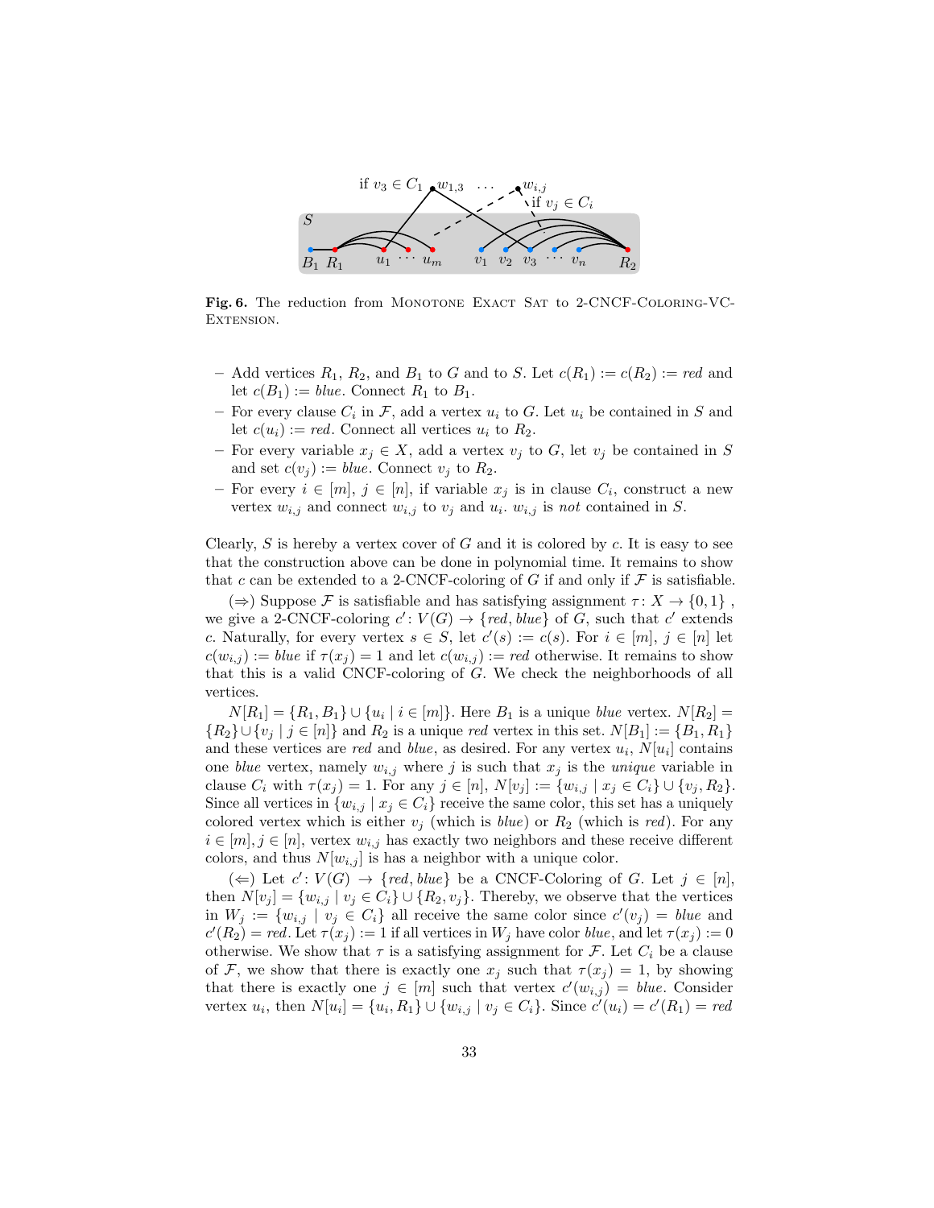**Fig. 6.** The reduction from Monotone Exact Sat to 2-CNCF-Coloring-VC-Extension.

- Add vertices $R_1$, $R_2$, and $B_1$ to $G$ and to $S$. Let $c(R_1) := c(R_2) := red$ and let $c(B_1) := blue$. Connect $R_1$ to $B_1$.
- For every clause $C_i$ in $\mathcal{F}$, add a vertex $u_i$ to $G$. Let $u_i$ be contained in $S$ and let $c(u_i) := red$. Connect all vertices $u_i$ to $R_2$.
- For every variable $x_j \in X$, add a vertex $v_j$ to $G$, let $v_j$ be contained in $S$ and set $c(v_j) := blue$. Connect $v_j$ to $R_2$.
- For every $i \in [m]$, $j \in [n]$, if variable $x_j$ is in clause $C_i$, construct a new vertex $w_{i,j}$ and connect $w_{i,j}$ to $v_j$ and $u_i$. $w_{i,j}$ is *not* contained in $S$.

Clearly, $S$ is hereby a vertex cover of $G$ and it is colored by $c$. It is easy to see that the construction above can be done in polynomial time. It remains to show that $c$ can be extended to a 2-CNCF-coloring of $G$ if and only if $\mathcal{F}$ is satisfiable.

($\Rightarrow$) Suppose $\mathcal{F}$ is satisfiable and has satisfying assignment $\tau\colon X \to \{0,1\}$ , we give a 2-CNCF-coloring $c'\colon V(G) \to \{red, blue\}$ of $G$, such that $c'$ extends $c$. Naturally, for every vertex $s \in S$, let $c'(s) := c(s)$. For $i \in [m]$, $j \in [n]$ let $c(w_{i,j}) := blue$ if $\tau(x_j) = 1$ and let $c(w_{i,j}) := red$ otherwise. It remains to show that this is a valid CNCF-coloring of $G$. We check the neighborhoods of all vertices.

$N[R_1] = \{R_1, B_1\} \cup \{u_i \mid i \in [m]\}$. Here $B_1$ is a unique *blue* vertex. $N[R_2] = \{R_2\} \cup \{v_j \mid j \in [n]\}$ and $R_2$ is a unique *red* vertex in this set. $N[B_1] := \{B_1, R_1\}$ and these vertices are *red* and *blue*, as desired. For any vertex $u_i$, $N[u_i]$ contains one *blue* vertex, namely $w_{i,j}$ where $j$ is such that $x_j$ is the *unique* variable in clause $C_i$ with $\tau(x_j) = 1$. For any $j \in [n]$, $N[v_j] := \{w_{i,j} \mid x_j \in C_i\} \cup \{v_j, R_2\}$. Since all vertices in $\{w_{i,j} \mid x_j \in C_i\}$ receive the same color, this set has a uniquely colored vertex which is either $v_j$ (which is *blue*) or $R_2$ (which is *red*). For any $i \in [m], j \in [n]$, vertex $w_{i,j}$ has exactly two neighbors and these receive different colors, and thus $N[w_{i,j}]$ is has a neighbor with a unique color.

($\Leftarrow$) Let $c'\colon V(G) \to \{red, blue\}$ be a CNCF-Coloring of $G$. Let $j \in [n]$, then $N[v_j] = \{w_{i,j} \mid v_j \in C_i\} \cup \{R_2, v_j\}$. Thereby, we observe that the vertices in $W_j := \{w_{i,j} \mid v_j \in C_i\}$ all receive the same color since $c'(v_j) = blue$ and $c'(R_2) = red$. Let $\tau(x_j) := 1$ if all vertices in $W_j$ have color *blue*, and let $\tau(x_j) := 0$ otherwise. We show that $\tau$ is a satisfying assignment for $\mathcal{F}$. Let $C_i$ be a clause of $\mathcal{F}$, we show that there is exactly one $x_j$ such that $\tau(x_j) = 1$, by showing that there is exactly one $j \in [m]$ such that vertex $c'(w_{i,j}) = blue$. Consider vertex $u_i$, then $N[u_i] = \{u_i, R_1\} \cup \{w_{i,j} \mid v_j \in C_i\}$. Since $c'(u_i) = c'(R_1) = red$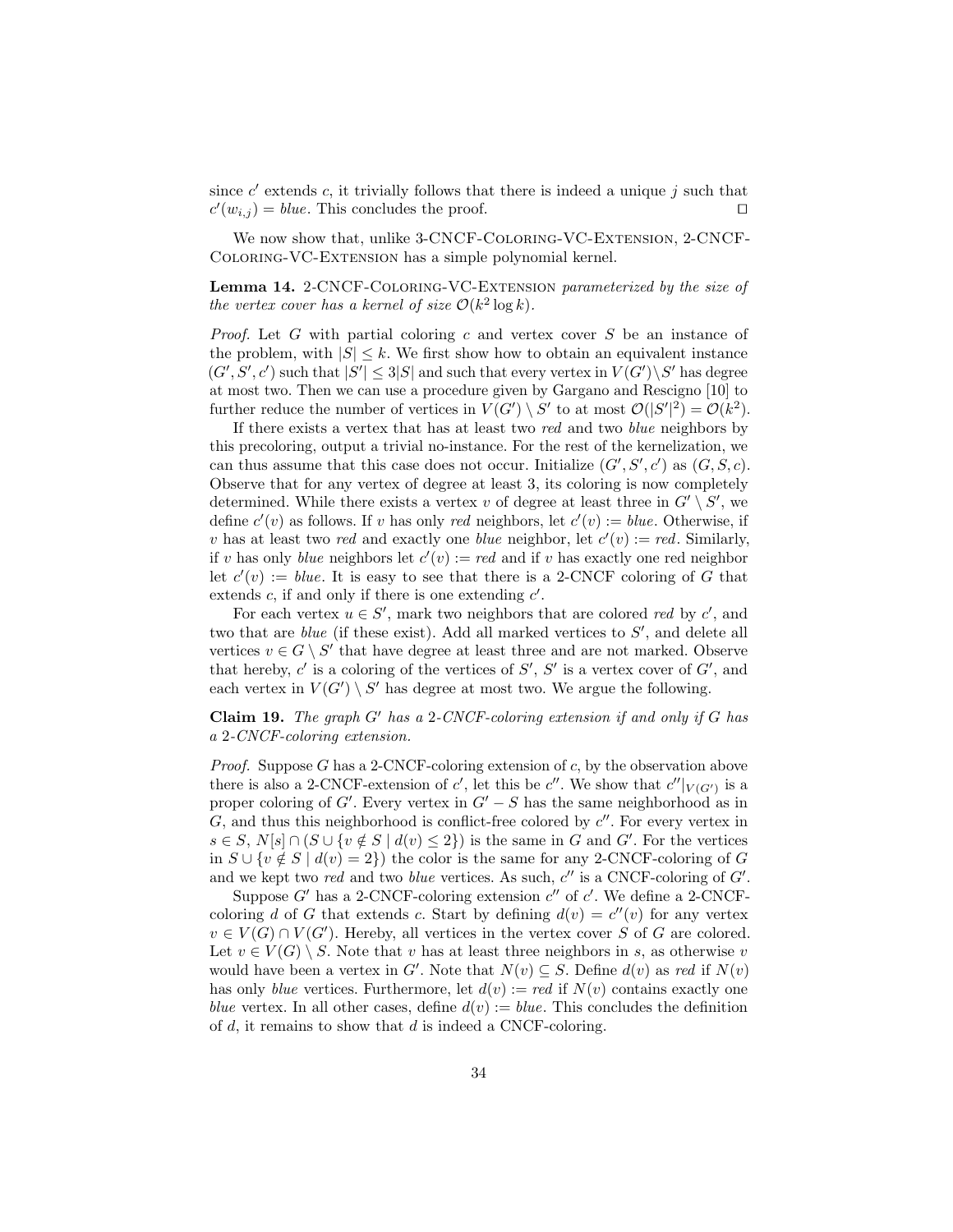since $c'$ extends $c$, it trivially follows that there is indeed a unique $j$ such that $c'(w_{i,j}) = blue$. This concludes the proof. ☐

We now show that, unlike 3-CNCF-Coloring-VC-Extension, 2-CNCF-Coloring-VC-Extension has a simple polynomial kernel.

**Lemma 14.** *2-CNCF-Coloring-VC-Extension parameterized by the size of the vertex cover has a kernel of size $\mathcal{O}(k^2 \log k)$.*

*Proof.* Let $G$ with partial coloring $c$ and vertex cover $S$ be an instance of the problem, with $|S| \leq k$. We first show how to obtain an equivalent instance $(G', S', c')$ such that $|S'| \leq 3|S|$ and such that every vertex in $V(G') \setminus S'$ has degree at most two. Then we can use a procedure given by Gargano and Rescigno [10] to further reduce the number of vertices in $V(G') \setminus S'$ to at most $\mathcal{O}(|S'|^2) = \mathcal{O}(k^2)$.

If there exists a vertex that has at least two *red* and two *blue* neighbors by this precoloring, output a trivial no-instance. For the rest of the kernelization, we can thus assume that this case does not occur. Initialize $(G', S', c')$ as $(G, S, c)$. Observe that for any vertex of degree at least 3, its coloring is now completely determined. While there exists a vertex $v$ of degree at least three in $G' \setminus S'$, we define $c'(v)$ as follows. If $v$ has only *red* neighbors, let $c'(v) := blue$. Otherwise, if $v$ has at least two *red* and exactly one *blue* neighbor, let $c'(v) := red$. Similarly, if $v$ has only *blue* neighbors let $c'(v) := red$ and if $v$ has exactly one red neighbor let $c'(v) := blue$. It is easy to see that there is a 2-CNCF coloring of $G$ that extends $c$, if and only if there is one extending $c'$.

For each vertex $u \in S'$, mark two neighbors that are colored *red* by $c'$, and two that are *blue* (if these exist). Add all marked vertices to $S'$, and delete all vertices $v \in G \setminus S'$ that have degree at least three and are not marked. Observe that hereby, $c'$ is a coloring of the vertices of $S'$, $S'$ is a vertex cover of $G'$, and each vertex in $V(G') \setminus S'$ has degree at most two. We argue the following.

**Claim 19.** *The graph $G'$ has a 2-CNCF-coloring extension if and only if $G$ has a 2-CNCF-coloring extension.*

*Proof.* Suppose $G$ has a 2-CNCF-coloring extension of $c$, by the observation above there is also a 2-CNCF-extension of $c'$, let this be $c''$. We show that $c''|_{V(G')}$ is a proper coloring of $G'$. Every vertex in $G' - S$ has the same neighborhood as in $G$, and thus this neighborhood is conflict-free colored by $c''$. For every vertex in $s \in S$, $N[s] \cap (S \cup \{v \notin S \mid d(v) \leq 2\})$ is the same in $G$ and $G'$. For the vertices in $S \cup \{v \notin S \mid d(v) = 2\})$ the color is the same for any 2-CNCF-coloring of $G$ and we kept two *red* and two *blue* vertices. As such, $c''$ is a CNCF-coloring of $G'$.

Suppose $G'$ has a 2-CNCF-coloring extension $c''$ of $c'$. We define a 2-CNCF-coloring $d$ of $G$ that extends $c$. Start by defining $d(v) = c''(v)$ for any vertex $v \in V(G) \cap V(G')$. Hereby, all vertices in the vertex cover $S$ of $G$ are colored. Let $v \in V(G) \setminus S$. Note that $v$ has at least three neighbors in $s$, as otherwise $v$ would have been a vertex in $G'$. Note that $N(v) \subseteq S$. Define $d(v)$ as *red* if $N(v)$ has only *blue* vertices. Furthermore, let $d(v) := red$ if $N(v)$ contains exactly one *blue* vertex. In all other cases, define $d(v) := blue$. This concludes the definition of $d$, it remains to show that $d$ is indeed a CNCF-coloring.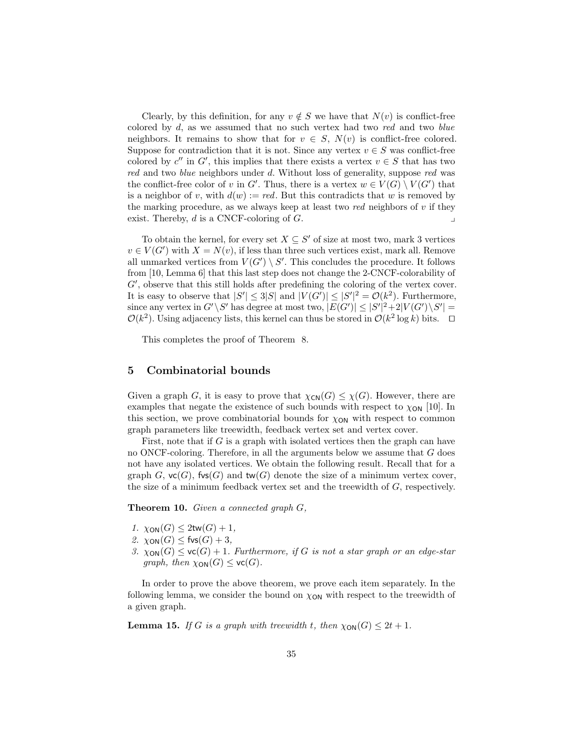Clearly, by this definition, for any $v \notin S$ we have that $N(v)$ is conflict-free colored by $d$, as we assumed that no such vertex had two *red* and two *blue* neighbors. It remains to show that for $v \in S$, $N(v)$ is conflict-free colored. Suppose for contradiction that it is not. Since any vertex $v \in S$ was conflict-free colored by $c''$ in $G'$, this implies that there exists a vertex $v \in S$ that has two *red* and two *blue* neighbors under $d$. Without loss of generality, suppose *red* was the conflict-free color of $v$ in $G'$. Thus, there is a vertex $w \in V(G) \setminus V(G')$ that is a neighbor of $v$, with $d(w) := red$. But this contradicts that $w$ is removed by the marking procedure, as we always keep at least two *red* neighbors of $v$ if they exist. Thereby, $d$ is a CNCF-coloring of $G$. ⌟

To obtain the kernel, for every set $X \subseteq S'$ of size at most two, mark 3 vertices $v \in V(G')$ with $X = N(v)$, if less than three such vertices exist, mark all. Remove all unmarked vertices from $V(G') \setminus S'$. This concludes the procedure. It follows from [10, Lemma 6] that this last step does not change the 2-CNCF-colorability of $G'$, observe that this still holds after predefining the coloring of the vertex cover. It is easy to observe that $|S'| \leq 3|S|$ and $|V(G')| \leq |S'|^2 = \mathcal{O}(k^2)$. Furthermore, since any vertex in $G' \setminus S'$ has degree at most two, $|E(G')| \leq |S'|^2 + 2|V(G') \setminus S'| = \mathcal{O}(k^2)$. Using adjacency lists, this kernel can thus be stored in $\mathcal{O}(k^2 \log k)$ bits. ☐

This completes the proof of Theorem 8.

## 5 Combinatorial bounds

Given a graph $G$, it is easy to prove that $\chi_{\mathsf{CN}}(G) \leq \chi(G)$. However, there are examples that negate the existence of such bounds with respect to $\chi_{\mathsf{ON}}$ [10]. In this section, we prove combinatorial bounds for $\chi_{\mathsf{ON}}$ with respect to common graph parameters like treewidth, feedback vertex set and vertex cover.

First, note that if $G$ is a graph with isolated vertices then the graph can have no ONCF-coloring. Therefore, in all the arguments below we assume that $G$ does not have any isolated vertices. We obtain the following result. Recall that for a graph $G$, $\mathsf{vc}(G)$, $\mathsf{fvs}(G)$ and $\mathsf{tw}(G)$ denote the size of a minimum vertex cover, the size of a minimum feedback vertex set and the treewidth of $G$, respectively.

**Theorem 10.** *Given a connected graph $G$,*

1. $\chi_{\mathsf{ON}}(G) \leq 2\mathsf{tw}(G) + 1$,
2. $\chi_{\mathsf{ON}}(G) \leq \mathsf{fvs}(G) + 3$,
3. $\chi_{\mathsf{ON}}(G) \leq \mathsf{vc}(G) + 1$. *Furthermore, if $G$ is not a star graph or an edge-star graph, then $\chi_{\mathsf{ON}}(G) \leq \mathsf{vc}(G)$.*

In order to prove the above theorem, we prove each item separately. In the following lemma, we consider the bound on $\chi_{\mathsf{ON}}$ with respect to the treewidth of a given graph.

**Lemma 15.** *If $G$ is a graph with treewidth $t$, then $\chi_{\mathsf{ON}}(G) \leq 2t + 1$.*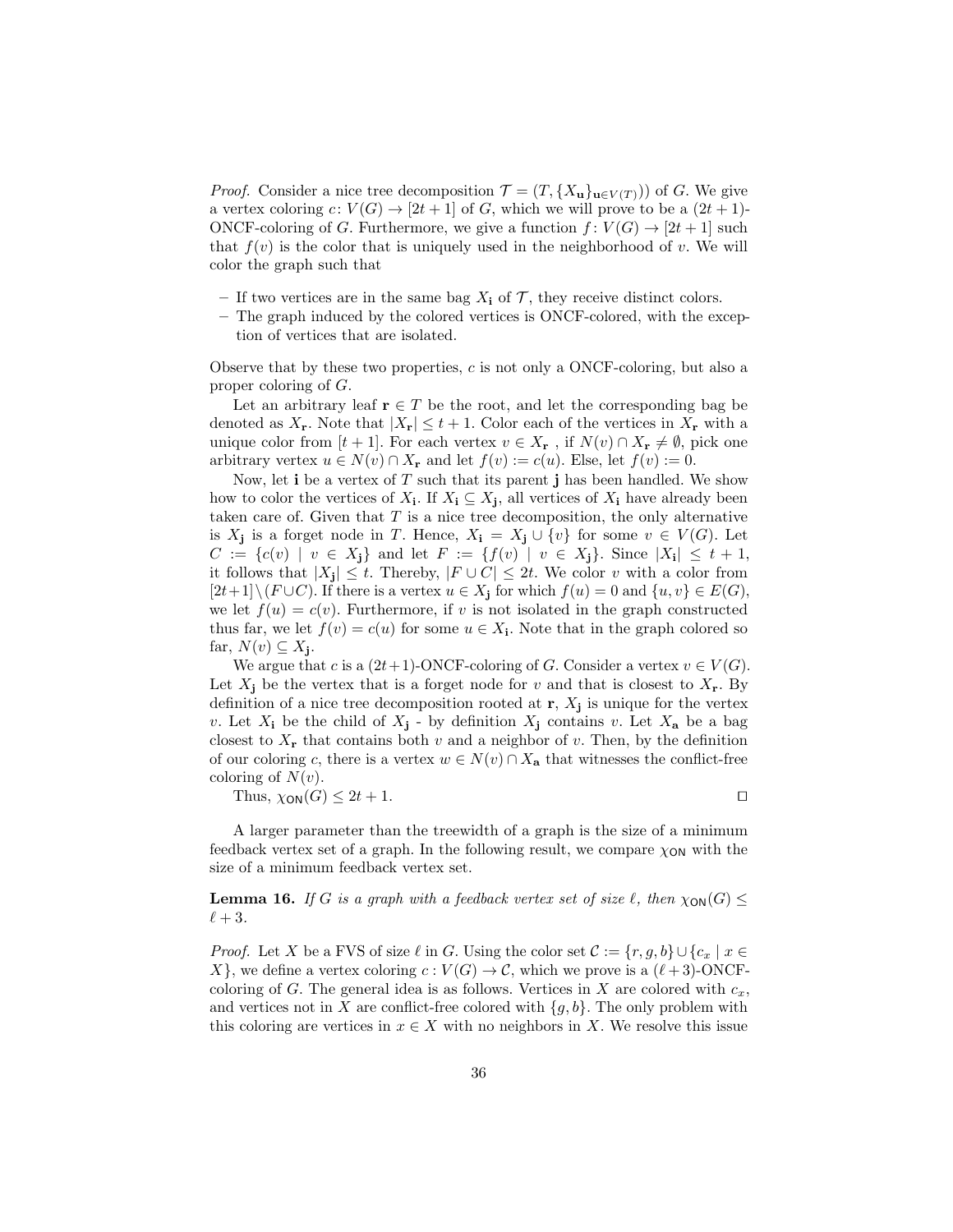*Proof.* Consider a nice tree decomposition $\mathcal{T} = (T, \{X_{\mathbf{u}}\}_{\mathbf{u} \in V(T)}))$ of $G$. We give a vertex coloring $c\colon V(G) \to [2t+1]$ of $G$, which we will prove to be a $(2t+1)$-ONCF-coloring of $G$. Furthermore, we give a function $f\colon V(G) \to [2t+1]$ such that $f(v)$ is the color that is uniquely used in the neighborhood of $v$. We will color the graph such that

- If two vertices are in the same bag $X_{\mathbf{i}}$ of $\mathcal{T}$, they receive distinct colors.
- The graph induced by the colored vertices is ONCF-colored, with the exception of vertices that are isolated.

Observe that by these two properties, $c$ is not only a ONCF-coloring, but also a proper coloring of $G$.

Let an arbitrary leaf $\mathbf{r} \in T$ be the root, and let the corresponding bag be denoted as $X_{\mathbf{r}}$. Note that $|X_{\mathbf{r}}| \leq t+1$. Color each of the vertices in $X_{\mathbf{r}}$ with a unique color from $[t+1]$. For each vertex $v \in X_{\mathbf{r}}$ , if $N(v) \cap X_{\mathbf{r}} \neq \emptyset$, pick one arbitrary vertex $u \in N(v) \cap X_{\mathbf{r}}$ and let $f(v) := c(u)$. Else, let $f(v) := 0$.

Now, let $\mathbf{i}$ be a vertex of $T$ such that its parent $\mathbf{j}$ has been handled. We show how to color the vertices of $X_{\mathbf{i}}$. If $X_{\mathbf{i}} \subseteq X_{\mathbf{j}}$, all vertices of $X_{\mathbf{i}}$ have already been taken care of. Given that $T$ is a nice tree decomposition, the only alternative is $X_{\mathbf{j}}$ is a forget node in $T$. Hence, $X_{\mathbf{i}} = X_{\mathbf{j}} \cup \{v\}$ for some $v \in V(G)$. Let $C := \{c(v) \mid v \in X_{\mathbf{j}}\}$ and let $F := \{f(v) \mid v \in X_{\mathbf{j}}\}$. Since $|X_{\mathbf{i}}| \leq t+1$, it follows that $|X_{\mathbf{j}}| \leq t$. Thereby, $|F \cup C| \leq 2t$. We color $v$ with a color from $[2t+1] \setminus (F \cup C)$. If there is a vertex $u \in X_{\mathbf{j}}$ for which $f(u) = 0$ and $\{u, v\} \in E(G)$, we let $f(u) = c(v)$. Furthermore, if $v$ is not isolated in the graph constructed thus far, we let $f(v) = c(u)$ for some $u \in X_{\mathbf{i}}$. Note that in the graph colored so far, $N(v) \subseteq X_{\mathbf{j}}$.

We argue that $c$ is a $(2t+1)$-ONCF-coloring of $G$. Consider a vertex $v \in V(G)$. Let $X_{\mathbf{j}}$ be the vertex that is a forget node for $v$ and that is closest to $X_{\mathbf{r}}$. By definition of a nice tree decomposition rooted at $\mathbf{r}$, $X_{\mathbf{j}}$ is unique for the vertex $v$. Let $X_{\mathbf{i}}$ be the child of $X_{\mathbf{j}}$ - by definition $X_{\mathbf{j}}$ contains $v$. Let $X_{\mathbf{a}}$ be a bag closest to $X_{\mathbf{r}}$ that contains both $v$ and a neighbor of $v$. Then, by the definition of our coloring $c$, there is a vertex $w \in N(v) \cap X_{\mathbf{a}}$ that witnesses the conflict-free coloring of $N(v)$.

Thus, $\chi_{\mathsf{ON}}(G) \leq 2t+1$. □

A larger parameter than the treewidth of a graph is the size of a minimum feedback vertex set of a graph. In the following result, we compare $\chi_{\mathsf{ON}}$ with the size of a minimum feedback vertex set.

**Lemma 16.** *If $G$ is a graph with a feedback vertex set of size $\ell$, then $\chi_{\mathsf{ON}}(G) \leq \ell + 3$.*

*Proof.* Let $X$ be a FVS of size $\ell$ in $G$. Using the color set $\mathcal{C} := \{r, g, b\} \cup \{c_x \mid x \in X\}$, we define a vertex coloring $c : V(G) \to \mathcal{C}$, which we prove is a $(\ell+3)$-ONCF-coloring of $G$. The general idea is as follows. Vertices in $X$ are colored with $c_x$, and vertices not in $X$ are conflict-free colored with $\{g, b\}$. The only problem with this coloring are vertices in $x \in X$ with no neighbors in $X$. We resolve this issue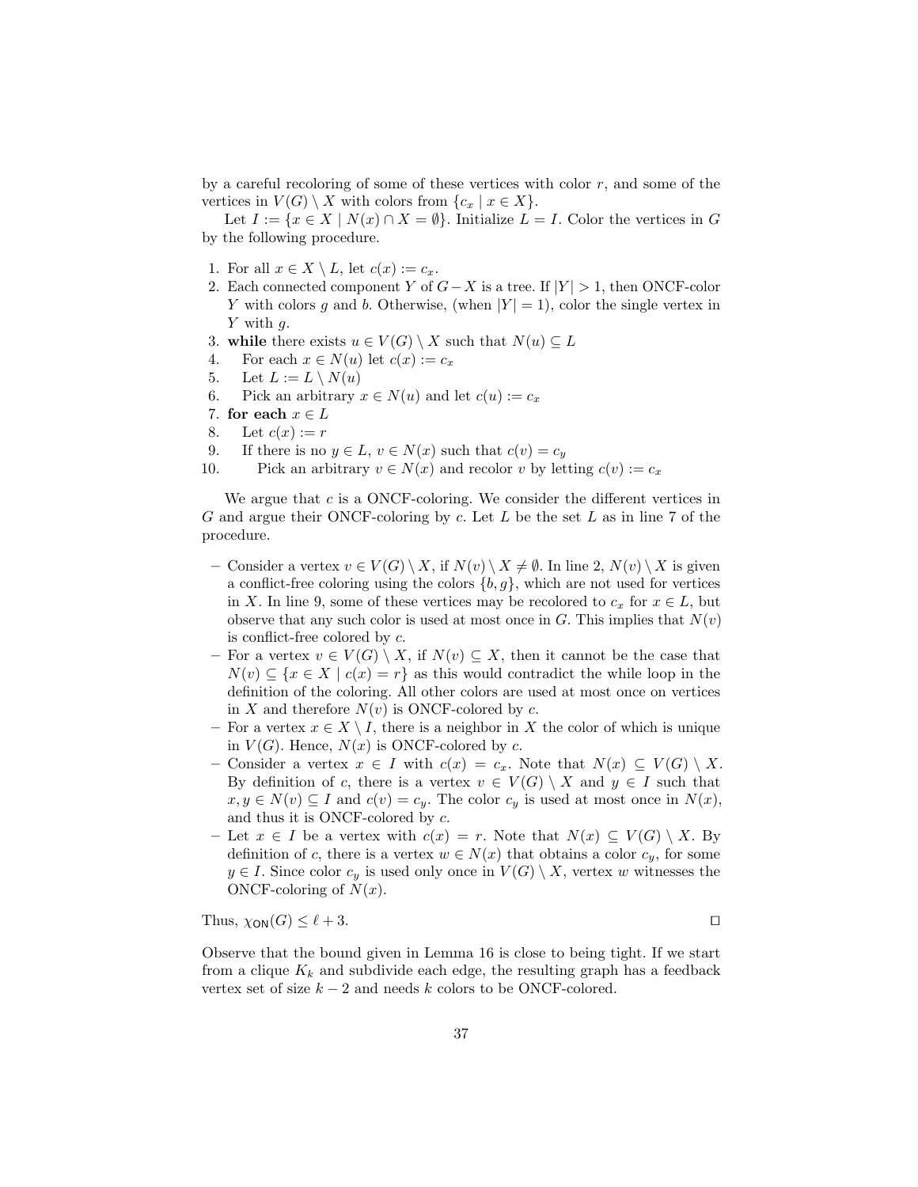by a careful recoloring of some of these vertices with color $r$, and some of the vertices in $V(G) \setminus X$ with colors from $\{c_x \mid x \in X\}$.

Let $I := \{x \in X \mid N(x) \cap X = \emptyset\}$. Initialize $L = I$. Color the vertices in $G$ by the following procedure.

1. For all $x \in X \setminus L$, let $c(x) := c_x$.
2. Each connected component $Y$ of $G - X$ is a tree. If $|Y| > 1$, then ONCF-color $Y$ with colors $g$ and $b$. Otherwise, (when $|Y| = 1$), color the single vertex in $Y$ with $g$.
3. **while** there exists $u \in V(G) \setminus X$ such that $N(u) \subseteq L$
4. For each $x \in N(u)$ let $c(x) := c_x$
5. Let $L := L \setminus N(u)$
6. Pick an arbitrary $x \in N(u)$ and let $c(u) := c_x$
7. **for each** $x \in L$
8. Let $c(x) := r$
9. If there is no $y \in L$, $v \in N(x)$ such that $c(v) = c_y$
10. Pick an arbitrary $v \in N(x)$ and recolor $v$ by letting $c(v) := c_x$

We argue that $c$ is a ONCF-coloring. We consider the different vertices in $G$ and argue their ONCF-coloring by $c$. Let $L$ be the set $L$ as in line 7 of the procedure.

- Consider a vertex $v \in V(G) \setminus X$, if $N(v) \setminus X \neq \emptyset$. In line 2, $N(v) \setminus X$ is given a conflict-free coloring using the colors $\{b, g\}$, which are not used for vertices in $X$. In line 9, some of these vertices may be recolored to $c_x$ for $x \in L$, but observe that any such color is used at most once in $G$. This implies that $N(v)$ is conflict-free colored by $c$.
- For a vertex $v \in V(G) \setminus X$, if $N(v) \subseteq X$, then it cannot be the case that $N(v) \subseteq \{x \in X \mid c(x) = r\}$ as this would contradict the while loop in the definition of the coloring. All other colors are used at most once on vertices in $X$ and therefore $N(v)$ is ONCF-colored by $c$.
- For a vertex $x \in X \setminus I$, there is a neighbor in $X$ the color of which is unique in $V(G)$. Hence, $N(x)$ is ONCF-colored by $c$.
- Consider a vertex $x \in I$ with $c(x) = c_x$. Note that $N(x) \subseteq V(G) \setminus X$. By definition of $c$, there is a vertex $v \in V(G) \setminus X$ and $y \in I$ such that $x, y \in N(v) \subseteq I$ and $c(v) = c_y$. The color $c_y$ is used at most once in $N(x)$, and thus it is ONCF-colored by $c$.
- Let $x \in I$ be a vertex with $c(x) = r$. Note that $N(x) \subseteq V(G) \setminus X$. By definition of $c$, there is a vertex $w \in N(x)$ that obtains a color $c_y$, for some $y \in I$. Since color $c_y$ is used only once in $V(G) \setminus X$, vertex $w$ witnesses the ONCF-coloring of $N(x)$.

Thus, $\chi_{\mathsf{ON}}(G) \leq \ell + 3$. ◻

Observe that the bound given in Lemma 16 is close to being tight. If we start from a clique $K_k$ and subdivide each edge, the resulting graph has a feedback vertex set of size $k - 2$ and needs $k$ colors to be ONCF-colored.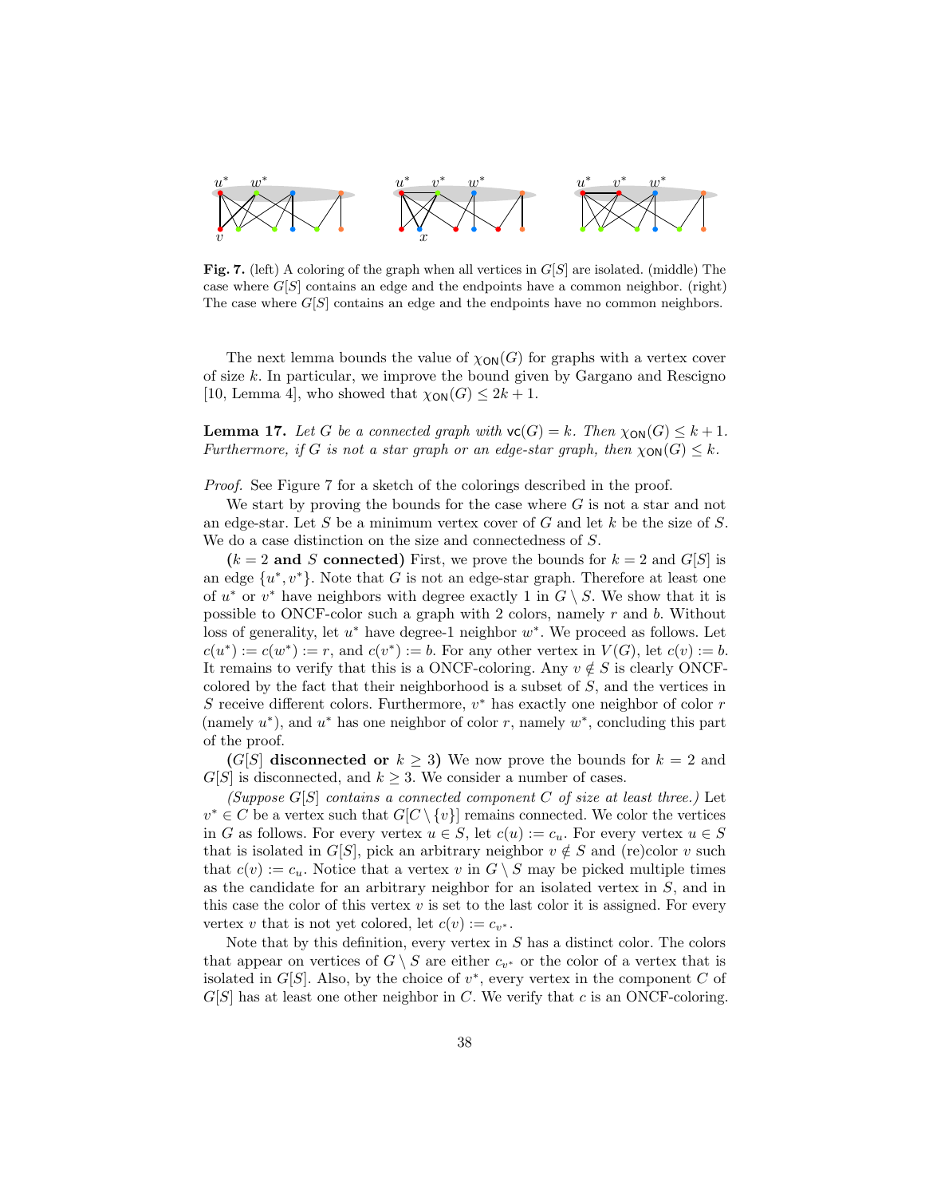**Fig. 7.** (left) A coloring of the graph when all vertices in $G[S]$ are isolated. (middle) The case where $G[S]$ contains an edge and the endpoints have a common neighbor. (right) The case where $G[S]$ contains an edge and the endpoints have no common neighbors.

The next lemma bounds the value of $\chi_{\mathsf{ON}}(G)$ for graphs with a vertex cover of size $k$. In particular, we improve the bound given by Gargano and Rescigno [10, Lemma 4], who showed that $\chi_{\mathsf{ON}}(G) \leq 2k+1$.

**Lemma 17.** *Let $G$ be a connected graph with $\mathsf{vc}(G) = k$. Then $\chi_{\mathsf{ON}}(G) \leq k+1$. Furthermore, if $G$ is not a star graph or an edge-star graph, then $\chi_{\mathsf{ON}}(G) \leq k$.*

*Proof.* See Figure 7 for a sketch of the colorings described in the proof.

We start by proving the bounds for the case where $G$ is not a star and not an edge-star. Let $S$ be a minimum vertex cover of $G$ and let $k$ be the size of $S$. We do a case distinction on the size and connectedness of $S$.

**($k = 2$ and $S$ connected)** First, we prove the bounds for $k = 2$ and $G[S]$ is an edge $\{u^*, v^*\}$. Note that $G$ is not an edge-star graph. Therefore at least one of $u^*$ or $v^*$ have neighbors with degree exactly 1 in $G \setminus S$. We show that it is possible to ONCF-color such a graph with 2 colors, namely $r$ and $b$. Without loss of generality, let $u^*$ have degree-1 neighbor $w^*$. We proceed as follows. Let $c(u^*) := c(w^*) := r$, and $c(v^*) := b$. For any other vertex in $V(G)$, let $c(v) := b$. It remains to verify that this is a ONCF-coloring. Any $v \notin S$ is clearly ONCF-colored by the fact that their neighborhood is a subset of $S$, and the vertices in $S$ receive different colors. Furthermore, $v^*$ has exactly one neighbor of color $r$ (namely $u^*$), and $u^*$ has one neighbor of color $r$, namely $w^*$, concluding this part of the proof.

**($G[S]$ disconnected or $k \geq 3$)** We now prove the bounds for $k = 2$ and $G[S]$ is disconnected, and $k \geq 3$. We consider a number of cases.

*(Suppose $G[S]$ contains a connected component $C$ of size at least three.)* Let $v^* \in C$ be a vertex such that $G[C \setminus \{v\}]$ remains connected. We color the vertices in $G$ as follows. For every vertex $u \in S$, let $c(u) := c_u$. For every vertex $u \in S$ that is isolated in $G[S]$, pick an arbitrary neighbor $v \notin S$ and (re)color $v$ such that $c(v) := c_u$. Notice that a vertex $v$ in $G \setminus S$ may be picked multiple times as the candidate for an arbitrary neighbor for an isolated vertex in $S$, and in this case the color of this vertex $v$ is set to the last color it is assigned. For every vertex $v$ that is not yet colored, let $c(v) := c_{v^*}$.

Note that by this definition, every vertex in $S$ has a distinct color. The colors that appear on vertices of $G \setminus S$ are either $c_{v^*}$ or the color of a vertex that is isolated in $G[S]$. Also, by the choice of $v^*$, every vertex in the component $C$ of $G[S]$ has at least one other neighbor in $C$. We verify that $c$ is an ONCF-coloring.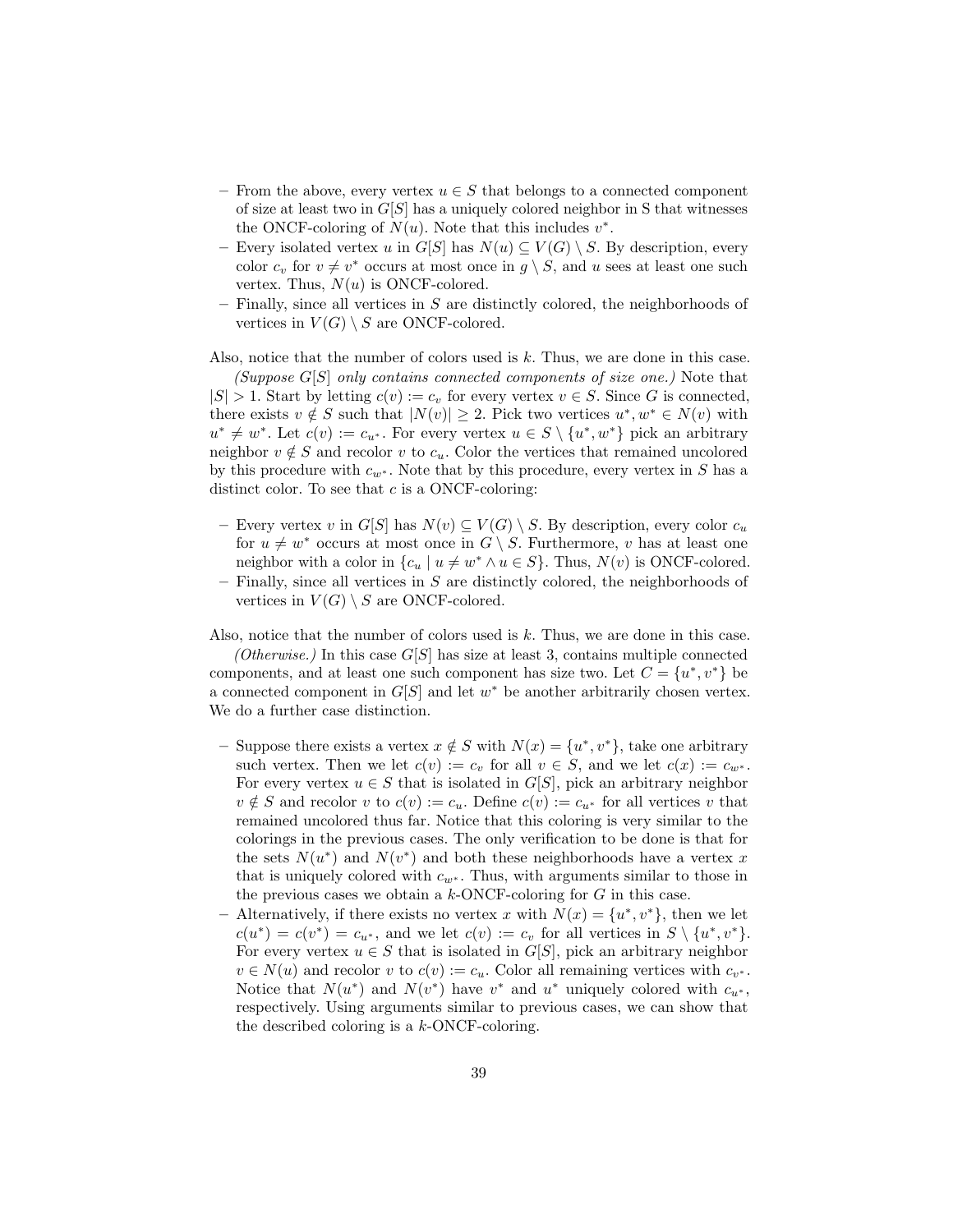- From the above, every vertex $u \in S$ that belongs to a connected component of size at least two in $G[S]$ has a uniquely colored neighbor in S that witnesses the ONCF-coloring of $N(u)$. Note that this includes $v^*$.
- Every isolated vertex $u$ in $G[S]$ has $N(u) \subseteq V(G) \setminus S$. By description, every color $c_v$ for $v \neq v^*$ occurs at most once in $g \setminus S$, and $u$ sees at least one such vertex. Thus, $N(u)$ is ONCF-colored.
- Finally, since all vertices in $S$ are distinctly colored, the neighborhoods of vertices in $V(G) \setminus S$ are ONCF-colored.

Also, notice that the number of colors used is $k$. Thus, we are done in this case.

*(Suppose $G[S]$ only contains connected components of size one.)* Note that $|S| > 1$. Start by letting $c(v) := c_v$ for every vertex $v \in S$. Since $G$ is connected, there exists $v \notin S$ such that $|N(v)| \geq 2$. Pick two vertices $u^*, w^* \in N(v)$ with $u^* \neq w^*$. Let $c(v) := c_{u^*}$. For every vertex $u \in S \setminus \{u^*, w^*\}$ pick an arbitrary neighbor $v \notin S$ and recolor $v$ to $c_u$. Color the vertices that remained uncolored by this procedure with $c_{w^*}$. Note that by this procedure, every vertex in $S$ has a distinct color. To see that $c$ is a ONCF-coloring:

- Every vertex $v$ in $G[S]$ has $N(v) \subseteq V(G) \setminus S$. By description, every color $c_u$ for $u \neq w^*$ occurs at most once in $G \setminus S$. Furthermore, $v$ has at least one neighbor with a color in $\{c_u \mid u \neq w^* \wedge u \in S\}$. Thus, $N(v)$ is ONCF-colored.
- Finally, since all vertices in $S$ are distinctly colored, the neighborhoods of vertices in $V(G) \setminus S$ are ONCF-colored.

Also, notice that the number of colors used is $k$. Thus, we are done in this case.

*(Otherwise.)* In this case $G[S]$ has size at least 3, contains multiple connected components, and at least one such component has size two. Let $C = \{u^*, v^*\}$ be a connected component in $G[S]$ and let $w^*$ be another arbitrarily chosen vertex. We do a further case distinction.

- Suppose there exists a vertex $x \notin S$ with $N(x) = \{u^*, v^*\}$, take one arbitrary such vertex. Then we let $c(v) := c_v$ for all $v \in S$, and we let $c(x) := c_{w^*}$. For every vertex $u \in S$ that is isolated in $G[S]$, pick an arbitrary neighbor $v \notin S$ and recolor $v$ to $c(v) := c_u$. Define $c(v) := c_{u^*}$ for all vertices $v$ that remained uncolored thus far. Notice that this coloring is very similar to the colorings in the previous cases. The only verification to be done is that for the sets $N(u^*)$ and $N(v^*)$ and both these neighborhoods have a vertex $x$ that is uniquely colored with $c_{w^*}$. Thus, with arguments similar to those in the previous cases we obtain a $k$-ONCF-coloring for $G$ in this case.
- Alternatively, if there exists no vertex $x$ with $N(x) = \{u^*, v^*\}$, then we let $c(u^*) = c(v^*) = c_{u^*}$, and we let $c(v) := c_v$ for all vertices in $S \setminus \{u^*, v^*\}$. For every vertex $u \in S$ that is isolated in $G[S]$, pick an arbitrary neighbor $v \in N(u)$ and recolor $v$ to $c(v) := c_u$. Color all remaining vertices with $c_{v^*}$. Notice that $N(u^*)$ and $N(v^*)$ have $v^*$ and $u^*$ uniquely colored with $c_{u^*}$, respectively. Using arguments similar to previous cases, we can show that the described coloring is a $k$-ONCF-coloring.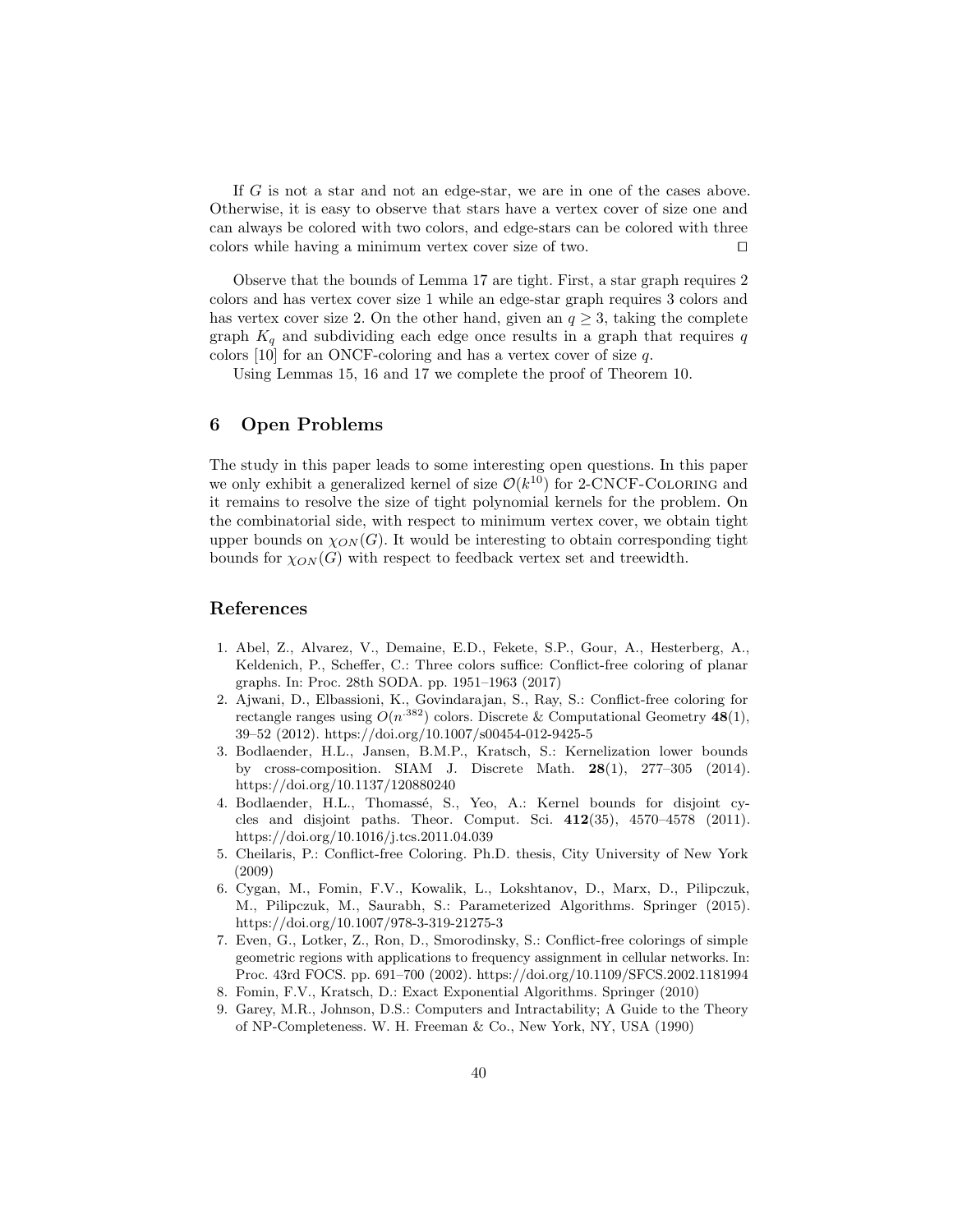If $G$ is not a star and not an edge-star, we are in one of the cases above. Otherwise, it is easy to observe that stars have a vertex cover of size one and can always be colored with two colors, and edge-stars can be colored with three colors while having a minimum vertex cover size of two. ◻

Observe that the bounds of Lemma 17 are tight. First, a star graph requires 2 colors and has vertex cover size 1 while an edge-star graph requires 3 colors and has vertex cover size 2. On the other hand, given an $q \geq 3$, taking the complete graph $K_q$ and subdividing each edge once results in a graph that requires $q$ colors [10] for an ONCF-coloring and has a vertex cover of size $q$.

Using Lemmas 15, 16 and 17 we complete the proof of Theorem 10.

## 6 Open Problems

The study in this paper leads to some interesting open questions. In this paper we only exhibit a generalized kernel of size $\mathcal{O}(k^{10})$ for 2-CNCF-Coloring and it remains to resolve the size of tight polynomial kernels for the problem. On the combinatorial side, with respect to minimum vertex cover, we obtain tight upper bounds on $\chi_{ON}(G)$. It would be interesting to obtain corresponding tight bounds for $\chi_{ON}(G)$ with respect to feedback vertex set and treewidth.

## References

1. Abel, Z., Alvarez, V., Demaine, E.D., Fekete, S.P., Gour, A., Hesterberg, A., Keldenich, P., Scheffer, C.: Three colors suffice: Conflict-free coloring of planar graphs. In: Proc. 28th SODA. pp. 1951–1963 (2017)
2. Ajwani, D., Elbassioni, K., Govindarajan, S., Ray, S.: Conflict-free coloring for rectangle ranges using $O(n^{.382})$ colors. Discrete & Computational Geometry **48**(1), 39–52 (2012). https://doi.org/10.1007/s00454-012-9425-5
3. Bodlaender, H.L., Jansen, B.M.P., Kratsch, S.: Kernelization lower bounds by cross-composition. SIAM J. Discrete Math. **28**(1), 277–305 (2014). https://doi.org/10.1137/120880240
4. Bodlaender, H.L., Thomassé, S., Yeo, A.: Kernel bounds for disjoint cycles and disjoint paths. Theor. Comput. Sci. **412**(35), 4570–4578 (2011). https://doi.org/10.1016/j.tcs.2011.04.039
5. Cheilaris, P.: Conflict-free Coloring. Ph.D. thesis, City University of New York (2009)
6. Cygan, M., Fomin, F.V., Kowalik, L., Lokshtanov, D., Marx, D., Pilipczuk, M., Pilipczuk, M., Saurabh, S.: Parameterized Algorithms. Springer (2015). https://doi.org/10.1007/978-3-319-21275-3
7. Even, G., Lotker, Z., Ron, D., Smorodinsky, S.: Conflict-free colorings of simple geometric regions with applications to frequency assignment in cellular networks. In: Proc. 43rd FOCS. pp. 691–700 (2002). https://doi.org/10.1109/SFCS.2002.1181994
8. Fomin, F.V., Kratsch, D.: Exact Exponential Algorithms. Springer (2010)
9. Garey, M.R., Johnson, D.S.: Computers and Intractability; A Guide to the Theory of NP-Completeness. W. H. Freeman & Co., New York, NY, USA (1990)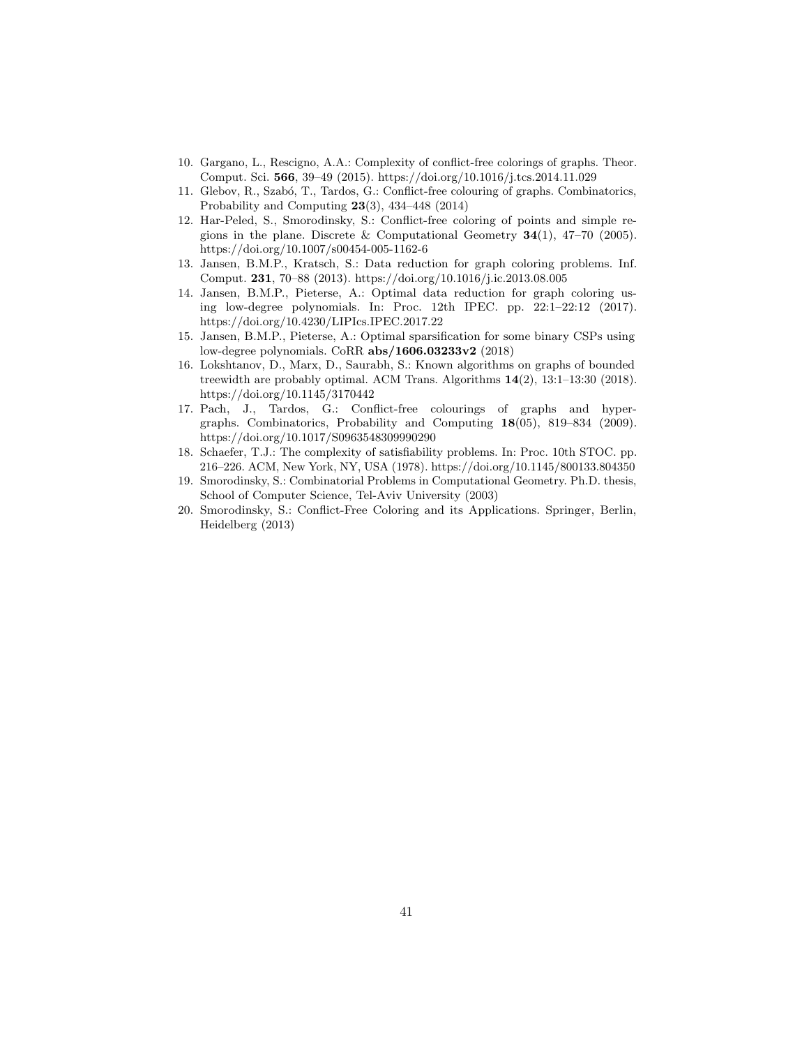10. Gargano, L., Rescigno, A.A.: Complexity of conflict-free colorings of graphs. Theor. Comput. Sci. **566**, 39–49 (2015). https://doi.org/10.1016/j.tcs.2014.11.029
11. Glebov, R., Szabó, T., Tardos, G.: Conflict-free colouring of graphs. Combinatorics, Probability and Computing **23**(3), 434–448 (2014)
12. Har-Peled, S., Smorodinsky, S.: Conflict-free coloring of points and simple regions in the plane. Discrete & Computational Geometry **34**(1), 47–70 (2005). https://doi.org/10.1007/s00454-005-1162-6
13. Jansen, B.M.P., Kratsch, S.: Data reduction for graph coloring problems. Inf. Comput. **231**, 70–88 (2013). https://doi.org/10.1016/j.ic.2013.08.005
14. Jansen, B.M.P., Pieterse, A.: Optimal data reduction for graph coloring using low-degree polynomials. In: Proc. 12th IPEC. pp. 22:1–22:12 (2017). https://doi.org/10.4230/LIPIcs.IPEC.2017.22
15. Jansen, B.M.P., Pieterse, A.: Optimal sparsification for some binary CSPs using low-degree polynomials. CoRR **abs/1606.03233v2** (2018)
16. Lokshtanov, D., Marx, D., Saurabh, S.: Known algorithms on graphs of bounded treewidth are probably optimal. ACM Trans. Algorithms **14**(2), 13:1–13:30 (2018). https://doi.org/10.1145/3170442
17. Pach, J., Tardos, G.: Conflict-free colourings of graphs and hypergraphs. Combinatorics, Probability and Computing **18**(05), 819–834 (2009). https://doi.org/10.1017/S0963548309990290
18. Schaefer, T.J.: The complexity of satisfiability problems. In: Proc. 10th STOC. pp. 216–226. ACM, New York, NY, USA (1978). https://doi.org/10.1145/800133.804350
19. Smorodinsky, S.: Combinatorial Problems in Computational Geometry. Ph.D. thesis, School of Computer Science, Tel-Aviv University (2003)
20. Smorodinsky, S.: Conflict-Free Coloring and its Applications. Springer, Berlin, Heidelberg (2013)